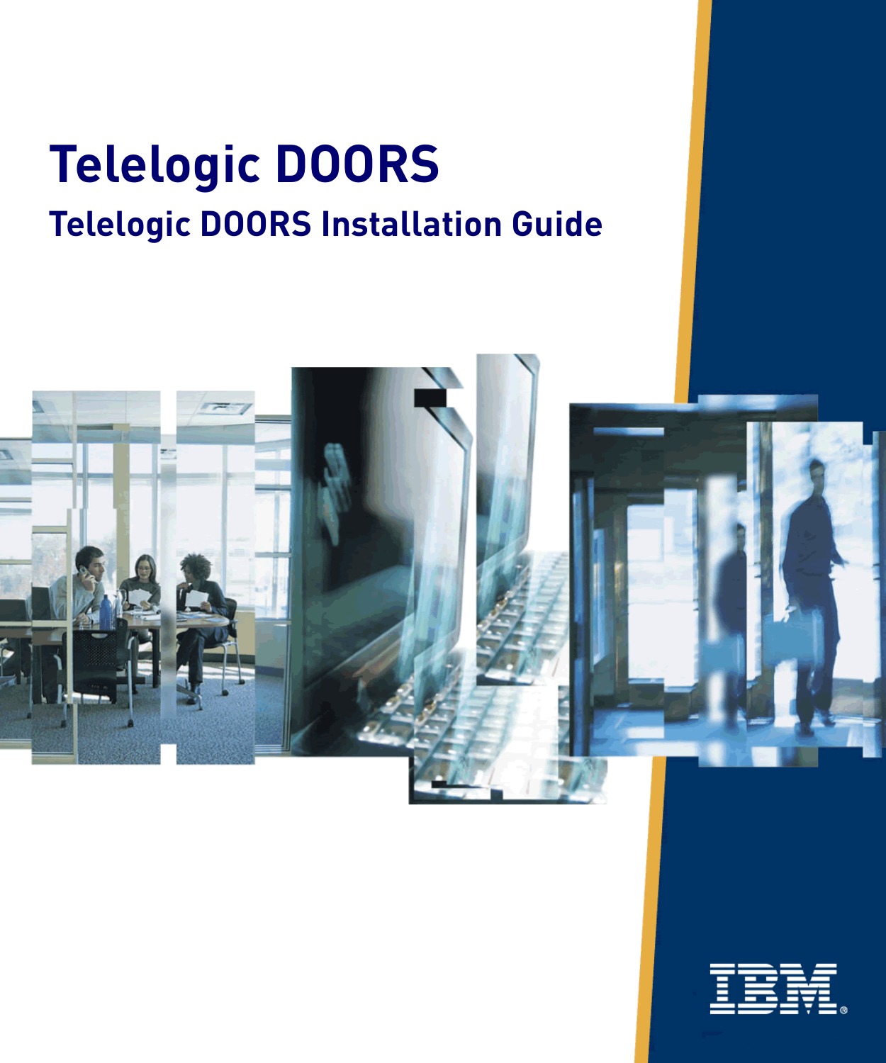# Telelogic DOORS

## Telelogic DOORS Installation Guide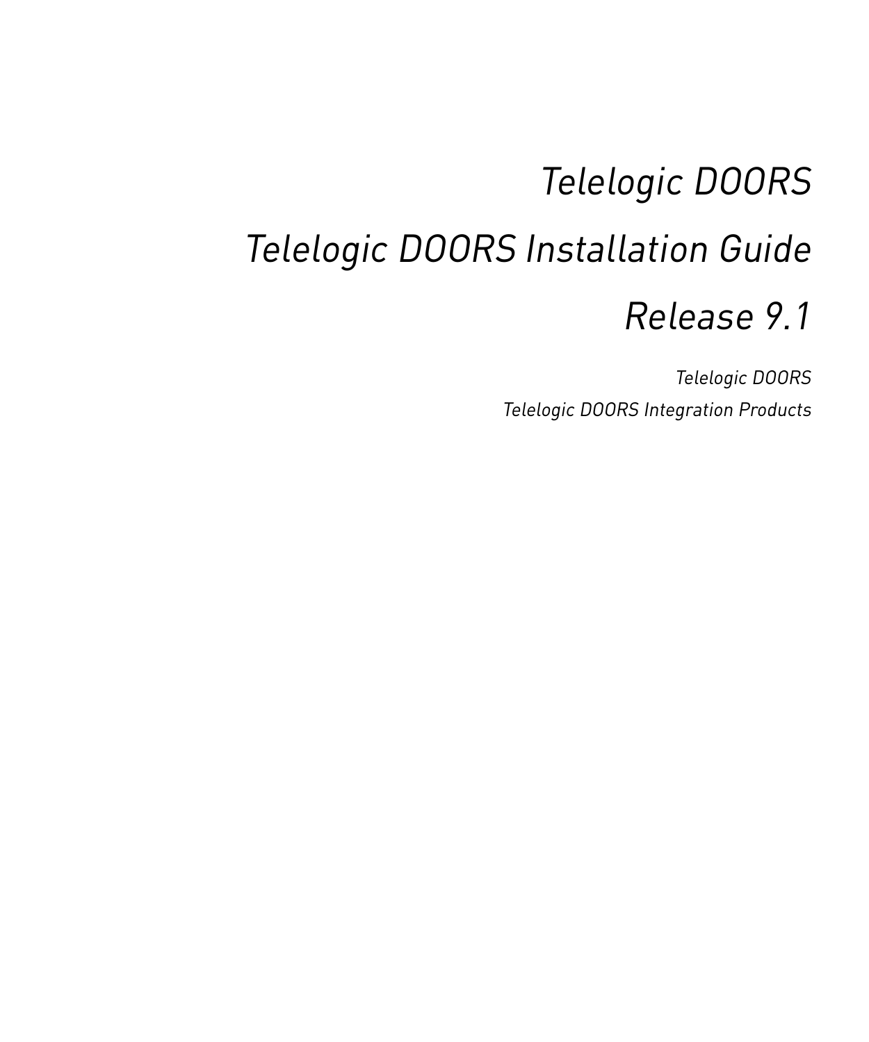# *Telelogic DOORS*

# *Telelogic DOORS Installation Guide*

# *Release 9.1*

*Telelogic DOORS*

*Telelogic DOORS Integration Products*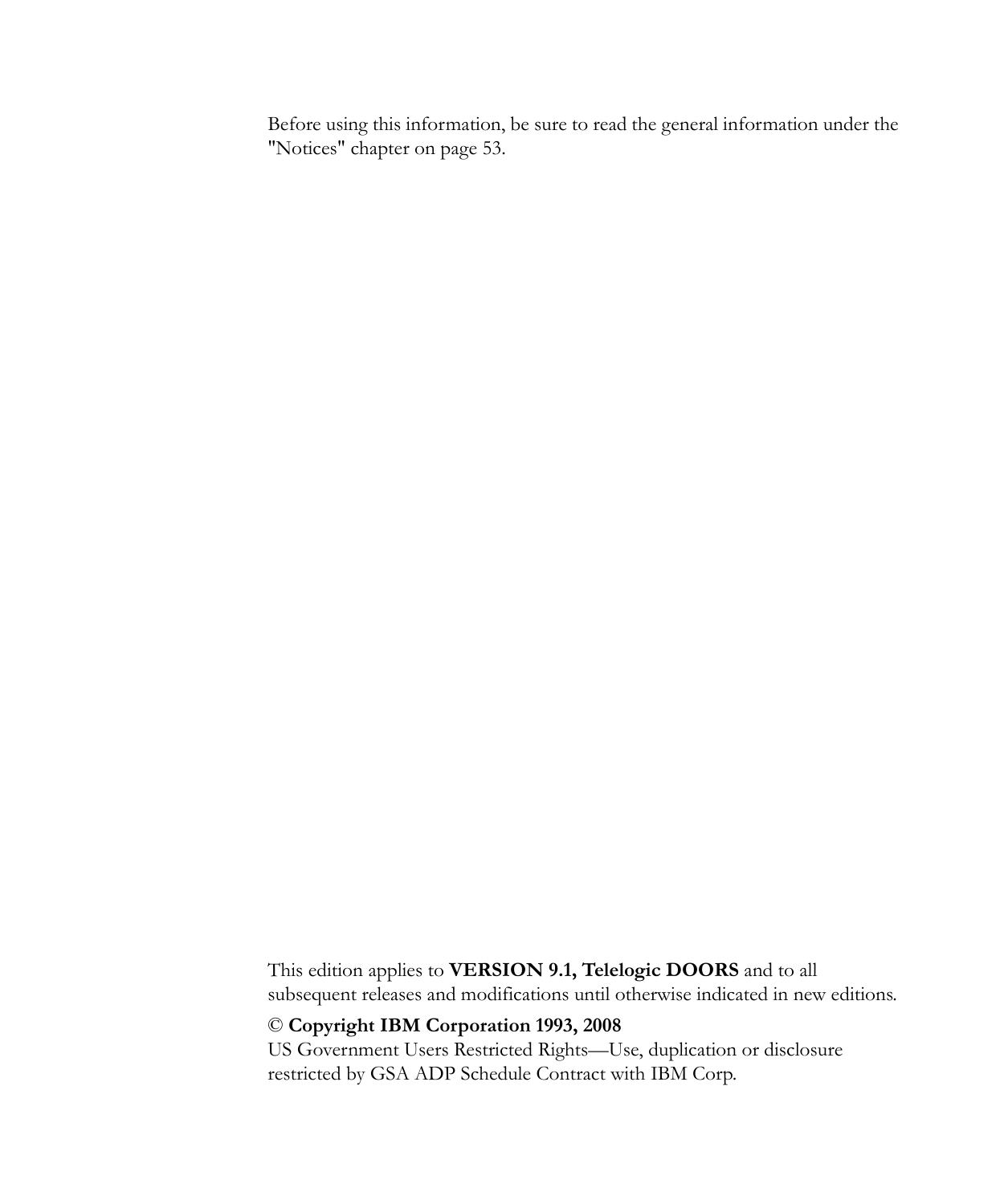Before using this information, be sure to read the general information under the "Notices" chapter on page 53.

This edition applies to **VERSION 9.1, Telelogic DOORS** and to all subsequent releases and modifications until otherwise indicated in new editions.

© **Copyright IBM Corporation 1993, 2008**

US Government Users Restricted Rights—Use, duplication or disclosure restricted by GSA ADP Schedule Contract with IBM Corp.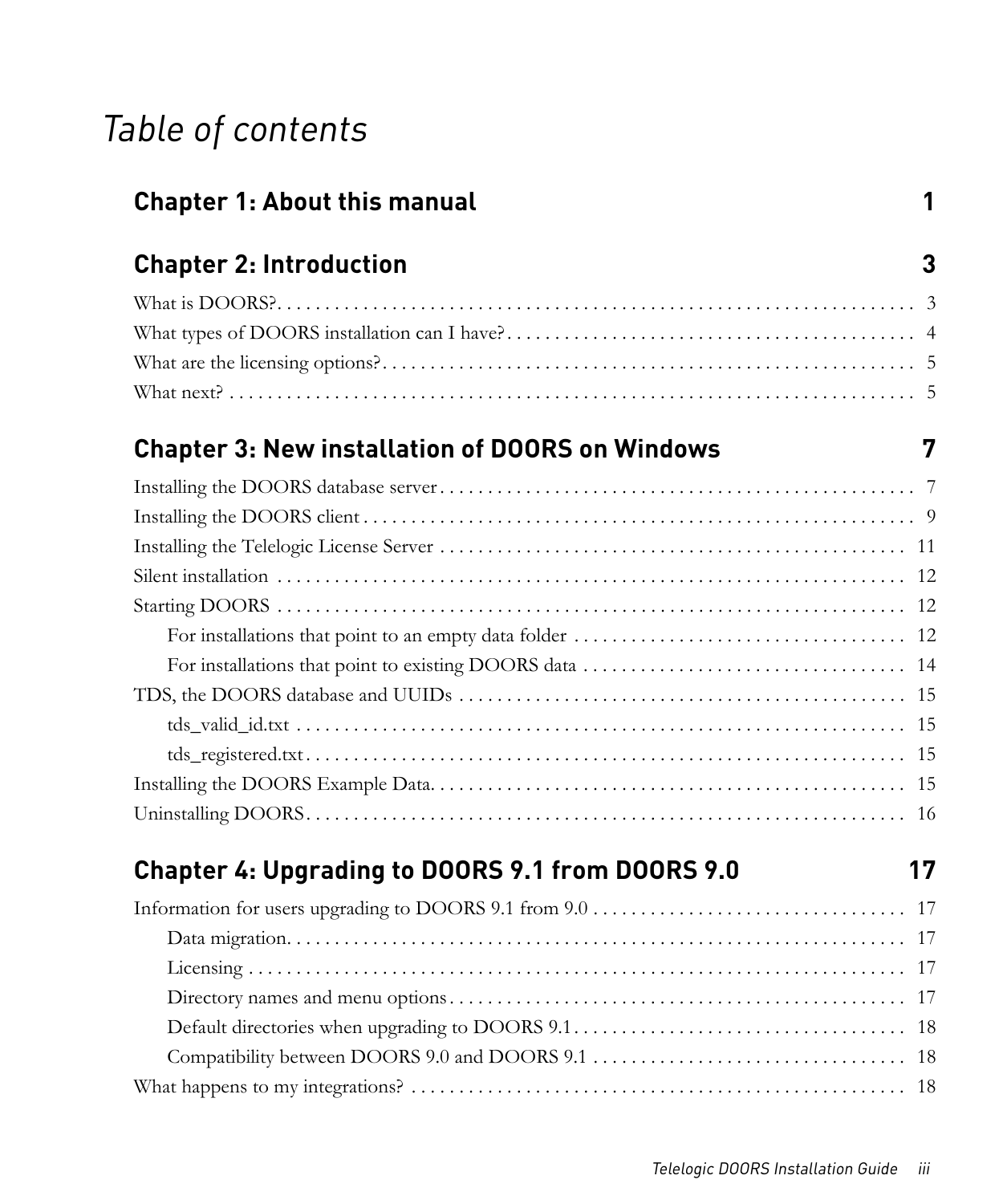# *Table of contents*

## Chapter 1: About this manual 1

## Chapter 2: Introduction 3

What is DOORS? . . . . . . . . . . . . . . . . . . . . . . . . . . . . . . . . . . . . . . . . 3

What types of DOORS installation can I have? . . . . . . . . . . . . . . . . . . . . 4

What are the licensing options? . . . . . . . . . . . . . . . . . . . . . . . . . . . . . 5

What next? . . . . . . . . . . . . . . . . . . . . . . . . . . . . . . . . . . . . . . . . . . 5

## Chapter 3: New installation of DOORS on Windows 7

Installing the DOORS database server . . . . . . . . . . . . . . . . . . . . . . . . . 7

Installing the DOORS client . . . . . . . . . . . . . . . . . . . . . . . . . . . . . . . 9

Installing the Telelogic License Server . . . . . . . . . . . . . . . . . . . . . . . . 11

Silent installation . . . . . . . . . . . . . . . . . . . . . . . . . . . . . . . . . . . . . 12

Starting DOORS . . . . . . . . . . . . . . . . . . . . . . . . . . . . . . . . . . . . . 12

- For installations that point to an empty data folder . . . . . . . . . . . . . . 12
- For installations that point to existing DOORS data . . . . . . . . . . . . . 14

TDS, the DOORS database and UUIDs . . . . . . . . . . . . . . . . . . . . . . . 15

- tds_valid_id.txt . . . . . . . . . . . . . . . . . . . . . . . . . . . . . . . . . . . 15
- tds_registered.txt . . . . . . . . . . . . . . . . . . . . . . . . . . . . . . . . . . 15

Installing the DOORS Example Data . . . . . . . . . . . . . . . . . . . . . . . . . 15

Uninstalling DOORS . . . . . . . . . . . . . . . . . . . . . . . . . . . . . . . . . . 16

## Chapter 4: Upgrading to DOORS 9.1 from DOORS 9.0 17

Information for users upgrading to DOORS 9.1 from 9.0 . . . . . . . . . . . . . 17

- Data migration . . . . . . . . . . . . . . . . . . . . . . . . . . . . . . . . . . . . 17
- Licensing . . . . . . . . . . . . . . . . . . . . . . . . . . . . . . . . . . . . . . . 17
- Directory names and menu options . . . . . . . . . . . . . . . . . . . . . . . . 17
- Default directories when upgrading to DOORS 9.1 . . . . . . . . . . . . . . . 18
- Compatibility between DOORS 9.0 and DOORS 9.1 . . . . . . . . . . . . . . 18

What happens to my integrations? . . . . . . . . . . . . . . . . . . . . . . . . . . 18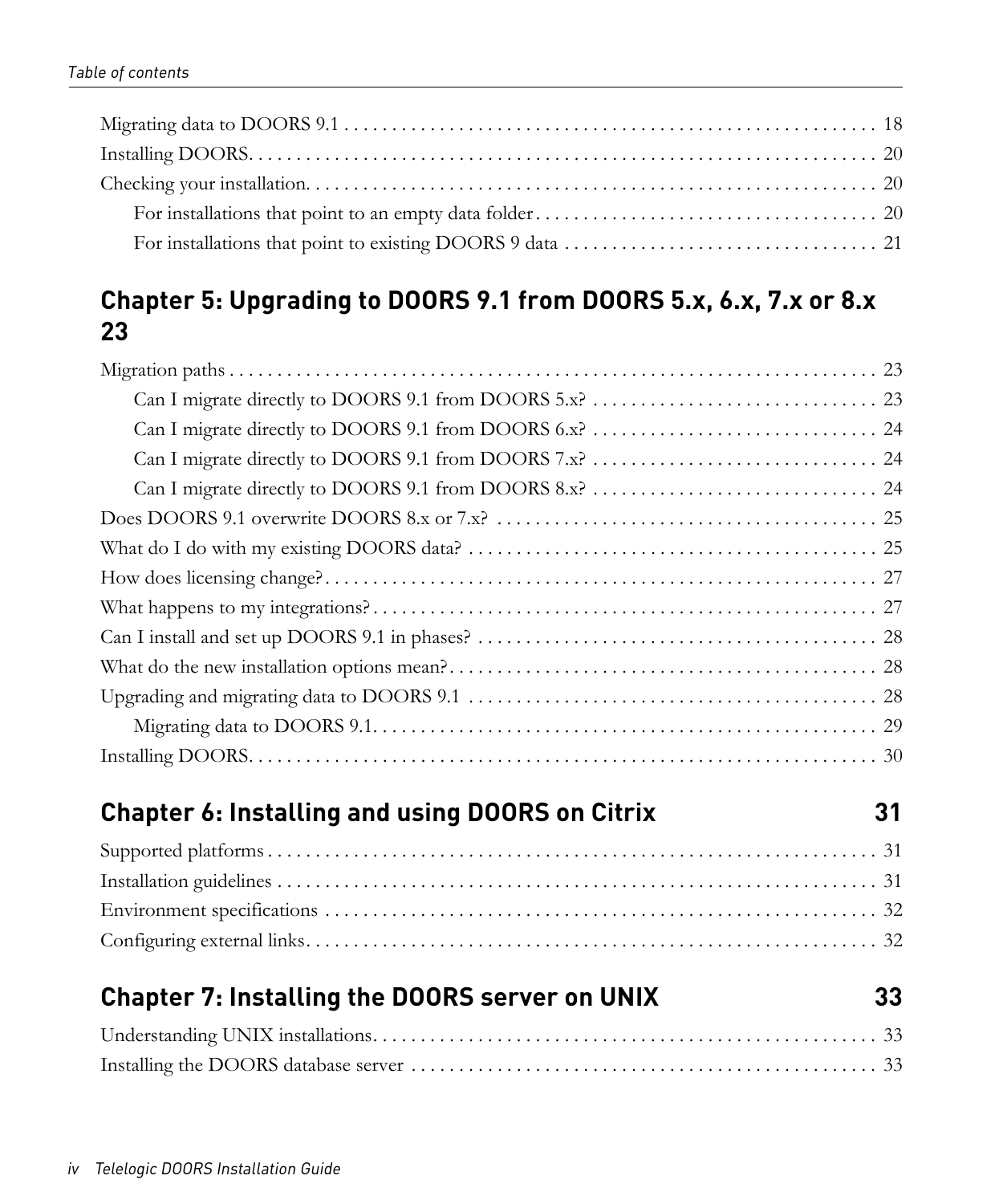Migrating data to DOORS 9.1 . . . . . . . . . . . . . . . . . . . . . . . . . . . . . . . . . . . . . . . . . . . . . . . . . . . . . . . 18
Installing DOORS. . . . . . . . . . . . . . . . . . . . . . . . . . . . . . . . . . . . . . . . . . . . . . . . . . . . . . . . . . . . . . . . 20
Checking your installation. . . . . . . . . . . . . . . . . . . . . . . . . . . . . . . . . . . . . . . . . . . . . . . . . . . . . . . . . . . 20
- For installations that point to an empty data folder . . . . . . . . . . . . . . . . . . . . . . . . . . . . . . . . . . . 20
- For installations that point to existing DOORS 9 data . . . . . . . . . . . . . . . . . . . . . . . . . . . . . . . . . 21

## Chapter 5: Upgrading to DOORS 9.1 from DOORS 5.x, 6.x, 7.x or 8.x 23

Migration paths . . . . . . . . . . . . . . . . . . . . . . . . . . . . . . . . . . . . . . . . . . . . . . . . . . . . . . . . . . . . . . . . . . 23
- Can I migrate directly to DOORS 9.1 from DOORS 5.x? . . . . . . . . . . . . . . . . . . . . . . . . . . . . . . 23
- Can I migrate directly to DOORS 9.1 from DOORS 6.x? . . . . . . . . . . . . . . . . . . . . . . . . . . . . . . 24
- Can I migrate directly to DOORS 9.1 from DOORS 7.x? . . . . . . . . . . . . . . . . . . . . . . . . . . . . . . 24
- Can I migrate directly to DOORS 9.1 from DOORS 8.x? . . . . . . . . . . . . . . . . . . . . . . . . . . . . . . 24

Does DOORS 9.1 overwrite DOORS 8.x or 7.x? . . . . . . . . . . . . . . . . . . . . . . . . . . . . . . . . . . . . . . . . 25
What do I do with my existing DOORS data? . . . . . . . . . . . . . . . . . . . . . . . . . . . . . . . . . . . . . . . . . . . 25
How does licensing change? . . . . . . . . . . . . . . . . . . . . . . . . . . . . . . . . . . . . . . . . . . . . . . . . . . . . . . . . . 27
What happens to my integrations? . . . . . . . . . . . . . . . . . . . . . . . . . . . . . . . . . . . . . . . . . . . . . . . . . . . . . 27
Can I install and set up DOORS 9.1 in phases? . . . . . . . . . . . . . . . . . . . . . . . . . . . . . . . . . . . . . . . . . . 28
What do the new installation options mean? . . . . . . . . . . . . . . . . . . . . . . . . . . . . . . . . . . . . . . . . . . . . . 28
Upgrading and migrating data to DOORS 9.1 . . . . . . . . . . . . . . . . . . . . . . . . . . . . . . . . . . . . . . . . . . . 28
- Migrating data to DOORS 9.1. . . . . . . . . . . . . . . . . . . . . . . . . . . . . . . . . . . . . . . . . . . . . . . . . . . . . 29

Installing DOORS. . . . . . . . . . . . . . . . . . . . . . . . . . . . . . . . . . . . . . . . . . . . . . . . . . . . . . . . . . . . . . . . 30

## Chapter 6: Installing and using DOORS on Citrix 31

Supported platforms . . . . . . . . . . . . . . . . . . . . . . . . . . . . . . . . . . . . . . . . . . . . . . . . . . . . . . . . . . . . . . . 31
Installation guidelines . . . . . . . . . . . . . . . . . . . . . . . . . . . . . . . . . . . . . . . . . . . . . . . . . . . . . . . . . . . . . . 31
Environment specifications . . . . . . . . . . . . . . . . . . . . . . . . . . . . . . . . . . . . . . . . . . . . . . . . . . . . . . . . . . 32
Configuring external links. . . . . . . . . . . . . . . . . . . . . . . . . . . . . . . . . . . . . . . . . . . . . . . . . . . . . . . . . . . . 32

## Chapter 7: Installing the DOORS server on UNIX 33

Understanding UNIX installations. . . . . . . . . . . . . . . . . . . . . . . . . . . . . . . . . . . . . . . . . . . . . . . . . . . . . 33
Installing the DOORS database server . . . . . . . . . . . . . . . . . . . . . . . . . . . . . . . . . . . . . . . . . . . . . . . . . 33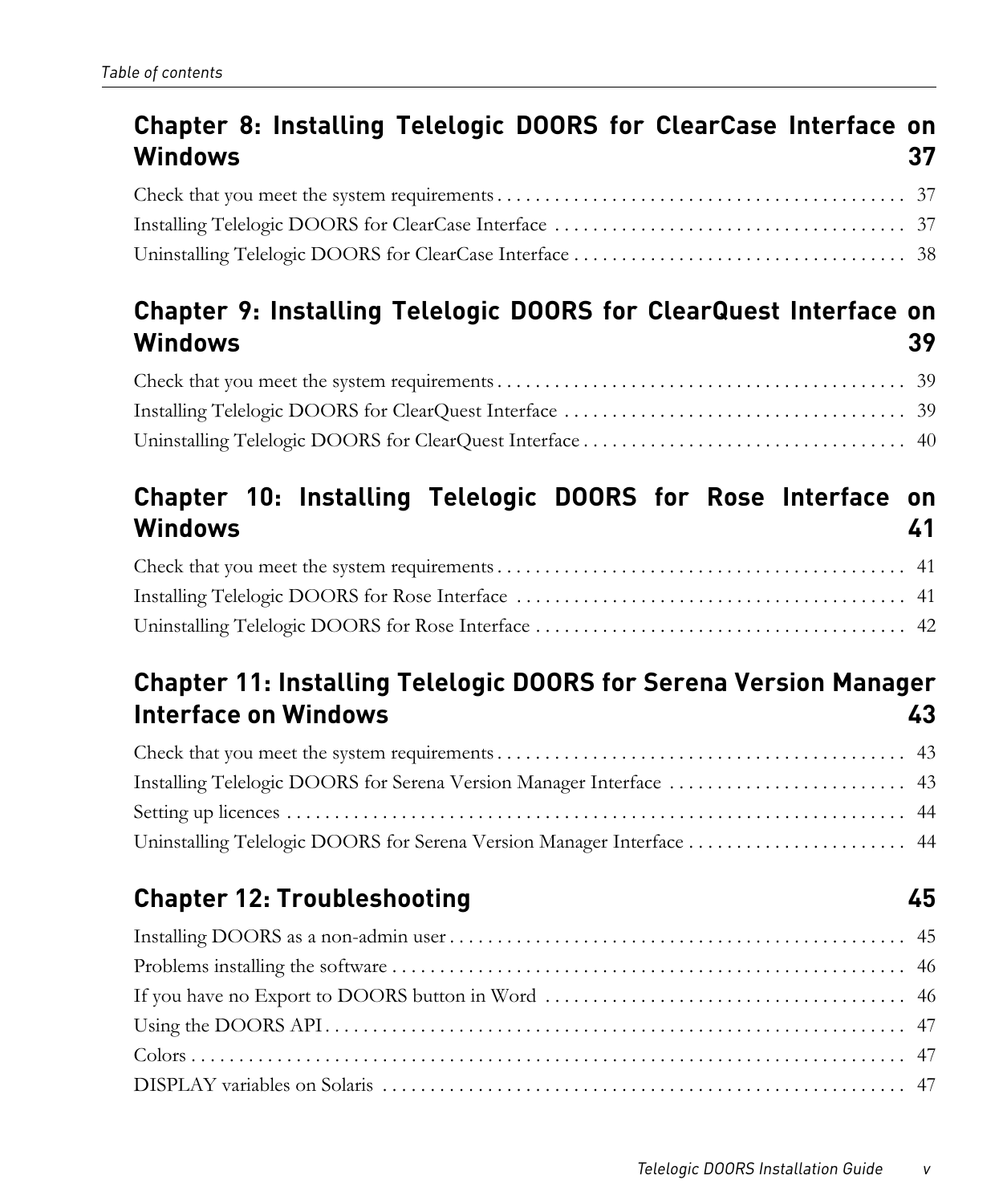## Chapter 8: Installing Telelogic DOORS for ClearCase Interface on Windows 37

Check that you meet the system requirements . . . . . . . . . . . . . . . . . . . . . . . . . . . . . . . . . . . . . . . . . . . 37

Installing Telelogic DOORS for ClearCase Interface . . . . . . . . . . . . . . . . . . . . . . . . . . . . . . . . . . . . . 37

Uninstalling Telelogic DOORS for ClearCase Interface . . . . . . . . . . . . . . . . . . . . . . . . . . . . . . . . . . . 38

## Chapter 9: Installing Telelogic DOORS for ClearQuest Interface on Windows 39

Check that you meet the system requirements . . . . . . . . . . . . . . . . . . . . . . . . . . . . . . . . . . . . . . . . . . . 39

Installing Telelogic DOORS for ClearQuest Interface . . . . . . . . . . . . . . . . . . . . . . . . . . . . . . . . . . . . 39

Uninstalling Telelogic DOORS for ClearQuest Interface . . . . . . . . . . . . . . . . . . . . . . . . . . . . . . . . . . 40

## Chapter 10: Installing Telelogic DOORS for Rose Interface on Windows 41

Check that you meet the system requirements . . . . . . . . . . . . . . . . . . . . . . . . . . . . . . . . . . . . . . . . . . . 41

Installing Telelogic DOORS for Rose Interface . . . . . . . . . . . . . . . . . . . . . . . . . . . . . . . . . . . . . . . . . 41

Uninstalling Telelogic DOORS for Rose Interface . . . . . . . . . . . . . . . . . . . . . . . . . . . . . . . . . . . . . . . 42

## Chapter 11: Installing Telelogic DOORS for Serena Version Manager Interface on Windows 43

Check that you meet the system requirements . . . . . . . . . . . . . . . . . . . . . . . . . . . . . . . . . . . . . . . . . . . 43

Installing Telelogic DOORS for Serena Version Manager Interface . . . . . . . . . . . . . . . . . . . . . . . . . 43

Setting up licences . . . . . . . . . . . . . . . . . . . . . . . . . . . . . . . . . . . . . . . . . . . . . . . . . . . . . . . . . . . . . . . . . 44

Uninstalling Telelogic DOORS for Serena Version Manager Interface . . . . . . . . . . . . . . . . . . . . . . . 44

## Chapter 12: Troubleshooting 45

Installing DOORS as a non-admin user . . . . . . . . . . . . . . . . . . . . . . . . . . . . . . . . . . . . . . . . . . . . . . . . 45

Problems installing the software . . . . . . . . . . . . . . . . . . . . . . . . . . . . . . . . . . . . . . . . . . . . . . . . . . . . . . 46

If you have no Export to DOORS button in Word . . . . . . . . . . . . . . . . . . . . . . . . . . . . . . . . . . . . . . . 46

Using the DOORS API . . . . . . . . . . . . . . . . . . . . . . . . . . . . . . . . . . . . . . . . . . . . . . . . . . . . . . . . . . . . . . 47

Colors . . . . . . . . . . . . . . . . . . . . . . . . . . . . . . . . . . . . . . . . . . . . . . . . . . . . . . . . . . . . . . . . . . . . . . . . . . . . 47

DISPLAY variables on Solaris . . . . . . . . . . . . . . . . . . . . . . . . . . . . . . . . . . . . . . . . . . . . . . . . . . . . . . . . 47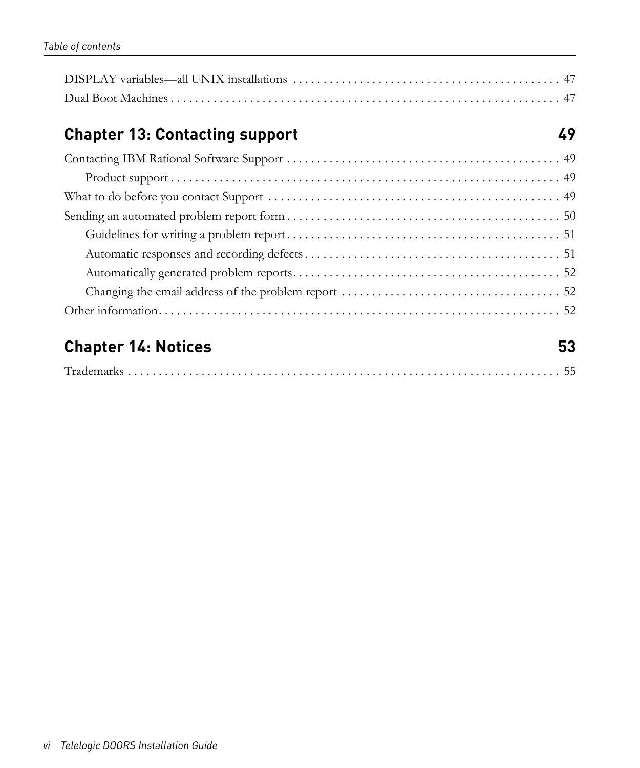DISPLAY variables—all UNIX installations . . . . . . . . . . . . . . . . . . . . . . . . . . . . . . . . . . . . . . . . . . . . . 47

Dual Boot Machines . . . . . . . . . . . . . . . . . . . . . . . . . . . . . . . . . . . . . . . . . . . . . . . . . . . . . . . . . . . . . . . . . 47

## Chapter 13: Contacting support 49

Contacting IBM Rational Software Support . . . . . . . . . . . . . . . . . . . . . . . . . . . . . . . . . . . . . . . . . . . . . . 49

  Product support . . . . . . . . . . . . . . . . . . . . . . . . . . . . . . . . . . . . . . . . . . . . . . . . . . . . . . . . . . . . . . . . 49

What to do before you contact Support . . . . . . . . . . . . . . . . . . . . . . . . . . . . . . . . . . . . . . . . . . . . . . . . . 49

Sending an automated problem report form . . . . . . . . . . . . . . . . . . . . . . . . . . . . . . . . . . . . . . . . . . . . . 50

  Guidelines for writing a problem report . . . . . . . . . . . . . . . . . . . . . . . . . . . . . . . . . . . . . . . . . . . . . 51

  Automatic responses and recording defects . . . . . . . . . . . . . . . . . . . . . . . . . . . . . . . . . . . . . . . . . . 51

  Automatically generated problem reports . . . . . . . . . . . . . . . . . . . . . . . . . . . . . . . . . . . . . . . . . . . . 52

  Changing the email address of the problem report . . . . . . . . . . . . . . . . . . . . . . . . . . . . . . . . . . . . 52

Other information . . . . . . . . . . . . . . . . . . . . . . . . . . . . . . . . . . . . . . . . . . . . . . . . . . . . . . . . . . . . . . . . . . . 52

## Chapter 14: Notices 53

Trademarks . . . . . . . . . . . . . . . . . . . . . . . . . . . . . . . . . . . . . . . . . . . . . . . . . . . . . . . . . . . . . . . . . . . . . . . 55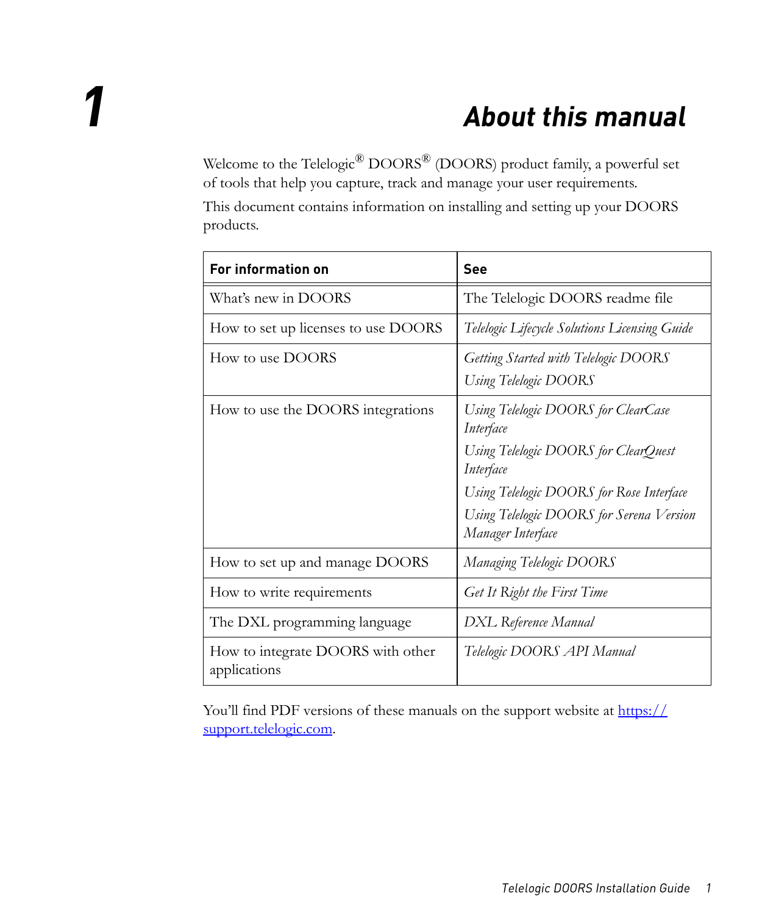# 1 About this manual

Welcome to the Telelogic® DOORS® (DOORS) product family, a powerful set of tools that help you capture, track and manage your user requirements.

This document contains information on installing and setting up your DOORS products.

| For information on | See |
|---|---|
| What's new in DOORS | The Telelogic DOORS readme file |
| How to set up licenses to use DOORS | *Telelogic Lifecycle Solutions Licensing Guide* |
| How to use DOORS | *Getting Started with Telelogic DOORS*<br>*Using Telelogic DOORS* |
| How to use the DOORS integrations | *Using Telelogic DOORS for ClearCase Interface*<br>*Using Telelogic DOORS for ClearQuest Interface*<br>*Using Telelogic DOORS for Rose Interface*<br>*Using Telelogic DOORS for Serena Version Manager Interface* |
| How to set up and manage DOORS | *Managing Telelogic DOORS* |
| How to write requirements | *Get It Right the First Time* |
| The DXL programming language | *DXL Reference Manual* |
| How to integrate DOORS with other applications | *Telelogic DOORS API Manual* |

You'll find PDF versions of these manuals on the support website at https://support.telelogic.com.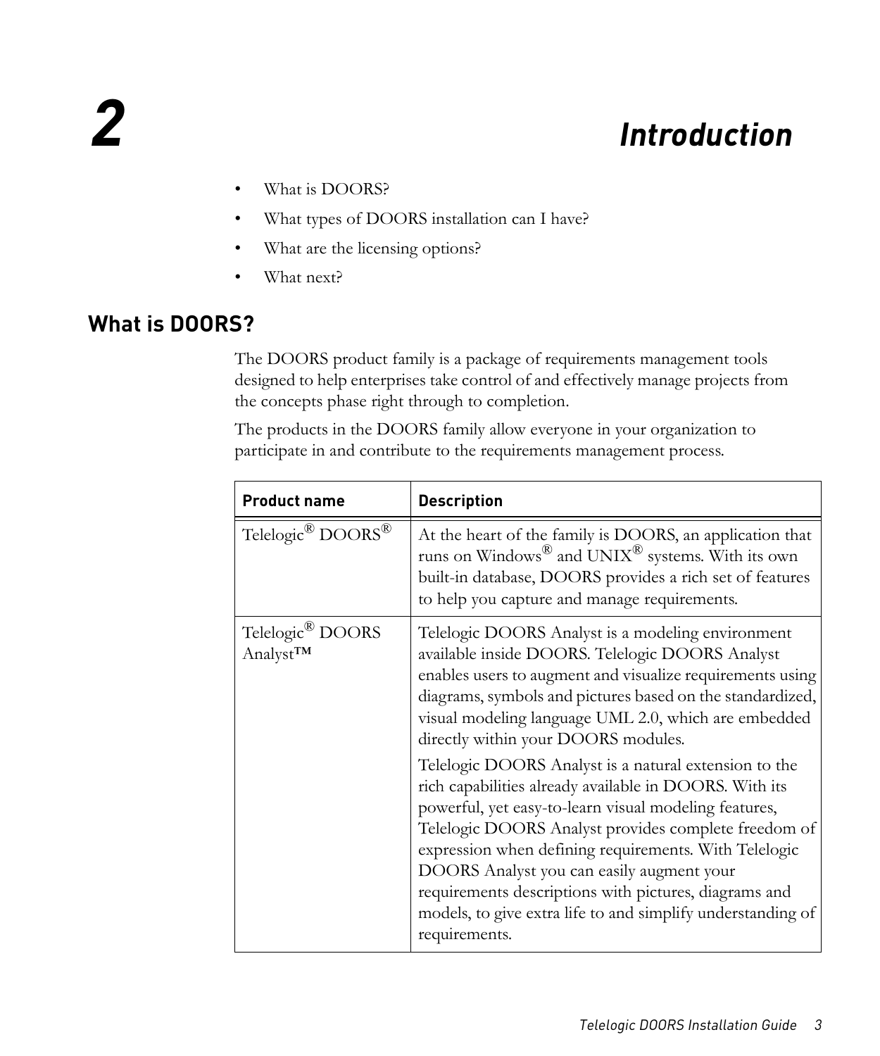# 2 Introduction

- What is DOORS?
- What types of DOORS installation can I have?
- What are the licensing options?
- What next?

## What is DOORS?

The DOORS product family is a package of requirements management tools designed to help enterprises take control of and effectively manage projects from the concepts phase right through to completion.

The products in the DOORS family allow everyone in your organization to participate in and contribute to the requirements management process.

| Product name | Description |
|---|---|
| Telelogic® DOORS® | At the heart of the family is DOORS, an application that runs on Windows® and UNIX® systems. With its own built-in database, DOORS provides a rich set of features to help you capture and manage requirements. |
| Telelogic® DOORS Analyst™ | Telelogic DOORS Analyst is a modeling environment available inside DOORS. Telelogic DOORS Analyst enables users to augment and visualize requirements using diagrams, symbols and pictures based on the standardized, visual modeling language UML 2.0, which are embedded directly within your DOORS modules. <br><br> Telelogic DOORS Analyst is a natural extension to the rich capabilities already available in DOORS. With its powerful, yet easy-to-learn visual modeling features, Telelogic DOORS Analyst provides complete freedom of expression when defining requirements. With Telelogic DOORS Analyst you can easily augment your requirements descriptions with pictures, diagrams and models, to give extra life to and simplify understanding of requirements. |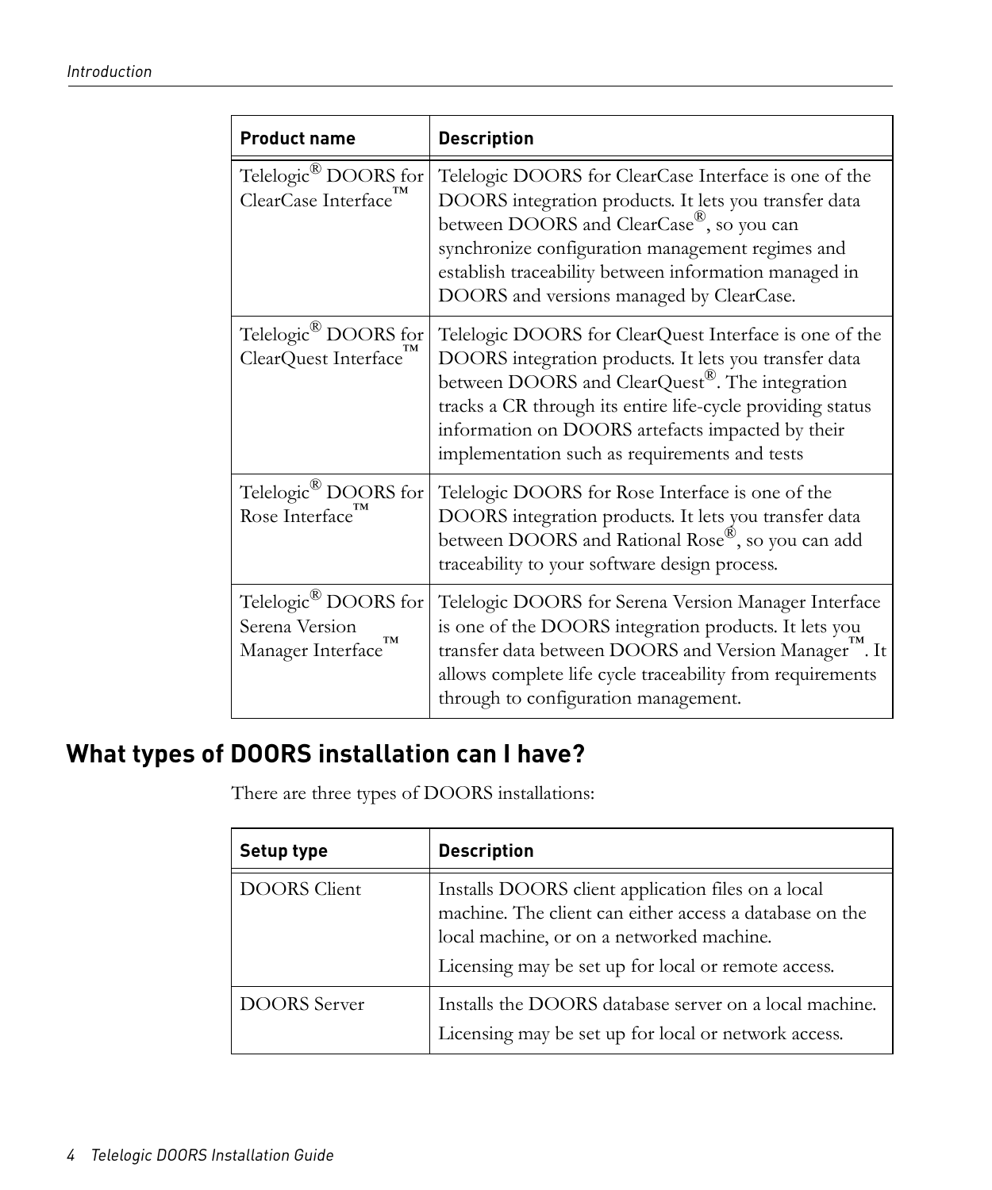| Product name | Description |
| --- | --- |
| Telelogic® DOORS for ClearCase Interface™ | Telelogic DOORS for ClearCase Interface is one of the DOORS integration products. It lets you transfer data between DOORS and ClearCase®, so you can synchronize configuration management regimes and establish traceability between information managed in DOORS and versions managed by ClearCase. |
| Telelogic® DOORS for ClearQuest Interface™ | Telelogic DOORS for ClearQuest Interface is one of the DOORS integration products. It lets you transfer data between DOORS and ClearQuest®. The integration tracks a CR through its entire life-cycle providing status information on DOORS artefacts impacted by their implementation such as requirements and tests |
| Telelogic® DOORS for Rose Interface™ | Telelogic DOORS for Rose Interface is one of the DOORS integration products. It lets you transfer data between DOORS and Rational Rose®, so you can add traceability to your software design process. |
| Telelogic® DOORS for Serena Version Manager Interface™ | Telelogic DOORS for Serena Version Manager Interface is one of the DOORS integration products. It lets you transfer data between DOORS and Version Manager™. It allows complete life cycle traceability from requirements through to configuration management. |

## What types of DOORS installation can I have?

There are three types of DOORS installations:

| Setup type | Description |
| --- | --- |
| DOORS Client | Installs DOORS client application files on a local machine. The client can either access a database on the local machine, or on a networked machine.<br><br>Licensing may be set up for local or remote access. |
| DOORS Server | Installs the DOORS database server on a local machine.<br><br>Licensing may be set up for local or network access. |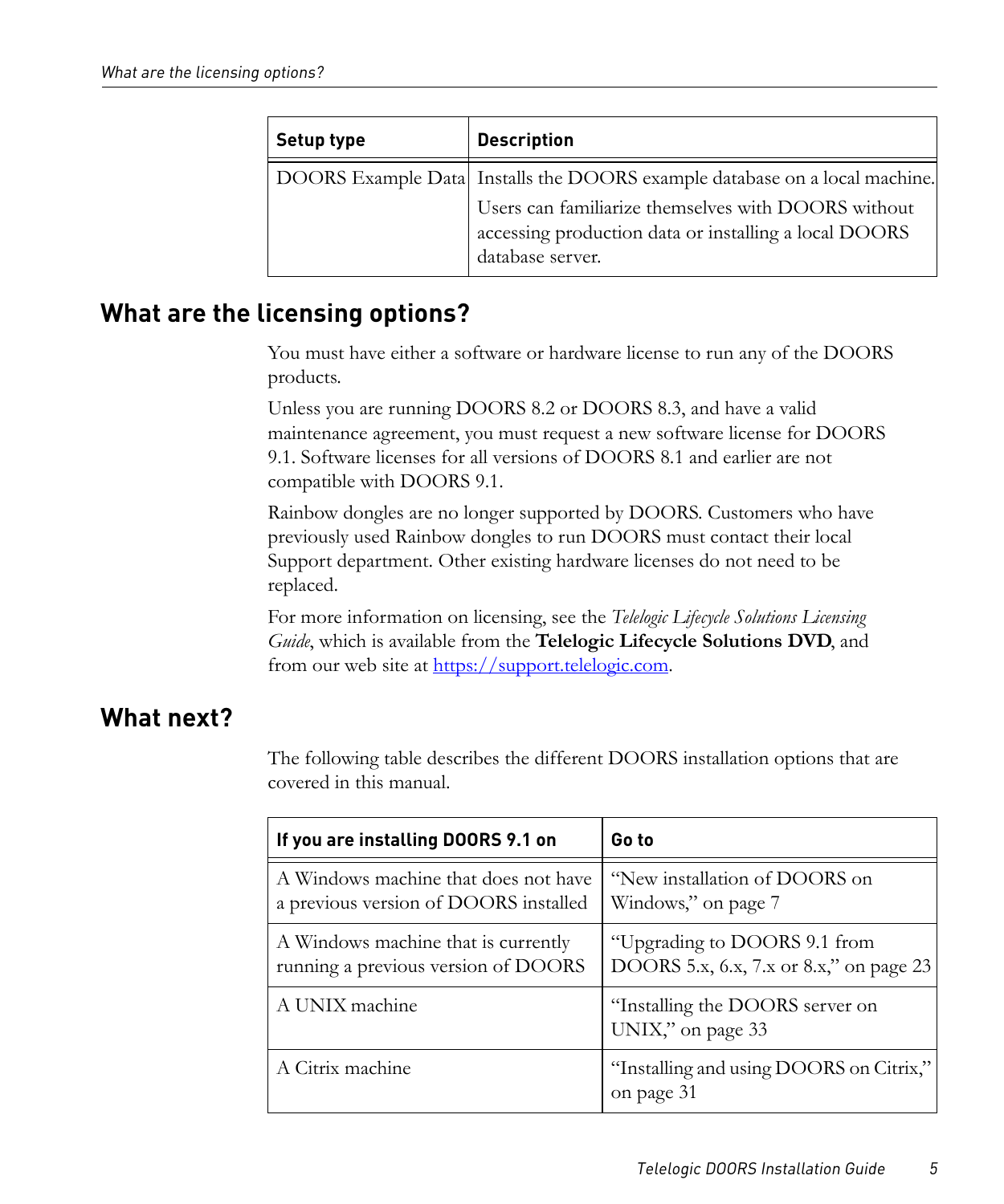| Setup type | Description |
| --- | --- |
| DOORS Example Data | Installs the DOORS example database on a local machine. Users can familiarize themselves with DOORS without accessing production data or installing a local DOORS database server. |

## What are the licensing options?

You must have either a software or hardware license to run any of the DOORS products.

Unless you are running DOORS 8.2 or DOORS 8.3, and have a valid maintenance agreement, you must request a new software license for DOORS 9.1. Software licenses for all versions of DOORS 8.1 and earlier are not compatible with DOORS 9.1.

Rainbow dongles are no longer supported by DOORS. Customers who have previously used Rainbow dongles to run DOORS must contact their local Support department. Other existing hardware licenses do not need to be replaced.

For more information on licensing, see the *Telelogic Lifecycle Solutions Licensing Guide*, which is available from the **Telelogic Lifecycle Solutions DVD**, and from our web site at https://support.telelogic.com.

## What next?

The following table describes the different DOORS installation options that are covered in this manual.

| If you are installing DOORS 9.1 on | Go to |
| --- | --- |
| A Windows machine that does not have a previous version of DOORS installed | "New installation of DOORS on Windows," on page 7 |
| A Windows machine that is currently running a previous version of DOORS | "Upgrading to DOORS 9.1 from DOORS 5.x, 6.x, 7.x or 8.x," on page 23 |
| A UNIX machine | "Installing the DOORS server on UNIX," on page 33 |
| A Citrix machine | "Installing and using DOORS on Citrix," on page 31 |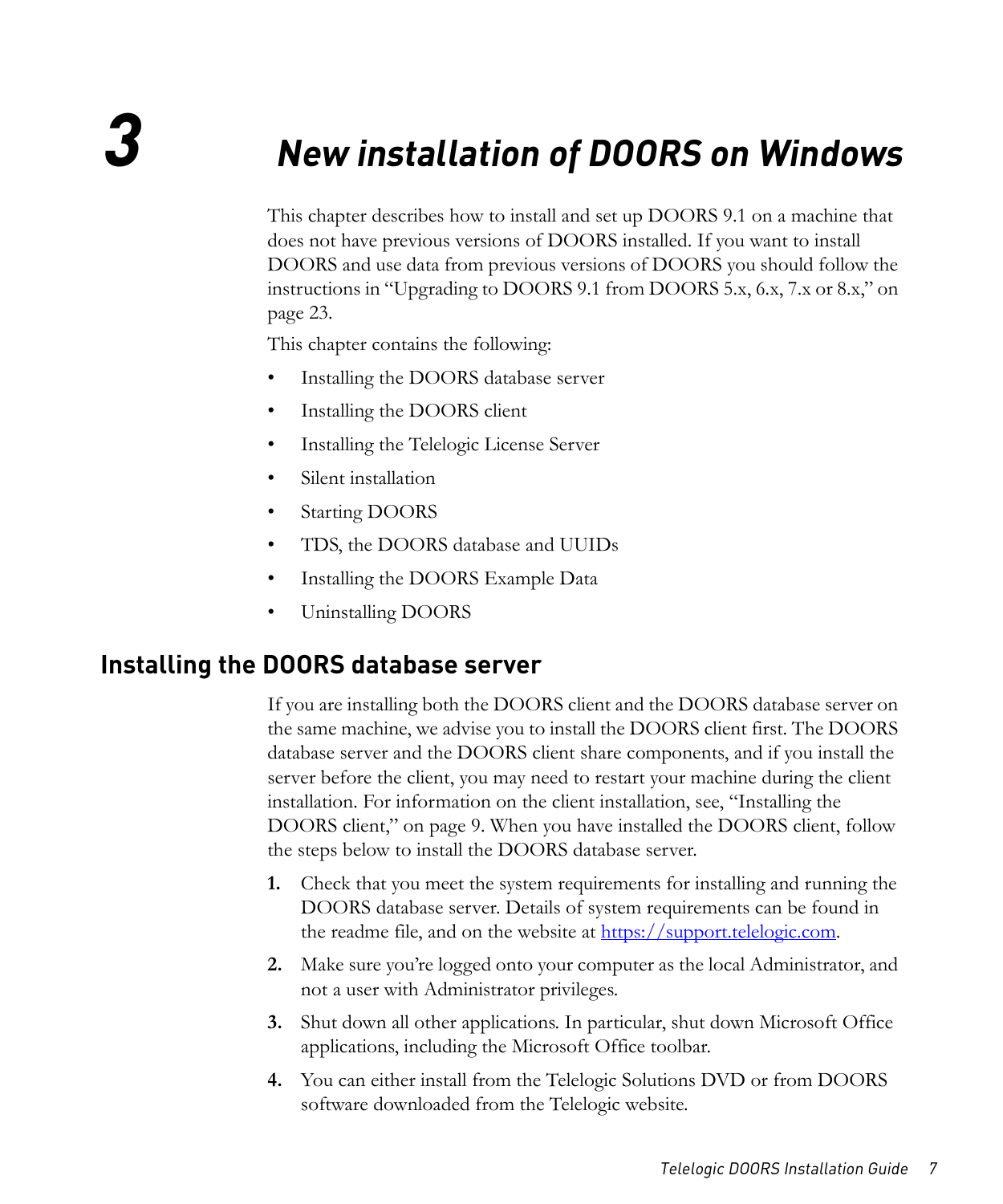# 3 New installation of DOORS on Windows

This chapter describes how to install and set up DOORS 9.1 on a machine that does not have previous versions of DOORS installed. If you want to install DOORS and use data from previous versions of DOORS you should follow the instructions in "Upgrading to DOORS 9.1 from DOORS 5.x, 6.x, 7.x or 8.x," on page 23.

This chapter contains the following:

- Installing the DOORS database server
- Installing the DOORS client
- Installing the Telelogic License Server
- Silent installation
- Starting DOORS
- TDS, the DOORS database and UUIDs
- Installing the DOORS Example Data
- Uninstalling DOORS

## Installing the DOORS database server

If you are installing both the DOORS client and the DOORS database server on the same machine, we advise you to install the DOORS client first. The DOORS database server and the DOORS client share components, and if you install the server before the client, you may need to restart your machine during the client installation. For information on the client installation, see, "Installing the DOORS client," on page 9. When you have installed the DOORS client, follow the steps below to install the DOORS database server.

1. Check that you meet the system requirements for installing and running the DOORS database server. Details of system requirements can be found in the readme file, and on the website at https://support.telelogic.com.
2. Make sure you're logged onto your computer as the local Administrator, and not a user with Administrator privileges.
3. Shut down all other applications. In particular, shut down Microsoft Office applications, including the Microsoft Office toolbar.
4. You can either install from the Telelogic Solutions DVD or from DOORS software downloaded from the Telelogic website.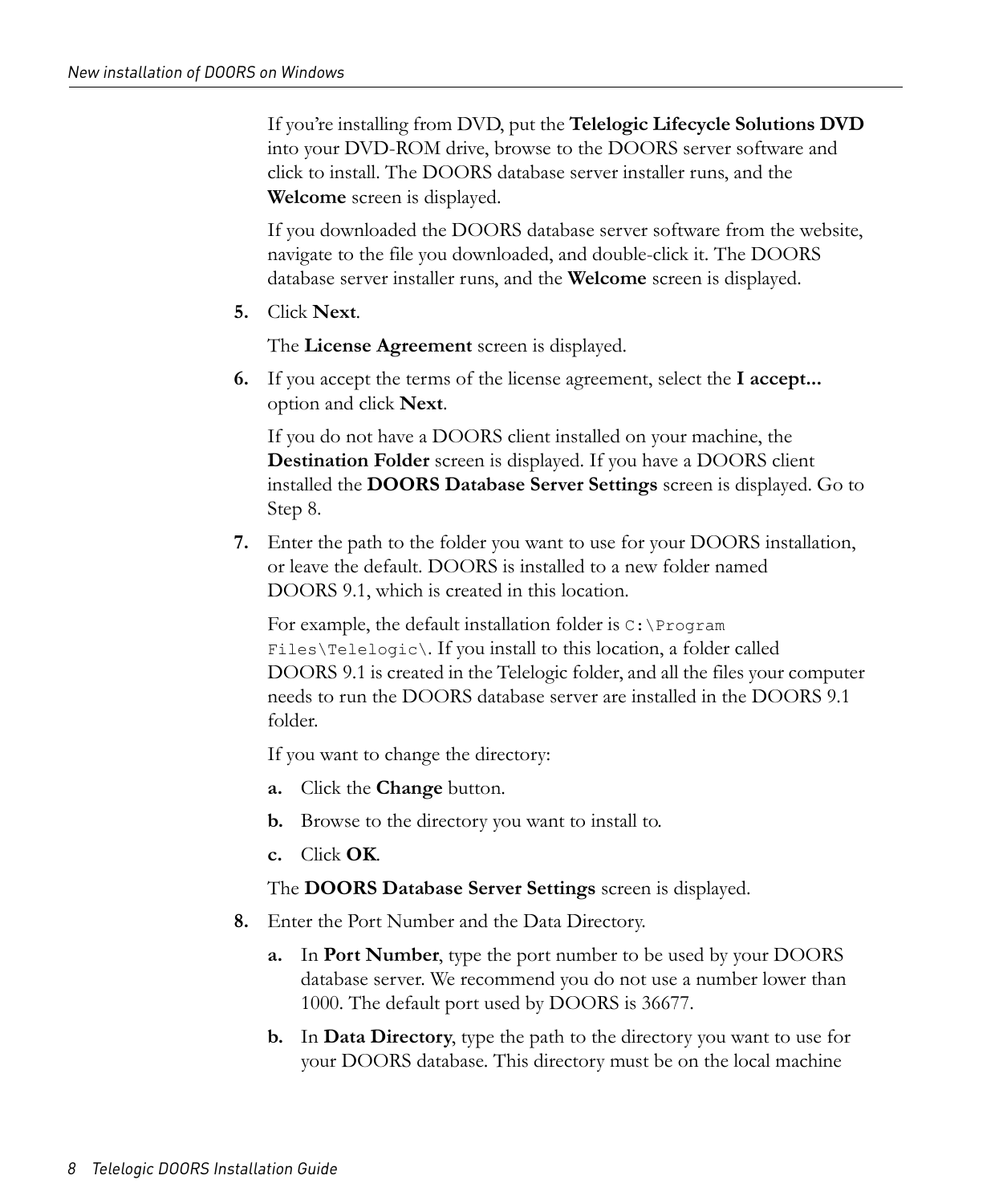If you're installing from DVD, put the **Telelogic Lifecycle Solutions DVD** into your DVD-ROM drive, browse to the DOORS server software and click to install. The DOORS database server installer runs, and the **Welcome** screen is displayed.

If you downloaded the DOORS database server software from the website, navigate to the file you downloaded, and double-click it. The DOORS database server installer runs, and the **Welcome** screen is displayed.

5. Click **Next**.

   The **License Agreement** screen is displayed.

6. If you accept the terms of the license agreement, select the **I accept...** option and click **Next**.

   If you do not have a DOORS client installed on your machine, the **Destination Folder** screen is displayed. If you have a DOORS client installed the **DOORS Database Server Settings** screen is displayed. Go to Step 8.

7. Enter the path to the folder you want to use for your DOORS installation, or leave the default. DOORS is installed to a new folder named DOORS 9.1, which is created in this location.

   For example, the default installation folder is `C:\Program Files\Telelogic\`. If you install to this location, a folder called DOORS 9.1 is created in the Telelogic folder, and all the files your computer needs to run the DOORS database server are installed in the DOORS 9.1 folder.

   If you want to change the directory:

   a. Click the **Change** button.

   b. Browse to the directory you want to install to.

   c. Click **OK**.

   The **DOORS Database Server Settings** screen is displayed.

8. Enter the Port Number and the Data Directory.

   a. In **Port Number**, type the port number to be used by your DOORS database server. We recommend you do not use a number lower than 1000. The default port used by DOORS is 36677.

   b. In **Data Directory**, type the path to the directory you want to use for your DOORS database. This directory must be on the local machine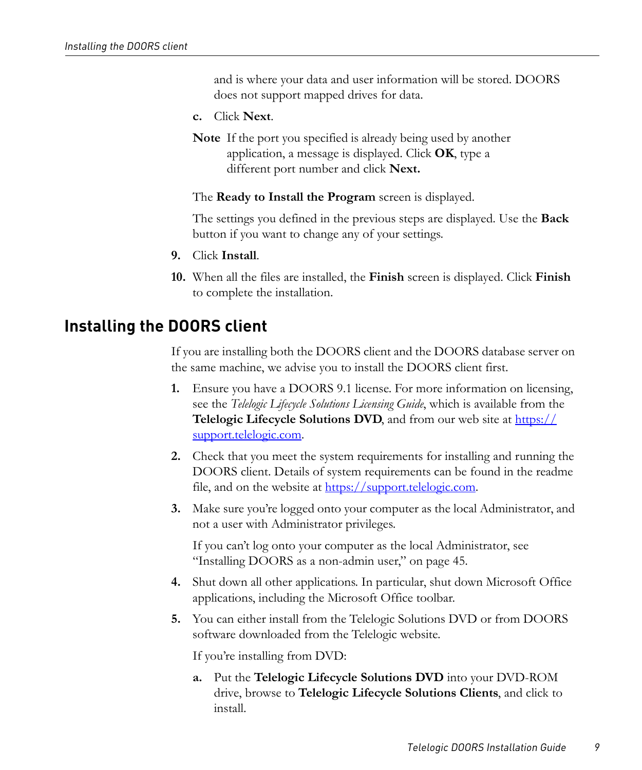and is where your data and user information will be stored. DOORS does not support mapped drives for data.

c. Click **Next**.

**Note** If the port you specified is already being used by another application, a message is displayed. Click **OK**, type a different port number and click **Next.**

The **Ready to Install the Program** screen is displayed.

The settings you defined in the previous steps are displayed. Use the **Back** button if you want to change any of your settings.

9. Click **Install**.

10. When all the files are installed, the **Finish** screen is displayed. Click **Finish** to complete the installation.

## Installing the DOORS client

If you are installing both the DOORS client and the DOORS database server on the same machine, we advise you to install the DOORS client first.

1. Ensure you have a DOORS 9.1 license. For more information on licensing, see the *Telelogic Lifecycle Solutions Licensing Guide*, which is available from the **Telelogic Lifecycle Solutions DVD**, and from our web site at https://support.telelogic.com.

2. Check that you meet the system requirements for installing and running the DOORS client. Details of system requirements can be found in the readme file, and on the website at https://support.telelogic.com.

3. Make sure you're logged onto your computer as the local Administrator, and not a user with Administrator privileges.

   If you can't log onto your computer as the local Administrator, see "Installing DOORS as a non-admin user," on page 45.

4. Shut down all other applications. In particular, shut down Microsoft Office applications, including the Microsoft Office toolbar.

5. You can either install from the Telelogic Solutions DVD or from DOORS software downloaded from the Telelogic website.

   If you're installing from DVD:

   a. Put the **Telelogic Lifecycle Solutions DVD** into your DVD-ROM drive, browse to **Telelogic Lifecycle Solutions Clients**, and click to install.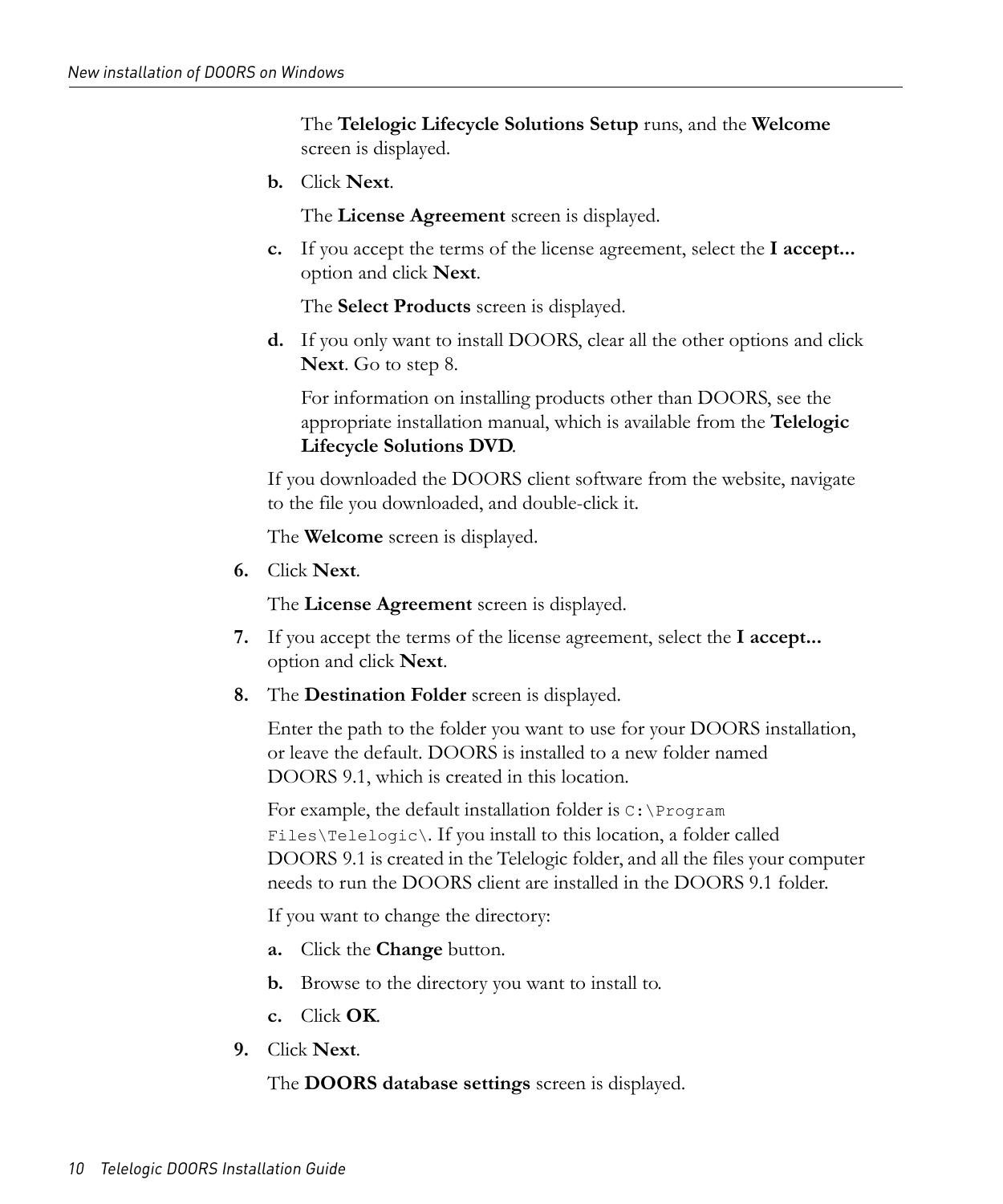The **Telelogic Lifecycle Solutions Setup** runs, and the **Welcome** screen is displayed.

   b. Click **Next**.

      The **License Agreement** screen is displayed.

   c. If you accept the terms of the license agreement, select the **I accept...** option and click **Next**.

      The **Select Products** screen is displayed.

   d. If you only want to install DOORS, clear all the other options and click **Next**. Go to step 8.

      For information on installing products other than DOORS, see the appropriate installation manual, which is available from the **Telelogic Lifecycle Solutions DVD**.

   If you downloaded the DOORS client software from the website, navigate to the file you downloaded, and double-click it.

   The **Welcome** screen is displayed.

6. Click **Next**.

   The **License Agreement** screen is displayed.

7. If you accept the terms of the license agreement, select the **I accept...** option and click **Next**.

8. The **Destination Folder** screen is displayed.

   Enter the path to the folder you want to use for your DOORS installation, or leave the default. DOORS is installed to a new folder named DOORS 9.1, which is created in this location.

   For example, the default installation folder is `C:\Program Files\Telelogic\`. If you install to this location, a folder called DOORS 9.1 is created in the Telelogic folder, and all the files your computer needs to run the DOORS client are installed in the DOORS 9.1 folder.

   If you want to change the directory:

   a. Click the **Change** button.

   b. Browse to the directory you want to install to.

   c. Click **OK**.

9. Click **Next**.

   The **DOORS database settings** screen is displayed.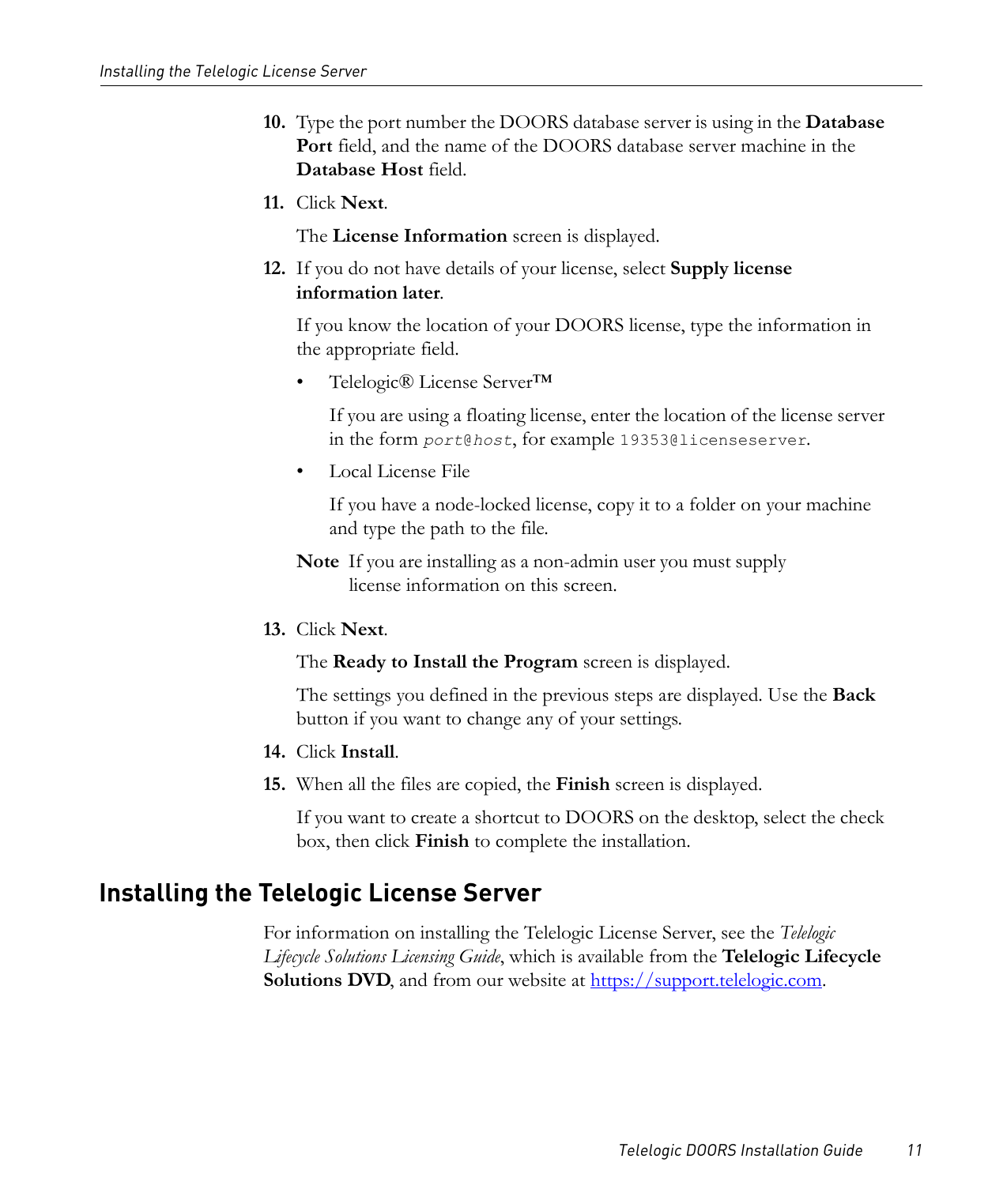10. Type the port number the DOORS database server is using in the **Database Port** field, and the name of the DOORS database server machine in the **Database Host** field.

11. Click **Next**.

    The **License Information** screen is displayed.

12. If you do not have details of your license, select **Supply license information later**.

    If you know the location of your DOORS license, type the information in the appropriate field.

    - Telelogic® License Server™

      If you are using a floating license, enter the location of the license server in the form `port@host`, for example `19353@licenseserver`.

    - Local License File

      If you have a node-locked license, copy it to a folder on your machine and type the path to the file.

    **Note** If you are installing as a non-admin user you must supply license information on this screen.

13. Click **Next**.

    The **Ready to Install the Program** screen is displayed.

    The settings you defined in the previous steps are displayed. Use the **Back** button if you want to change any of your settings.

14. Click **Install**.

15. When all the files are copied, the **Finish** screen is displayed.

    If you want to create a shortcut to DOORS on the desktop, select the check box, then click **Finish** to complete the installation.

## Installing the Telelogic License Server

For information on installing the Telelogic License Server, see the *Telelogic Lifecycle Solutions Licensing Guide*, which is available from the **Telelogic Lifecycle Solutions DVD**, and from our website at https://support.telelogic.com.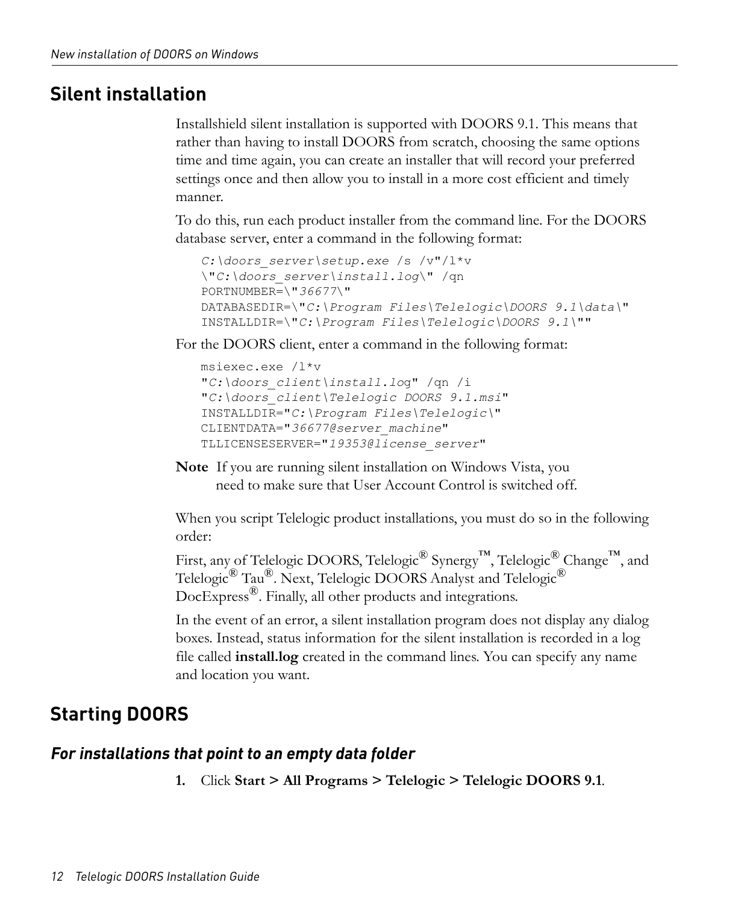## Silent installation

Installshield silent installation is supported with DOORS 9.1. This means that rather than having to install DOORS from scratch, choosing the same options time and time again, you can create an installer that will record your preferred settings once and then allow you to install in a more cost efficient and timely manner.

To do this, run each product installer from the command line. For the DOORS database server, enter a command in the following format:

```
C:\doors_server\setup.exe /s /v"/l*v
\"C:\doors_server\install.log\" /qn
PORTNUMBER=\"36677\"
DATABASEDIR=\"C:\Program Files\Telelogic\DOORS 9.1\data\"
INSTALLDIR=\"C:\Program Files\Telelogic\DOORS 9.1\""
```

For the DOORS client, enter a command in the following format:

```
msiexec.exe /l*v
"C:\doors_client\install.log" /qn /i
"C:\doors_client\Telelogic DOORS 9.1.msi"
INSTALLDIR="C:\Program Files\Telelogic\"
CLIENTDATA="36677@server_machine"
TLLICENSESERVER="19353@license_server"
```

**Note** If you are running silent installation on Windows Vista, you need to make sure that User Account Control is switched off.

When you script Telelogic product installations, you must do so in the following order:

First, any of Telelogic DOORS, Telelogic® Synergy™, Telelogic® Change™, and Telelogic® Tau®. Next, Telelogic DOORS Analyst and Telelogic® DocExpress®. Finally, all other products and integrations.

In the event of an error, a silent installation program does not display any dialog boxes. Instead, status information for the silent installation is recorded in a log file called **install.log** created in the command lines. You can specify any name and location you want.

## Starting DOORS

### *For installations that point to an empty data folder*

1. Click **Start > All Programs > Telelogic > Telelogic DOORS 9.1**.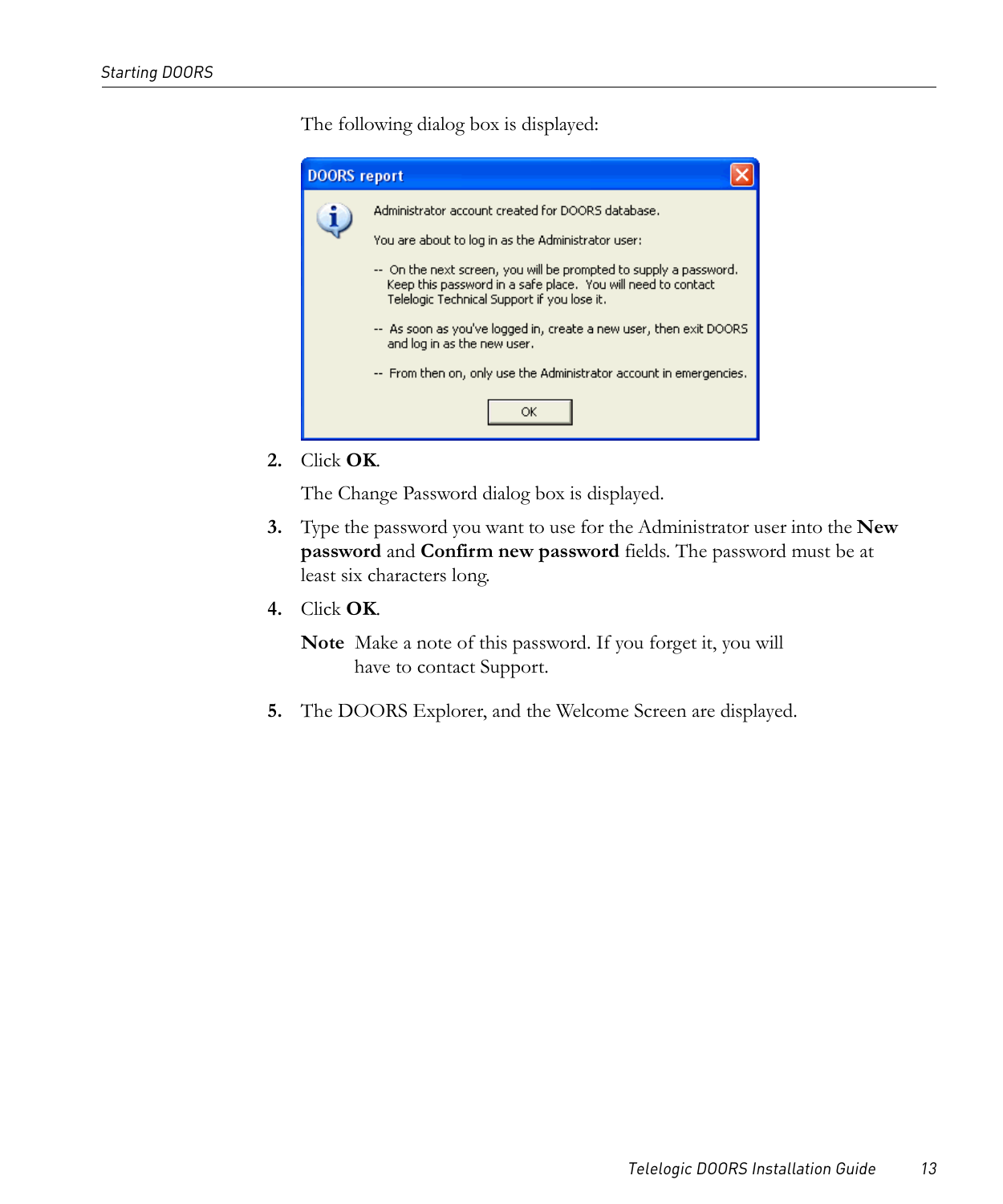The following dialog box is displayed:

DOORS report

Administrator account created for DOORS database.

You are about to log in as the Administrator user:

-- On the next screen, you will be prompted to supply a password. Keep this password in a safe place. You will need to contact Telelogic Technical Support if you lose it.

-- As soon as you've logged in, create a new user, then exit DOORS and log in as the new user.

-- From then on, only use the Administrator account in emergencies.

OK

2. Click **OK**.

   The Change Password dialog box is displayed.

3. Type the password you want to use for the Administrator user into the **New password** and **Confirm new password** fields. The password must be at least six characters long.

4. Click **OK**.

   **Note** Make a note of this password. If you forget it, you will have to contact Support.

5. The DOORS Explorer, and the Welcome Screen are displayed.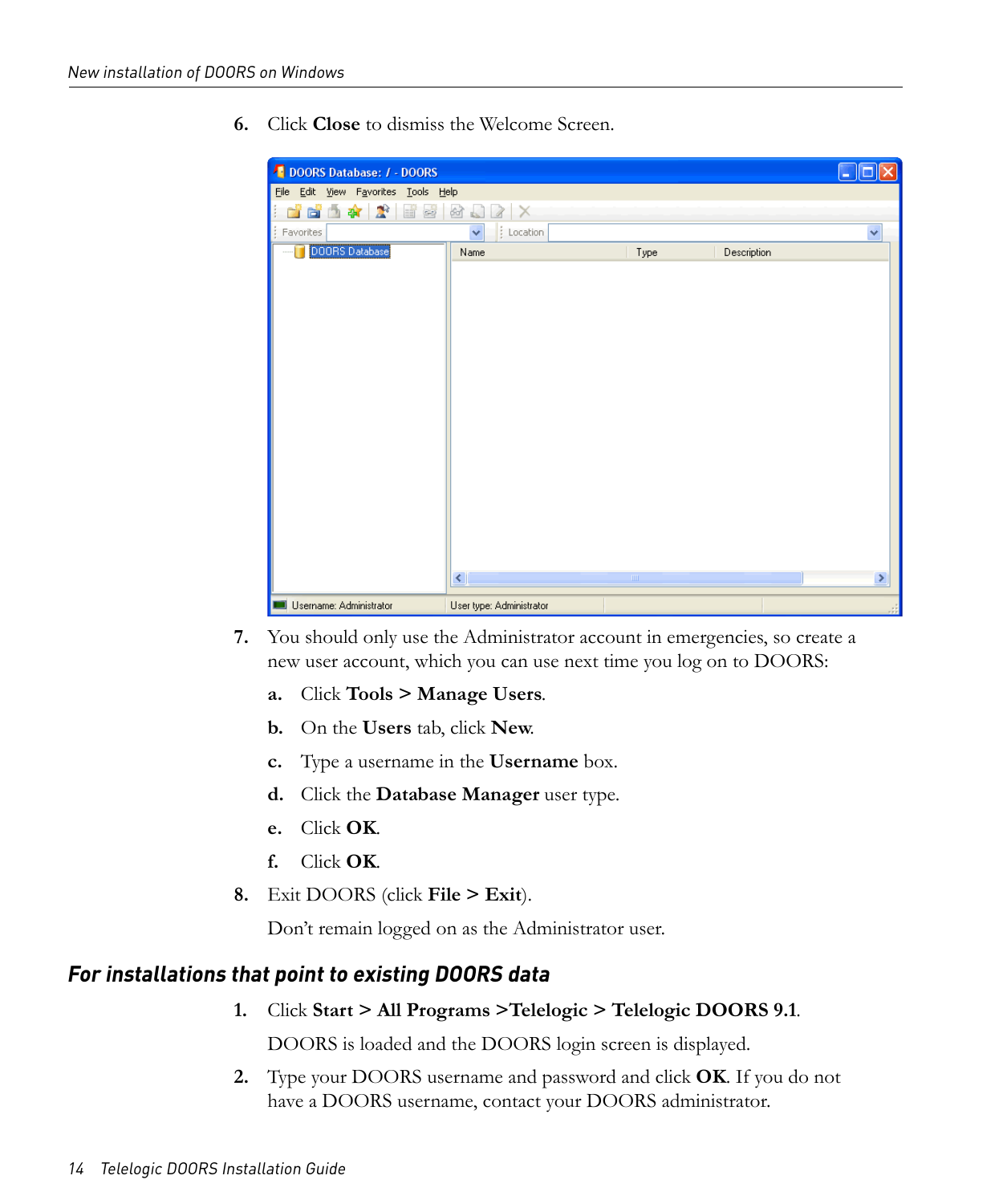6. Click **Close** to dismiss the Welcome Screen.

7. You should only use the Administrator account in emergencies, so create a new user account, which you can use next time you log on to DOORS:

   a. Click **Tools > Manage Users**.

   b. On the **Users** tab, click **New**.

   c. Type a username in the **Username** box.

   d. Click the **Database Manager** user type.

   e. Click **OK**.

   f. Click **OK**.

8. Exit DOORS (click **File > Exit**).

   Don't remain logged on as the Administrator user.

## *For installations that point to existing DOORS data*

1. Click **Start > All Programs >Telelogic > Telelogic DOORS 9.1**.

   DOORS is loaded and the DOORS login screen is displayed.

2. Type your DOORS username and password and click **OK**. If you do not have a DOORS username, contact your DOORS administrator.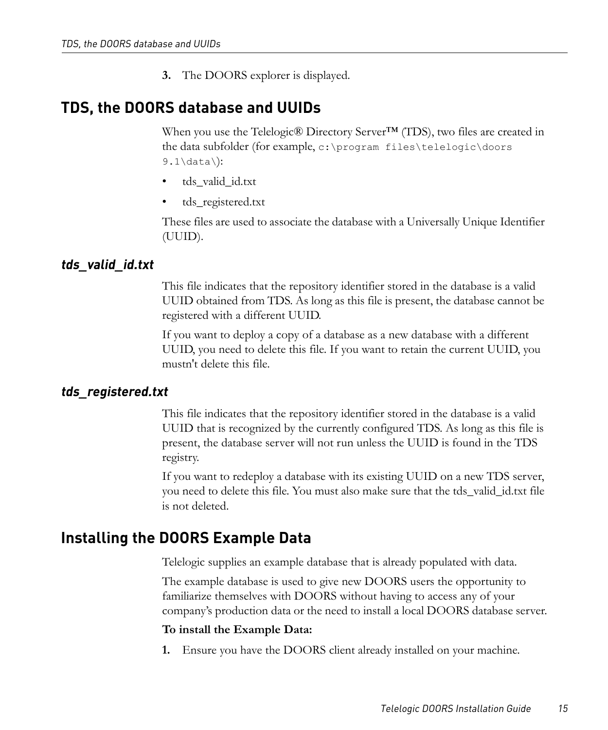3. The DOORS explorer is displayed.

## TDS, the DOORS database and UUIDs

When you use the Telelogic® Directory Server™ (TDS), two files are created in the data subfolder (for example, `c:\program files\telelogic\doors 9.1\data\`):

- tds_valid_id.txt
- tds_registered.txt

These files are used to associate the database with a Universally Unique Identifier (UUID).

### *tds_valid_id.txt*

This file indicates that the repository identifier stored in the database is a valid UUID obtained from TDS. As long as this file is present, the database cannot be registered with a different UUID.

If you want to deploy a copy of a database as a new database with a different UUID, you need to delete this file. If you want to retain the current UUID, you mustn't delete this file.

### *tds_registered.txt*

This file indicates that the repository identifier stored in the database is a valid UUID that is recognized by the currently configured TDS. As long as this file is present, the database server will not run unless the UUID is found in the TDS registry.

If you want to redeploy a database with its existing UUID on a new TDS server, you need to delete this file. You must also make sure that the tds_valid_id.txt file is not deleted.

## Installing the DOORS Example Data

Telelogic supplies an example database that is already populated with data.

The example database is used to give new DOORS users the opportunity to familiarize themselves with DOORS without having to access any of your company's production data or the need to install a local DOORS database server.

**To install the Example Data:**

1. Ensure you have the DOORS client already installed on your machine.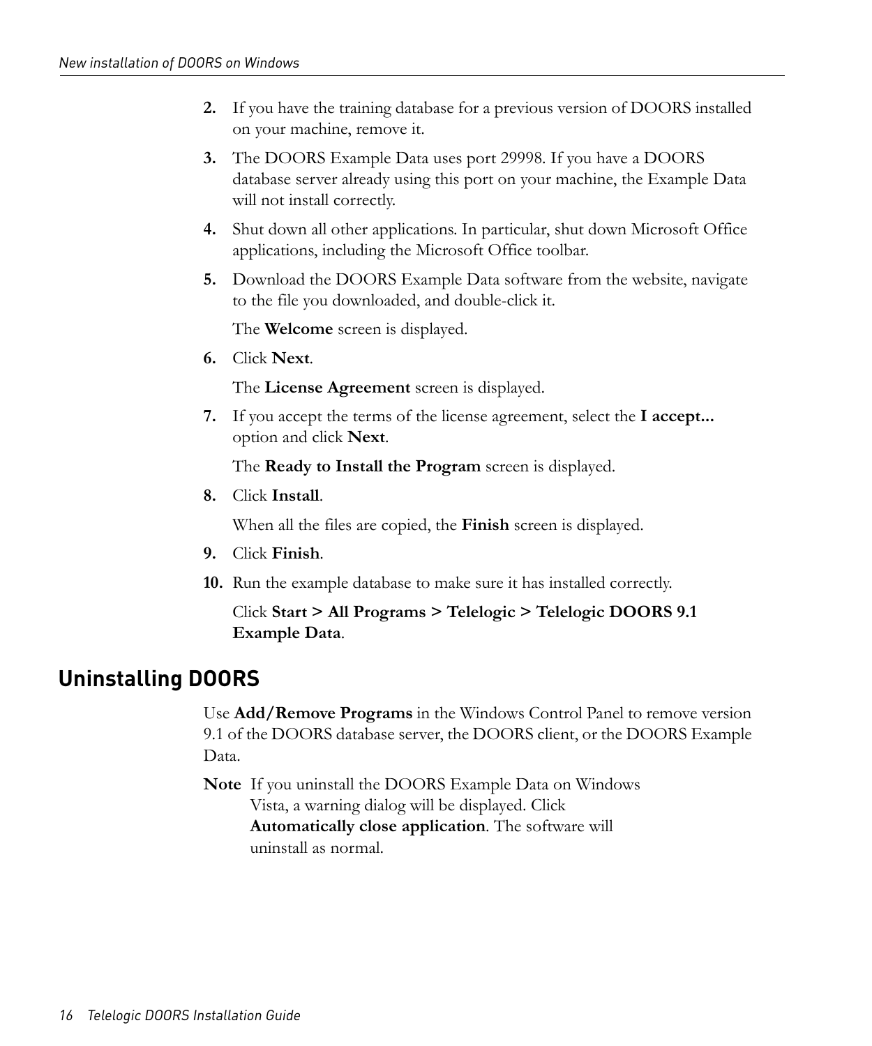2. If you have the training database for a previous version of DOORS installed on your machine, remove it.
3. The DOORS Example Data uses port 29998. If you have a DOORS database server already using this port on your machine, the Example Data will not install correctly.
4. Shut down all other applications. In particular, shut down Microsoft Office applications, including the Microsoft Office toolbar.
5. Download the DOORS Example Data software from the website, navigate to the file you downloaded, and double-click it.

   The **Welcome** screen is displayed.
6. Click **Next**.

   The **License Agreement** screen is displayed.
7. If you accept the terms of the license agreement, select the **I accept...** option and click **Next**.

   The **Ready to Install the Program** screen is displayed.
8. Click **Install**.

   When all the files are copied, the **Finish** screen is displayed.
9. Click **Finish**.
10. Run the example database to make sure it has installed correctly.

    Click **Start > All Programs > Telelogic > Telelogic DOORS 9.1 Example Data**.

## Uninstalling DOORS

Use **Add/Remove Programs** in the Windows Control Panel to remove version 9.1 of the DOORS database server, the DOORS client, or the DOORS Example Data.

**Note** If you uninstall the DOORS Example Data on Windows Vista, a warning dialog will be displayed. Click **Automatically close application**. The software will uninstall as normal.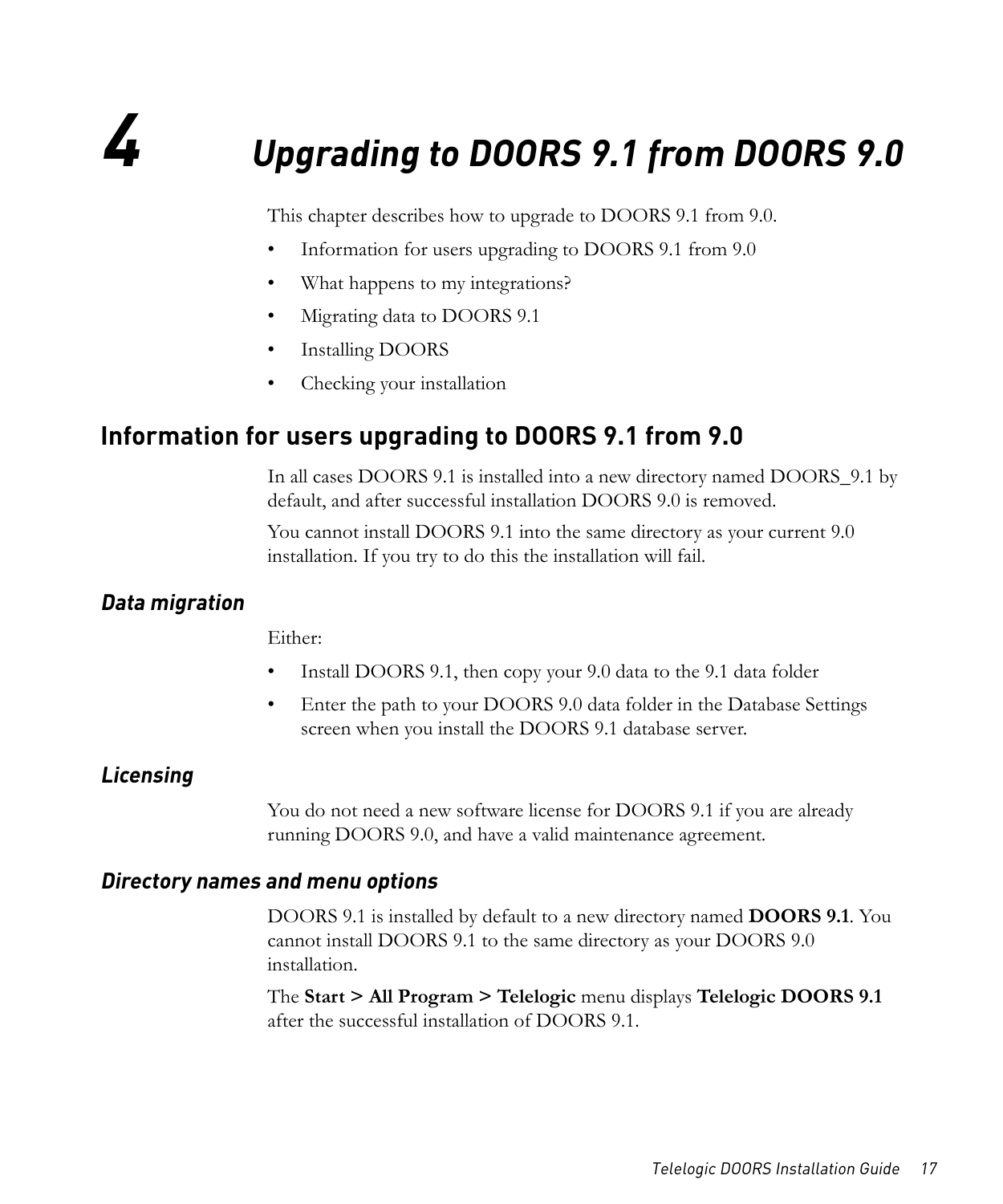# 4 Upgrading to DOORS 9.1 from DOORS 9.0

This chapter describes how to upgrade to DOORS 9.1 from 9.0.

- Information for users upgrading to DOORS 9.1 from 9.0
- What happens to my integrations?
- Migrating data to DOORS 9.1
- Installing DOORS
- Checking your installation

## Information for users upgrading to DOORS 9.1 from 9.0

In all cases DOORS 9.1 is installed into a new directory named DOORS_9.1 by default, and after successful installation DOORS 9.0 is removed.

You cannot install DOORS 9.1 into the same directory as your current 9.0 installation. If you try to do this the installation will fail.

### *Data migration*

Either:

- Install DOORS 9.1, then copy your 9.0 data to the 9.1 data folder
- Enter the path to your DOORS 9.0 data folder in the Database Settings screen when you install the DOORS 9.1 database server.

### *Licensing*

You do not need a new software license for DOORS 9.1 if you are already running DOORS 9.0, and have a valid maintenance agreement.

### *Directory names and menu options*

DOORS 9.1 is installed by default to a new directory named **DOORS 9.1**. You cannot install DOORS 9.1 to the same directory as your DOORS 9.0 installation.

The **Start > All Program > Telelogic** menu displays **Telelogic DOORS 9.1** after the successful installation of DOORS 9.1.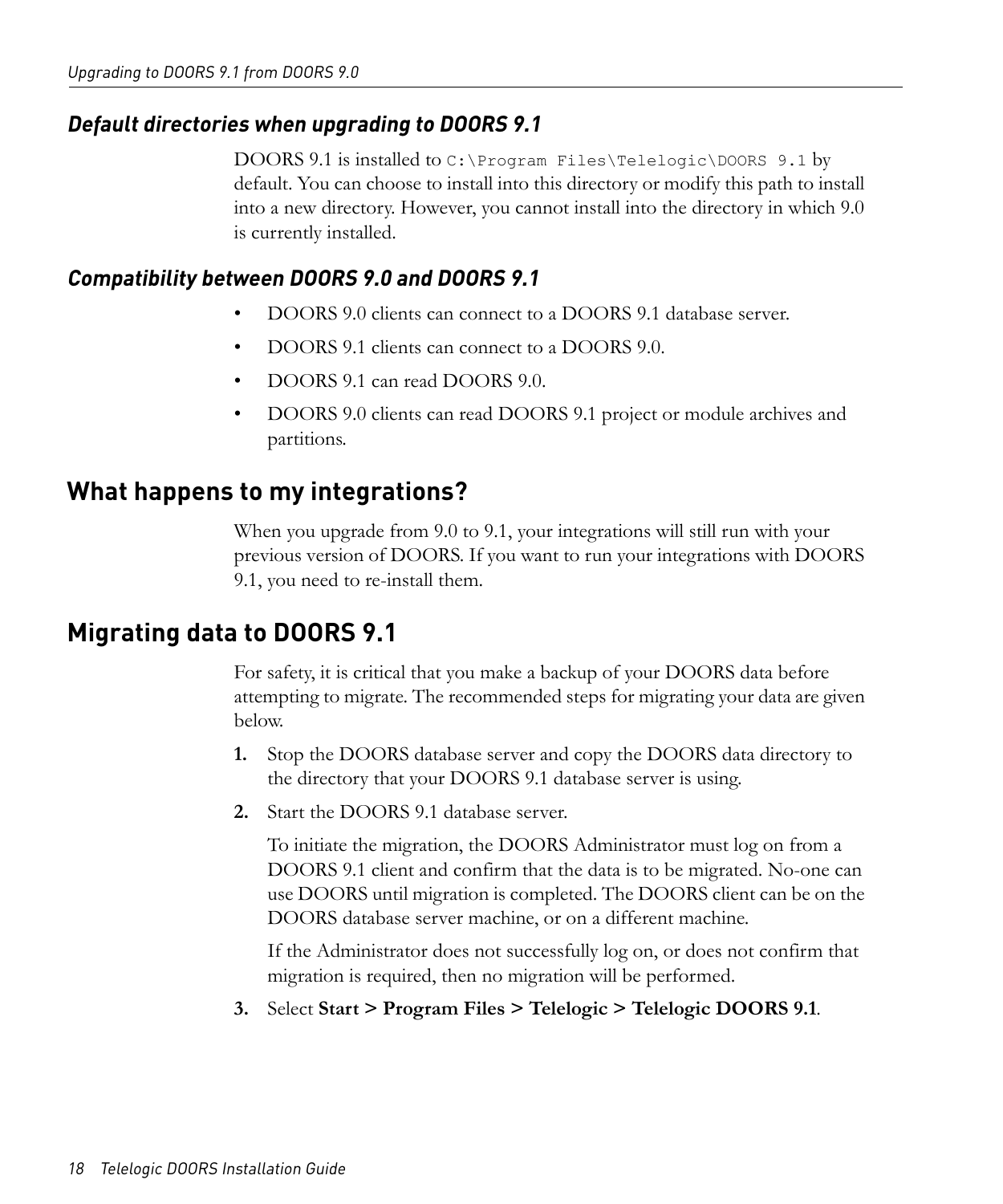### *Default directories when upgrading to DOORS 9.1*

DOORS 9.1 is installed to `C:\Program Files\Telelogic\DOORS 9.1` by default. You can choose to install into this directory or modify this path to install into a new directory. However, you cannot install into the directory in which 9.0 is currently installed.

### *Compatibility between DOORS 9.0 and DOORS 9.1*

- DOORS 9.0 clients can connect to a DOORS 9.1 database server.
- DOORS 9.1 clients can connect to a DOORS 9.0.
- DOORS 9.1 can read DOORS 9.0.
- DOORS 9.0 clients can read DOORS 9.1 project or module archives and partitions.

## What happens to my integrations?

When you upgrade from 9.0 to 9.1, your integrations will still run with your previous version of DOORS. If you want to run your integrations with DOORS 9.1, you need to re-install them.

## Migrating data to DOORS 9.1

For safety, it is critical that you make a backup of your DOORS data before attempting to migrate. The recommended steps for migrating your data are given below.

1. Stop the DOORS database server and copy the DOORS data directory to the directory that your DOORS 9.1 database server is using.
2. Start the DOORS 9.1 database server.

   To initiate the migration, the DOORS Administrator must log on from a DOORS 9.1 client and confirm that the data is to be migrated. No-one can use DOORS until migration is completed. The DOORS client can be on the DOORS database server machine, or on a different machine.

   If the Administrator does not successfully log on, or does not confirm that migration is required, then no migration will be performed.
3. Select **Start > Program Files > Telelogic > Telelogic DOORS 9.1**.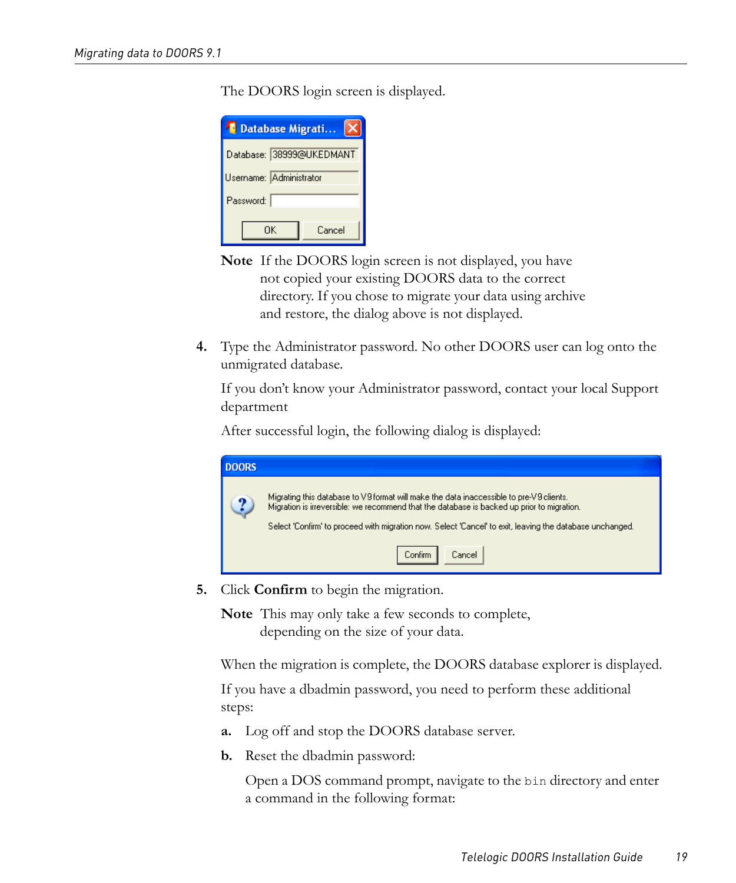The DOORS login screen is displayed.

**Note** If the DOORS login screen is not displayed, you have not copied your existing DOORS data to the correct directory. If you chose to migrate your data using archive and restore, the dialog above is not displayed.

4. Type the Administrator password. No other DOORS user can log onto the unmigrated database.

   If you don't know your Administrator password, contact your local Support department

   After successful login, the following dialog is displayed:

5. Click **Confirm** to begin the migration.

   **Note** This may only take a few seconds to complete, depending on the size of your data.

   When the migration is complete, the DOORS database explorer is displayed.

   If you have a dbadmin password, you need to perform these additional steps:

   a. Log off and stop the DOORS database server.

   b. Reset the dbadmin password:

      Open a DOS command prompt, navigate to the `bin` directory and enter a command in the following format: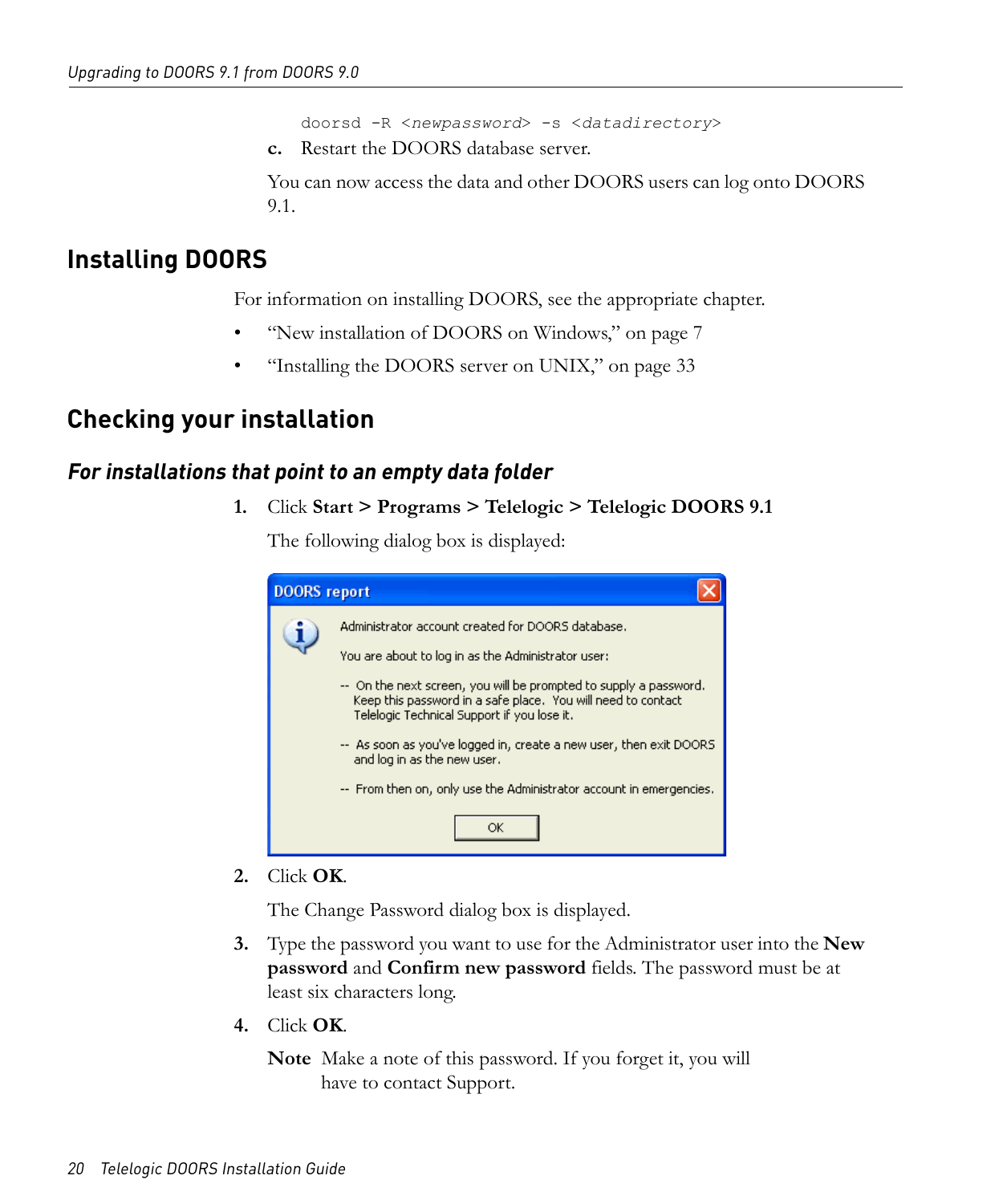```
doorsd -R <newpassword> -s <datadirectory>
```

c. Restart the DOORS database server.

You can now access the data and other DOORS users can log onto DOORS 9.1.

## Installing DOORS

For information on installing DOORS, see the appropriate chapter.

- "New installation of DOORS on Windows," on page 7
- "Installing the DOORS server on UNIX," on page 33

## Checking your installation

### *For installations that point to an empty data folder*

1. Click **Start > Programs > Telelogic > Telelogic DOORS 9.1**

   The following dialog box is displayed:

   DOORS report

   Administrator account created for DOORS database.

   You are about to log in as the Administrator user:

   -- On the next screen, you will be prompted to supply a password. Keep this password in a safe place. You will need to contact Telelogic Technical Support if you lose it.

   -- As soon as you've logged in, create a new user, then exit DOORS and log in as the new user.

   -- From then on, only use the Administrator account in emergencies.

   OK

2. Click **OK**.

   The Change Password dialog box is displayed.

3. Type the password you want to use for the Administrator user into the **New password** and **Confirm new password** fields. The password must be at least six characters long.

4. Click **OK**.

   **Note** Make a note of this password. If you forget it, you will have to contact Support.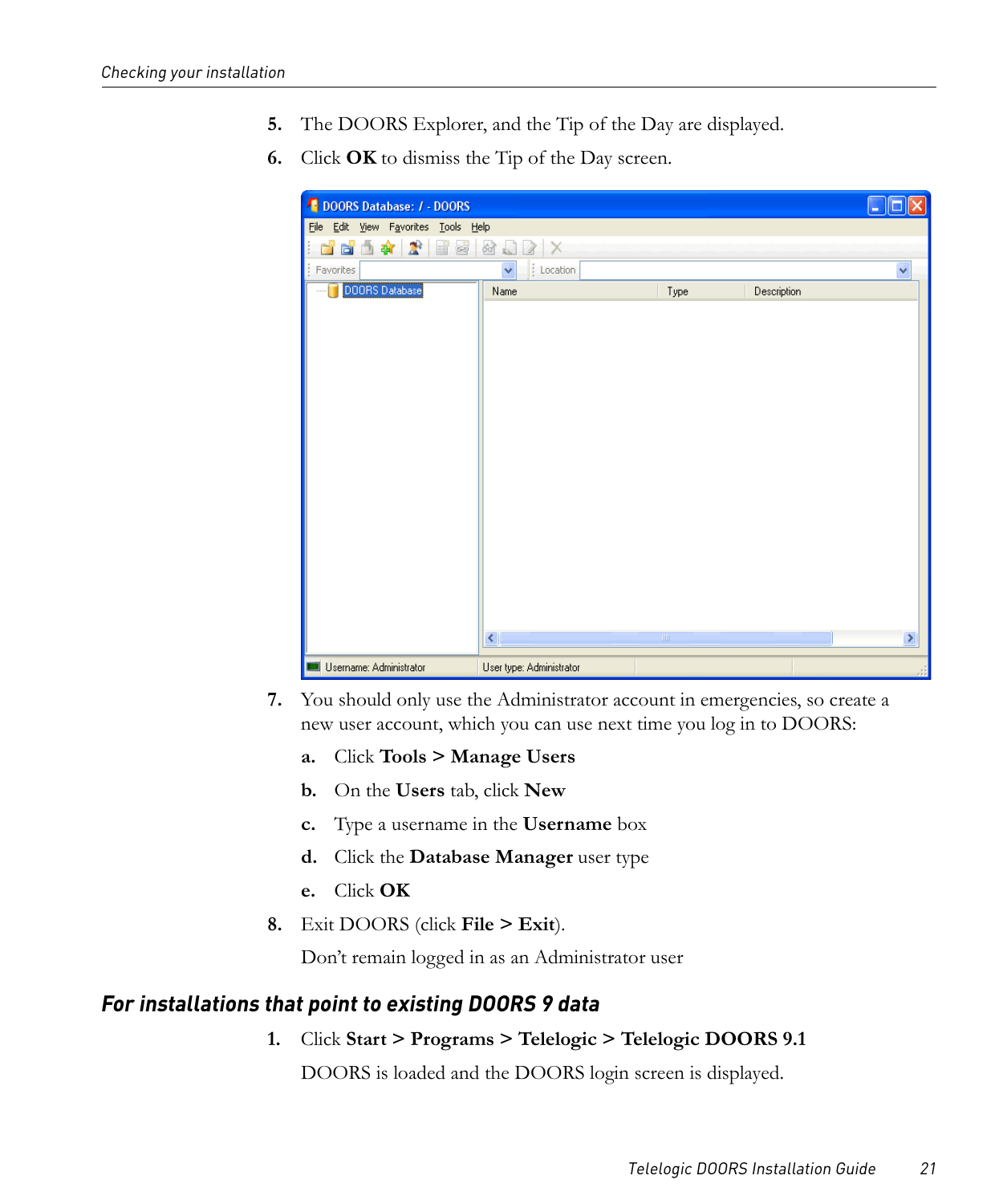5. The DOORS Explorer, and the Tip of the Day are displayed.
6. Click **OK** to dismiss the Tip of the Day screen.

7. You should only use the Administrator account in emergencies, so create a new user account, which you can use next time you log in to DOORS:
   a. Click **Tools > Manage Users**
   b. On the **Users** tab, click **New**
   c. Type a username in the **Username** box
   d. Click the **Database Manager** user type
   e. Click **OK**
8. Exit DOORS (click **File > Exit**).

   Don't remain logged in as an Administrator user

## *For installations that point to existing DOORS 9 data*

1. Click **Start > Programs > Telelogic > Telelogic DOORS 9.1**

   DOORS is loaded and the DOORS login screen is displayed.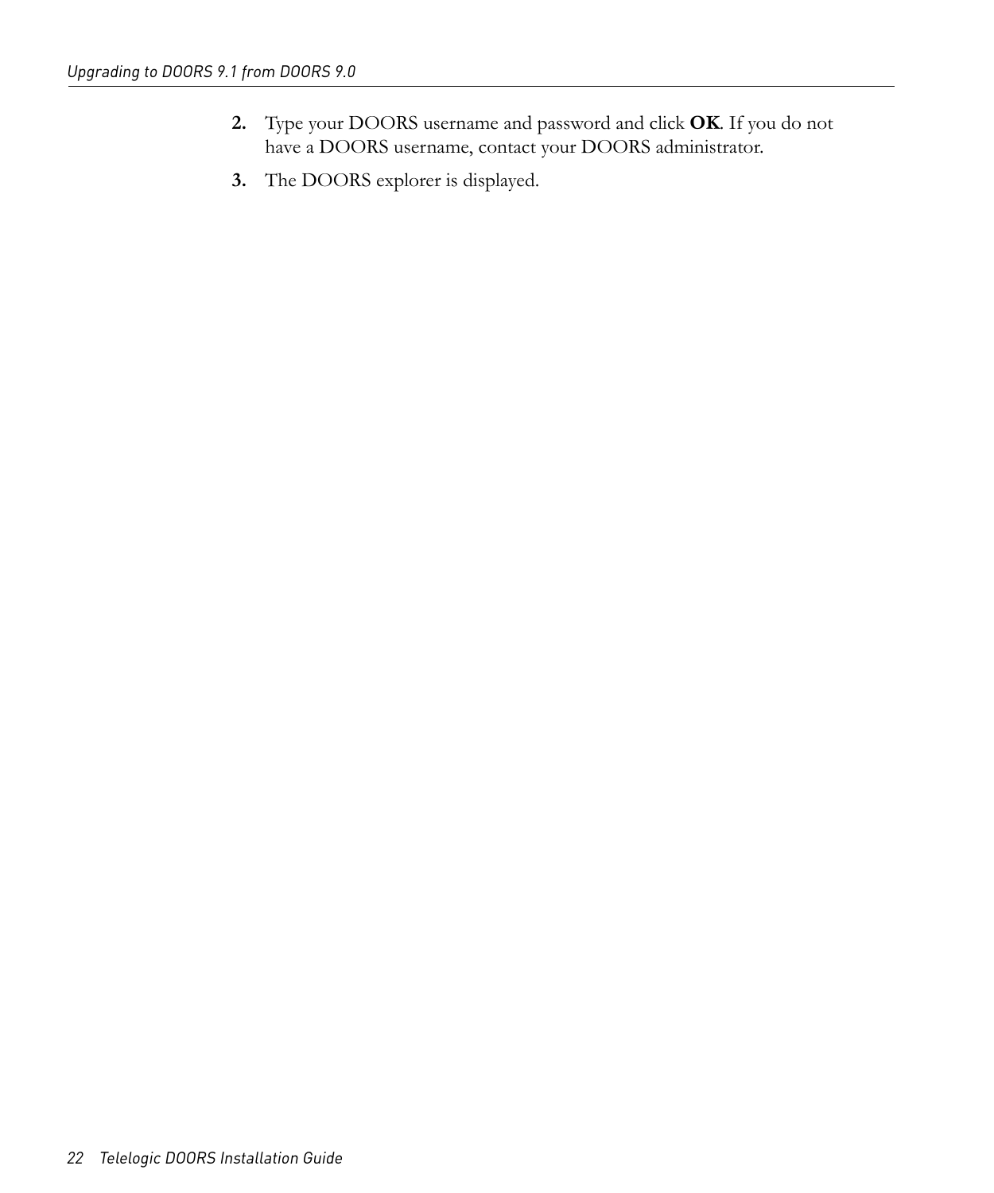2. Type your DOORS username and password and click **OK**. If you do not have a DOORS username, contact your DOORS administrator.
3. The DOORS explorer is displayed.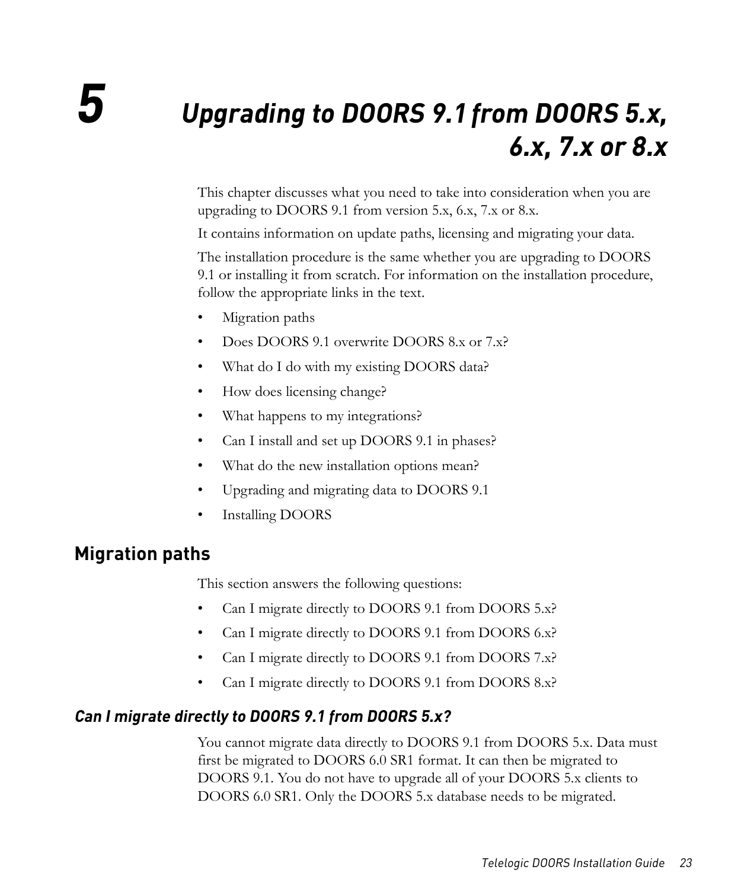# 5 Upgrading to DOORS 9.1 from DOORS 5.x, 6.x, 7.x or 8.x

This chapter discusses what you need to take into consideration when you are upgrading to DOORS 9.1 from version 5.x, 6.x, 7.x or 8.x.

It contains information on update paths, licensing and migrating your data.

The installation procedure is the same whether you are upgrading to DOORS 9.1 or installing it from scratch. For information on the installation procedure, follow the appropriate links in the text.

- Migration paths
- Does DOORS 9.1 overwrite DOORS 8.x or 7.x?
- What do I do with my existing DOORS data?
- How does licensing change?
- What happens to my integrations?
- Can I install and set up DOORS 9.1 in phases?
- What do the new installation options mean?
- Upgrading and migrating data to DOORS 9.1
- Installing DOORS

## Migration paths

This section answers the following questions:

- Can I migrate directly to DOORS 9.1 from DOORS 5.x?
- Can I migrate directly to DOORS 9.1 from DOORS 6.x?
- Can I migrate directly to DOORS 9.1 from DOORS 7.x?
- Can I migrate directly to DOORS 9.1 from DOORS 8.x?

### *Can I migrate directly to DOORS 9.1 from DOORS 5.x?*

You cannot migrate data directly to DOORS 9.1 from DOORS 5.x. Data must first be migrated to DOORS 6.0 SR1 format. It can then be migrated to DOORS 9.1. You do not have to upgrade all of your DOORS 5.x clients to DOORS 6.0 SR1. Only the DOORS 5.x database needs to be migrated.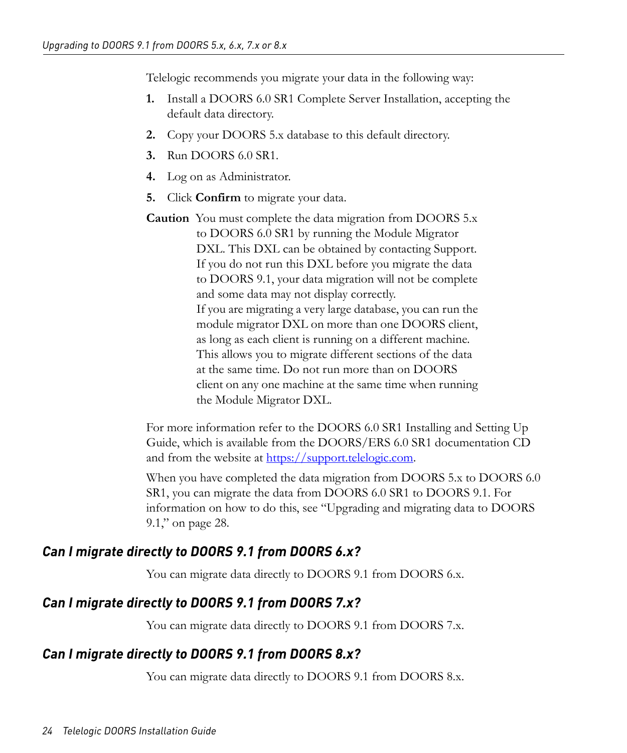Telelogic recommends you migrate your data in the following way:

1. Install a DOORS 6.0 SR1 Complete Server Installation, accepting the default data directory.
2. Copy your DOORS 5.x database to this default directory.
3. Run DOORS 6.0 SR1.
4. Log on as Administrator.
5. Click **Confirm** to migrate your data.

**Caution** You must complete the data migration from DOORS 5.x to DOORS 6.0 SR1 by running the Module Migrator DXL. This DXL can be obtained by contacting Support. If you do not run this DXL before you migrate the data to DOORS 9.1, your data migration will not be complete and some data may not display correctly.
If you are migrating a very large database, you can run the module migrator DXL on more than one DOORS client, as long as each client is running on a different machine. This allows you to migrate different sections of the data at the same time. Do not run more than on DOORS client on any one machine at the same time when running the Module Migrator DXL.

For more information refer to the DOORS 6.0 SR1 Installing and Setting Up Guide, which is available from the DOORS/ERS 6.0 SR1 documentation CD and from the website at https://support.telelogic.com.

When you have completed the data migration from DOORS 5.x to DOORS 6.0 SR1, you can migrate the data from DOORS 6.0 SR1 to DOORS 9.1. For information on how to do this, see “Upgrading and migrating data to DOORS 9.1,” on page 28.

## Can I migrate directly to DOORS 9.1 from DOORS 6.x?

You can migrate data directly to DOORS 9.1 from DOORS 6.x.

## Can I migrate directly to DOORS 9.1 from DOORS 7.x?

You can migrate data directly to DOORS 9.1 from DOORS 7.x.

## Can I migrate directly to DOORS 9.1 from DOORS 8.x?

You can migrate data directly to DOORS 9.1 from DOORS 8.x.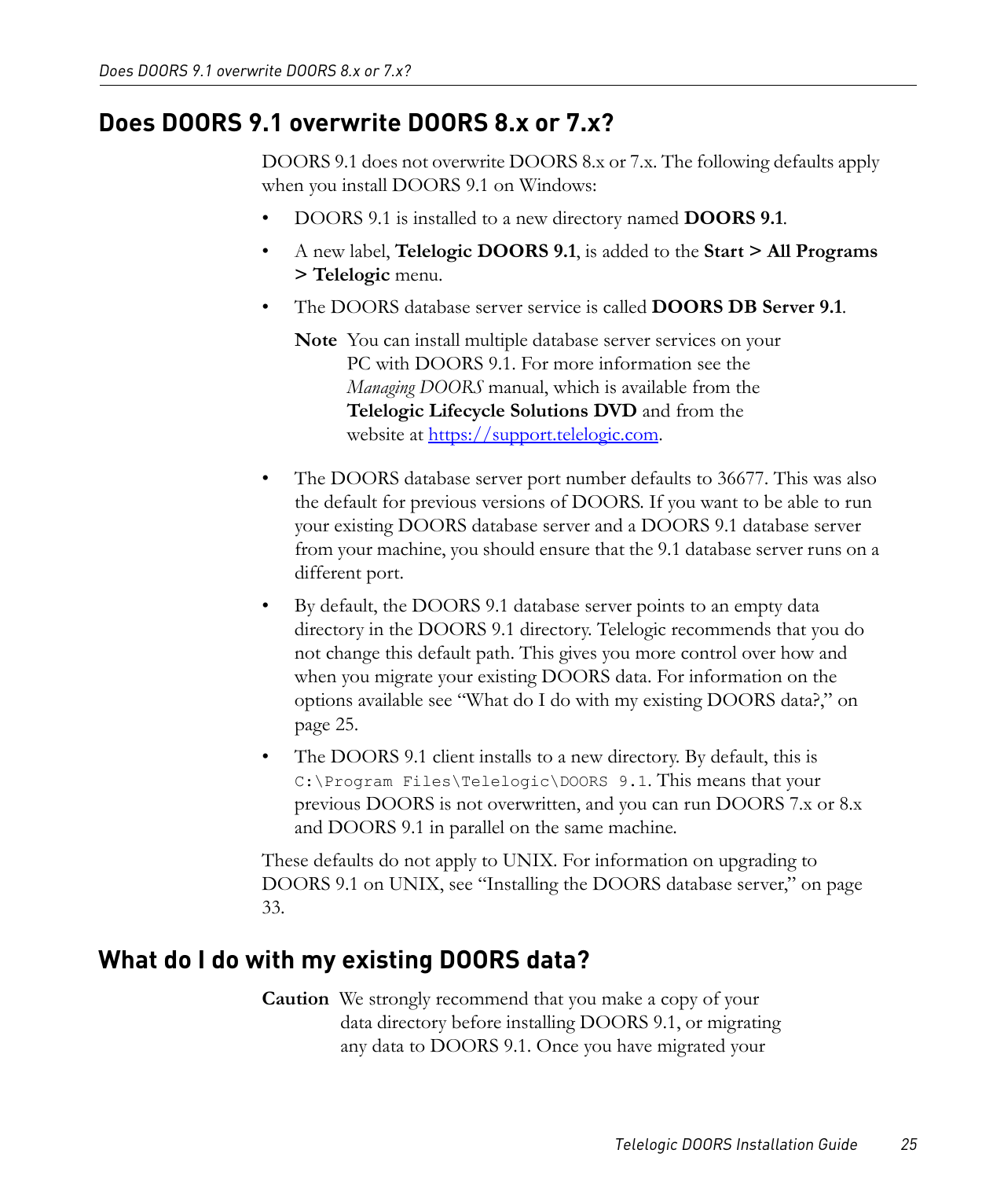## Does DOORS 9.1 overwrite DOORS 8.x or 7.x?

DOORS 9.1 does not overwrite DOORS 8.x or 7.x. The following defaults apply when you install DOORS 9.1 on Windows:

- DOORS 9.1 is installed to a new directory named **DOORS 9.1**.
- A new label, **Telelogic DOORS 9.1**, is added to the **Start > All Programs > Telelogic** menu.
- The DOORS database server service is called **DOORS DB Server 9.1**.

  **Note** You can install multiple database server services on your PC with DOORS 9.1. For more information see the *Managing DOORS* manual, which is available from the **Telelogic Lifecycle Solutions DVD** and from the website at https://support.telelogic.com.

- The DOORS database server port number defaults to 36677. This was also the default for previous versions of DOORS. If you want to be able to run your existing DOORS database server and a DOORS 9.1 database server from your machine, you should ensure that the 9.1 database server runs on a different port.
- By default, the DOORS 9.1 database server points to an empty data directory in the DOORS 9.1 directory. Telelogic recommends that you do not change this default path. This gives you more control over how and when you migrate your existing DOORS data. For information on the options available see "What do I do with my existing DOORS data?," on page 25.
- The DOORS 9.1 client installs to a new directory. By default, this is `C:\Program Files\Telelogic\DOORS 9.1`. This means that your previous DOORS is not overwritten, and you can run DOORS 7.x or 8.x and DOORS 9.1 in parallel on the same machine.

These defaults do not apply to UNIX. For information on upgrading to DOORS 9.1 on UNIX, see "Installing the DOORS database server," on page 33.

## What do I do with my existing DOORS data?

**Caution** We strongly recommend that you make a copy of your data directory before installing DOORS 9.1, or migrating any data to DOORS 9.1. Once you have migrated your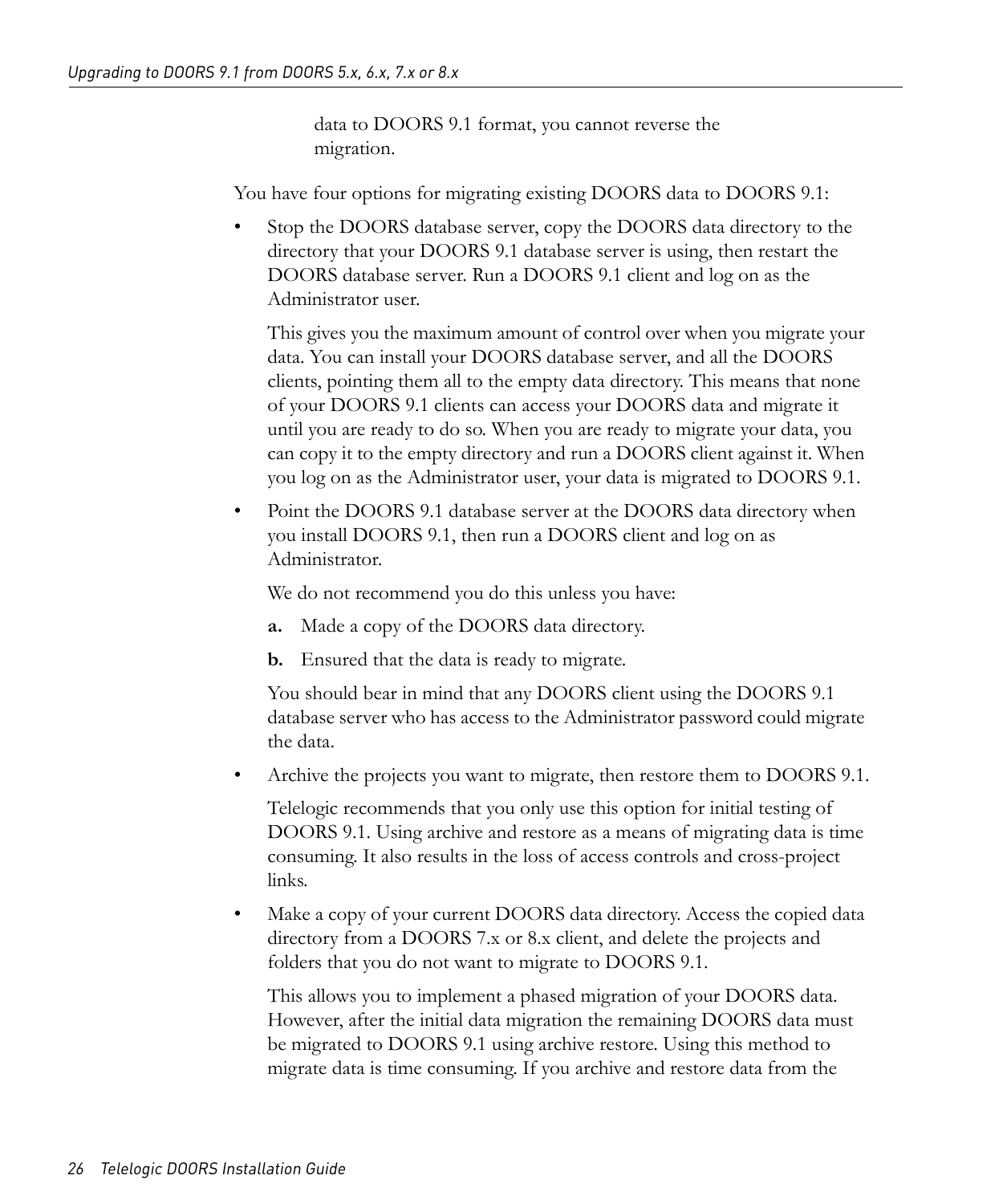data to DOORS 9.1 format, you cannot reverse the migration.

You have four options for migrating existing DOORS data to DOORS 9.1:

- Stop the DOORS database server, copy the DOORS data directory to the directory that your DOORS 9.1 database server is using, then restart the DOORS database server. Run a DOORS 9.1 client and log on as the Administrator user.

  This gives you the maximum amount of control over when you migrate your data. You can install your DOORS database server, and all the DOORS clients, pointing them all to the empty data directory. This means that none of your DOORS 9.1 clients can access your DOORS data and migrate it until you are ready to do so. When you are ready to migrate your data, you can copy it to the empty directory and run a DOORS client against it. When you log on as the Administrator user, your data is migrated to DOORS 9.1.

- Point the DOORS 9.1 database server at the DOORS data directory when you install DOORS 9.1, then run a DOORS client and log on as Administrator.

  We do not recommend you do this unless you have:

  **a.** Made a copy of the DOORS data directory.

  **b.** Ensured that the data is ready to migrate.

  You should bear in mind that any DOORS client using the DOORS 9.1 database server who has access to the Administrator password could migrate the data.

- Archive the projects you want to migrate, then restore them to DOORS 9.1.

  Telelogic recommends that you only use this option for initial testing of DOORS 9.1. Using archive and restore as a means of migrating data is time consuming. It also results in the loss of access controls and cross-project links.

- Make a copy of your current DOORS data directory. Access the copied data directory from a DOORS 7.x or 8.x client, and delete the projects and folders that you do not want to migrate to DOORS 9.1.

  This allows you to implement a phased migration of your DOORS data. However, after the initial data migration the remaining DOORS data must be migrated to DOORS 9.1 using archive restore. Using this method to migrate data is time consuming. If you archive and restore data from the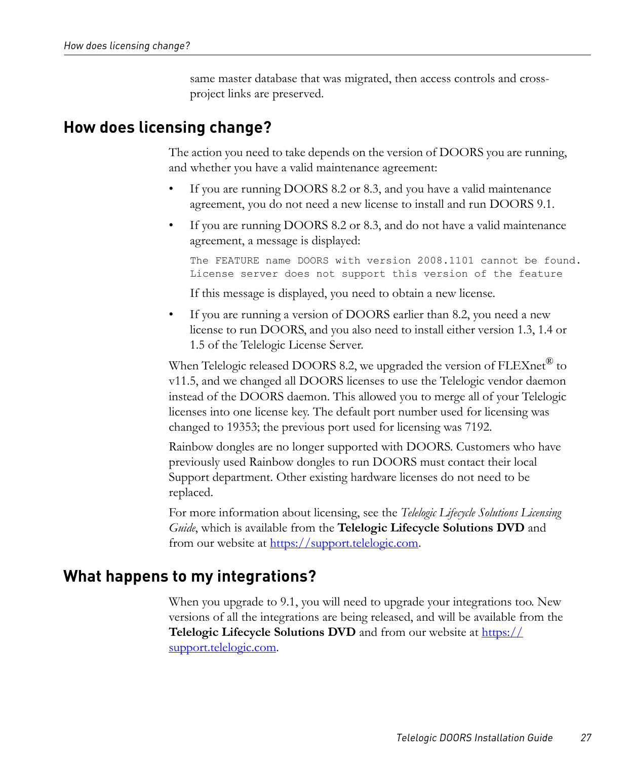same master database that was migrated, then access controls and cross-project links are preserved.

## How does licensing change?

The action you need to take depends on the version of DOORS you are running, and whether you have a valid maintenance agreement:

- If you are running DOORS 8.2 or 8.3, and you have a valid maintenance agreement, you do not need a new license to install and run DOORS 9.1.
- If you are running DOORS 8.2 or 8.3, and do not have a valid maintenance agreement, a message is displayed:

  ```
  The FEATURE name DOORS with version 2008.1101 cannot be found.
  License server does not support this version of the feature
  ```

  If this message is displayed, you need to obtain a new license.
- If you are running a version of DOORS earlier than 8.2, you need a new license to run DOORS, and you also need to install either version 1.3, 1.4 or 1.5 of the Telelogic License Server.

When Telelogic released DOORS 8.2, we upgraded the version of FLEXnet® to v11.5, and we changed all DOORS licenses to use the Telelogic vendor daemon instead of the DOORS daemon. This allowed you to merge all of your Telelogic licenses into one license key. The default port number used for licensing was changed to 19353; the previous port used for licensing was 7192.

Rainbow dongles are no longer supported with DOORS. Customers who have previously used Rainbow dongles to run DOORS must contact their local Support department. Other existing hardware licenses do not need to be replaced.

For more information about licensing, see the *Telelogic Lifecycle Solutions Licensing Guide*, which is available from the **Telelogic Lifecycle Solutions DVD** and from our website at https://support.telelogic.com.

## What happens to my integrations?

When you upgrade to 9.1, you will need to upgrade your integrations too. New versions of all the integrations are being released, and will be available from the **Telelogic Lifecycle Solutions DVD** and from our website at https://support.telelogic.com.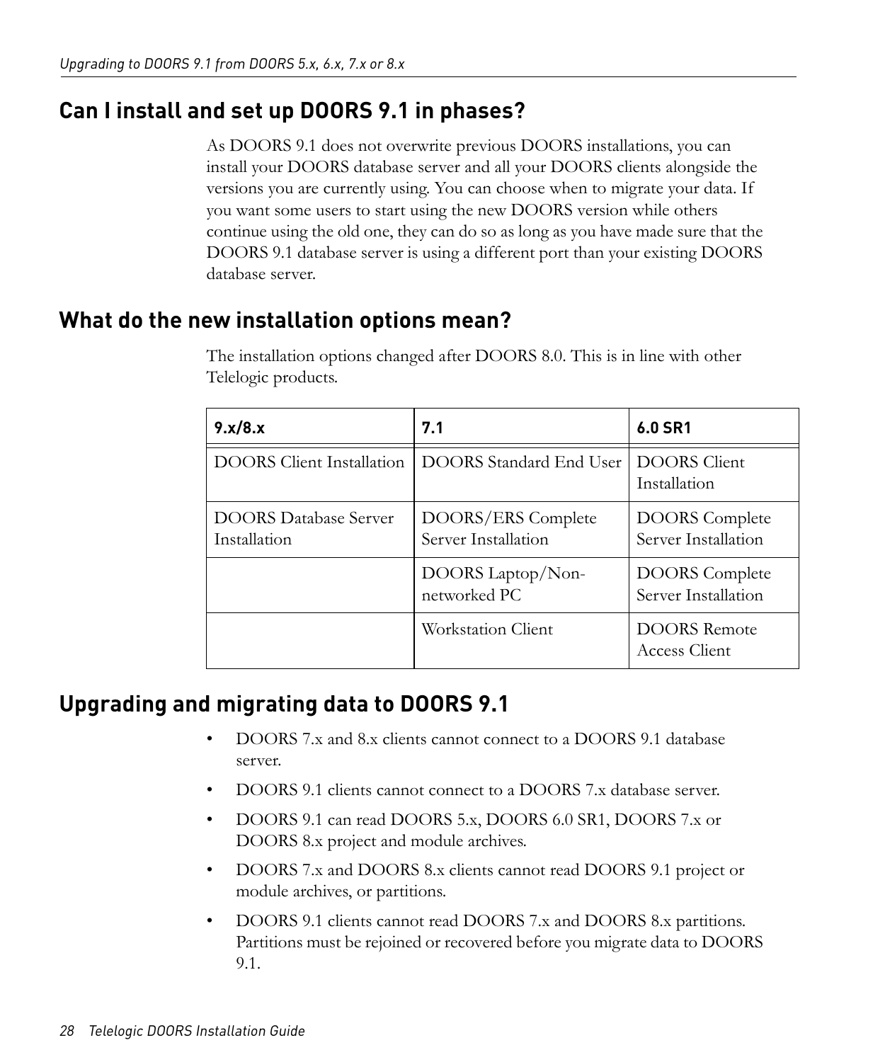## Can I install and set up DOORS 9.1 in phases?

As DOORS 9.1 does not overwrite previous DOORS installations, you can install your DOORS database server and all your DOORS clients alongside the versions you are currently using. You can choose when to migrate your data. If you want some users to start using the new DOORS version while others continue using the old one, they can do so as long as you have made sure that the DOORS 9.1 database server is using a different port than your existing DOORS database server.

## What do the new installation options mean?

The installation options changed after DOORS 8.0. This is in line with other Telelogic products.

| 9.x/8.x | 7.1 | 6.0 SR1 |
|---|---|---|
| DOORS Client Installation | DOORS Standard End User | DOORS Client Installation |
| DOORS Database Server Installation | DOORS/ERS Complete Server Installation | DOORS Complete Server Installation |
| | DOORS Laptop/Non-networked PC | DOORS Complete Server Installation |
| | Workstation Client | DOORS Remote Access Client |

## Upgrading and migrating data to DOORS 9.1

- DOORS 7.x and 8.x clients cannot connect to a DOORS 9.1 database server.
- DOORS 9.1 clients cannot connect to a DOORS 7.x database server.
- DOORS 9.1 can read DOORS 5.x, DOORS 6.0 SR1, DOORS 7.x or DOORS 8.x project and module archives.
- DOORS 7.x and DOORS 8.x clients cannot read DOORS 9.1 project or module archives, or partitions.
- DOORS 9.1 clients cannot read DOORS 7.x and DOORS 8.x partitions. Partitions must be rejoined or recovered before you migrate data to DOORS 9.1.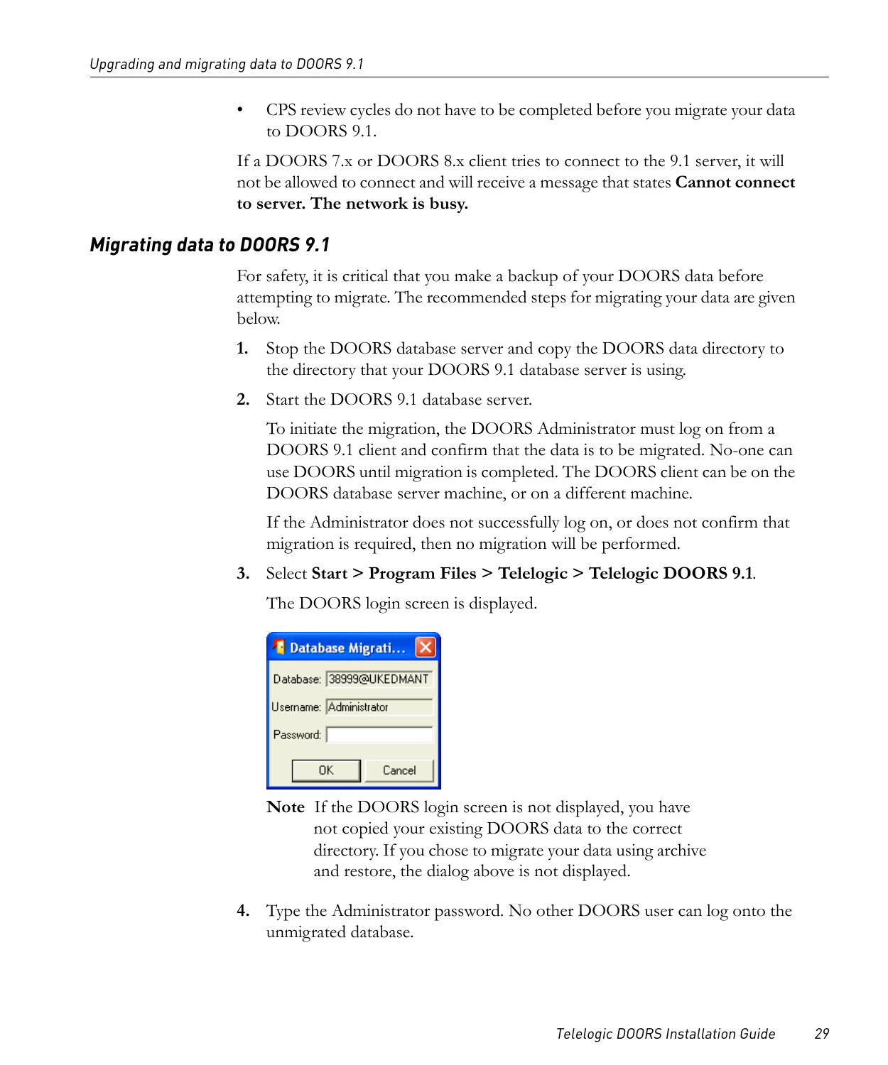- CPS review cycles do not have to be completed before you migrate your data to DOORS 9.1.

If a DOORS 7.x or DOORS 8.x client tries to connect to the 9.1 server, it will not be allowed to connect and will receive a message that states **Cannot connect to server. The network is busy.**

### *Migrating data to DOORS 9.1*

For safety, it is critical that you make a backup of your DOORS data before attempting to migrate. The recommended steps for migrating your data are given below.

1. Stop the DOORS database server and copy the DOORS data directory to the directory that your DOORS 9.1 database server is using.
2. Start the DOORS 9.1 database server.

   To initiate the migration, the DOORS Administrator must log on from a DOORS 9.1 client and confirm that the data is to be migrated. No-one can use DOORS until migration is completed. The DOORS client can be on the DOORS database server machine, or on a different machine.

   If the Administrator does not successfully log on, or does not confirm that migration is required, then no migration will be performed.
3. Select **Start > Program Files > Telelogic > Telelogic DOORS 9.1**.

   The DOORS login screen is displayed.

   Database Migrati...

   Database: 38999@UKEDMANT

   Username: Administrator

   Password:

   OK Cancel

   **Note** If the DOORS login screen is not displayed, you have not copied your existing DOORS data to the correct directory. If you chose to migrate your data using archive and restore, the dialog above is not displayed.
4. Type the Administrator password. No other DOORS user can log onto the unmigrated database.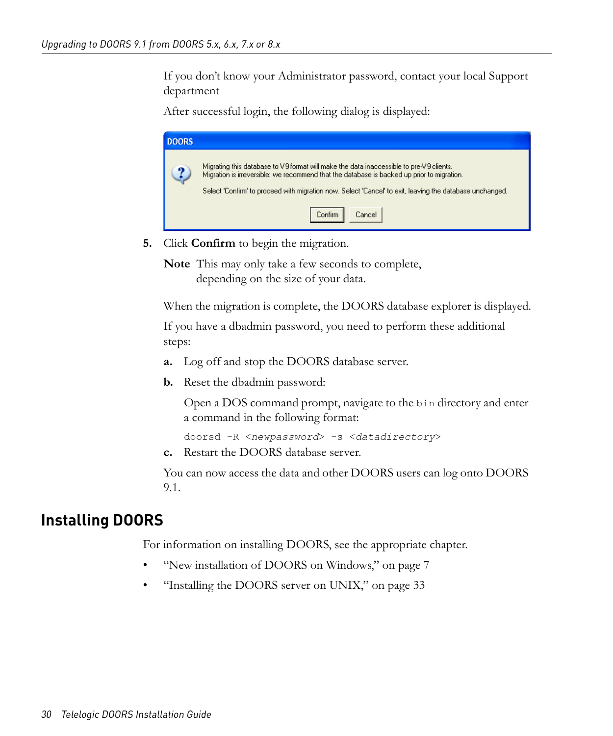If you don't know your Administrator password, contact your local Support department

After successful login, the following dialog is displayed:

DOORS

Migrating this database to V9 format will make the data inaccessible to pre-V9 clients.
Migration is irreversible: we recommend that the database is backed up prior to migration.

Select 'Confirm' to proceed with migration now. Select 'Cancel' to exit, leaving the database unchanged.

Confirm Cancel

5. Click **Confirm** to begin the migration.

   **Note** This may only take a few seconds to complete, depending on the size of your data.

   When the migration is complete, the DOORS database explorer is displayed.

   If you have a dbadmin password, you need to perform these additional steps:

   **a.** Log off and stop the DOORS database server.

   **b.** Reset the dbadmin password:

   Open a DOS command prompt, navigate to the `bin` directory and enter a command in the following format:

   ```
   doorsd -R <newpassword> -s <datadirectory>
   ```

   **c.** Restart the DOORS database server.

   You can now access the data and other DOORS users can log onto DOORS 9.1.

## Installing DOORS

For information on installing DOORS, see the appropriate chapter.

- "New installation of DOORS on Windows," on page 7
- "Installing the DOORS server on UNIX," on page 33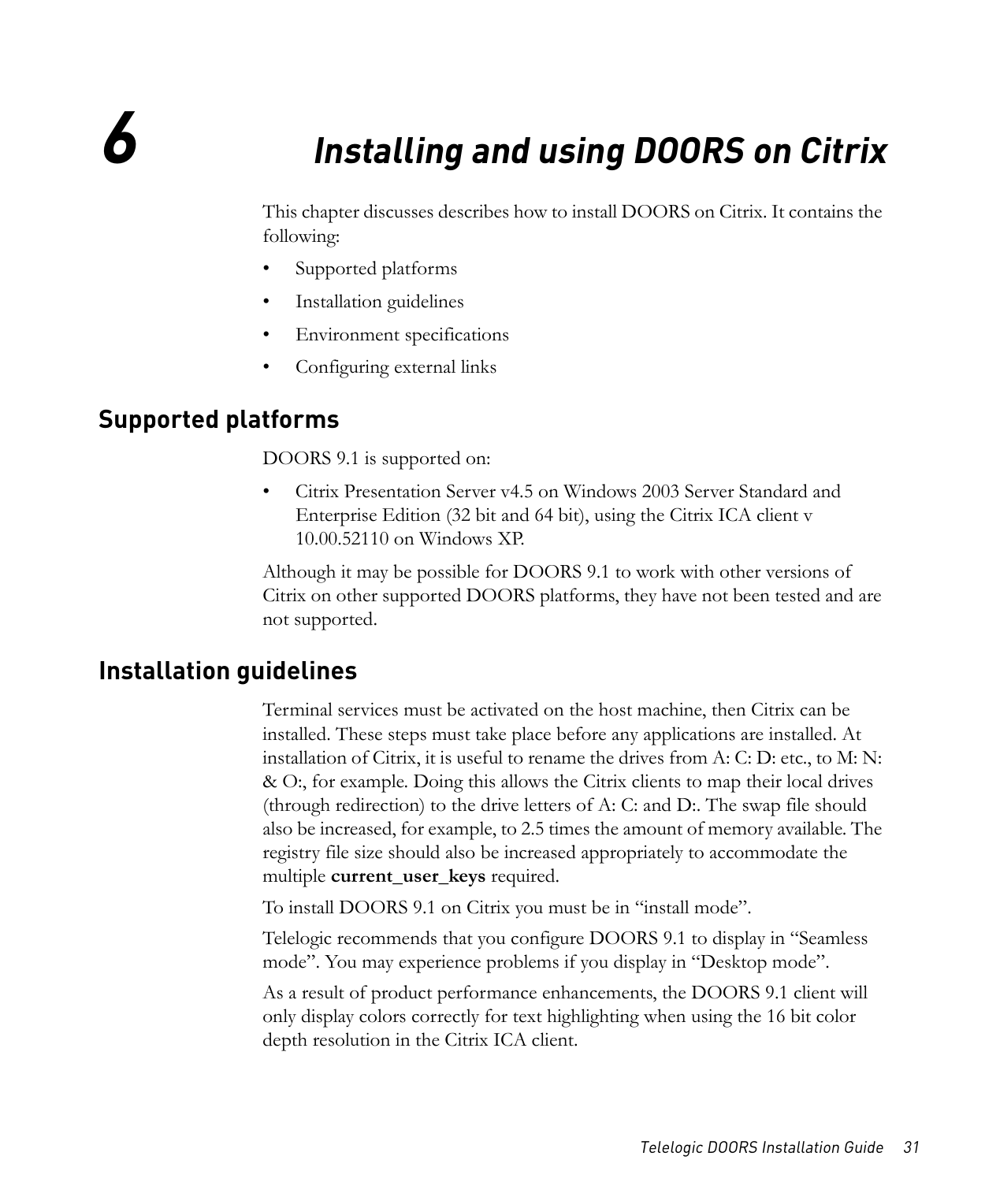# 6 Installing and using DOORS on Citrix

This chapter discusses describes how to install DOORS on Citrix. It contains the following:

- Supported platforms
- Installation guidelines
- Environment specifications
- Configuring external links

## Supported platforms

DOORS 9.1 is supported on:

- Citrix Presentation Server v4.5 on Windows 2003 Server Standard and Enterprise Edition (32 bit and 64 bit), using the Citrix ICA client v 10.00.52110 on Windows XP.

Although it may be possible for DOORS 9.1 to work with other versions of Citrix on other supported DOORS platforms, they have not been tested and are not supported.

## Installation guidelines

Terminal services must be activated on the host machine, then Citrix can be installed. These steps must take place before any applications are installed. At installation of Citrix, it is useful to rename the drives from A: C: D: etc., to M: N: & O:, for example. Doing this allows the Citrix clients to map their local drives (through redirection) to the drive letters of A: C: and D:. The swap file should also be increased, for example, to 2.5 times the amount of memory available. The registry file size should also be increased appropriately to accommodate the multiple **current_user_keys** required.

To install DOORS 9.1 on Citrix you must be in “install mode”.

Telelogic recommends that you configure DOORS 9.1 to display in “Seamless mode”. You may experience problems if you display in “Desktop mode”.

As a result of product performance enhancements, the DOORS 9.1 client will only display colors correctly for text highlighting when using the 16 bit color depth resolution in the Citrix ICA client.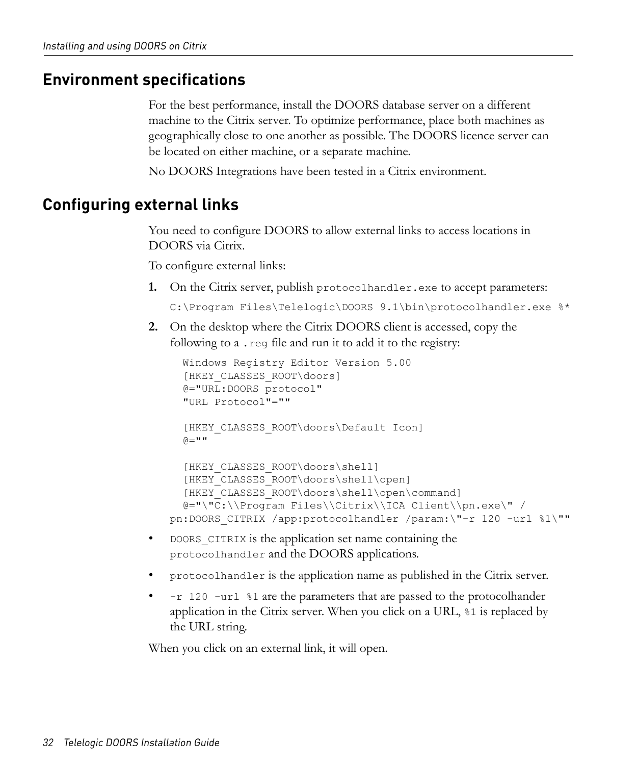## Environment specifications

For the best performance, install the DOORS database server on a different machine to the Citrix server. To optimize performance, place both machines as geographically close to one another as possible. The DOORS licence server can be located on either machine, or a separate machine.

No DOORS Integrations have been tested in a Citrix environment.

## Configuring external links

You need to configure DOORS to allow external links to access locations in DOORS via Citrix.

To configure external links:

1. On the Citrix server, publish `protocolhandler.exe` to accept parameters:

   ```
   C:\Program Files\Telelogic\DOORS 9.1\bin\protocolhandler.exe %*
   ```

2. On the desktop where the Citrix DOORS client is accessed, copy the following to a `.reg` file and run it to add it to the registry:

   ```
   Windows Registry Editor Version 5.00
   [HKEY_CLASSES_ROOT\doors]
   @="URL:DOORS protocol"
   "URL Protocol"=""

   [HKEY_CLASSES_ROOT\doors\Default Icon]
   @=""

   [HKEY_CLASSES_ROOT\doors\shell]
   [HKEY_CLASSES_ROOT\doors\shell\open]
   [HKEY_CLASSES_ROOT\doors\shell\open\command]
   @="\"C:\\Program Files\\Citrix\\ICA Client\\pn.exe\" /
   pn:DOORS_CITRIX /app:protocolhandler /param:\"-r 120 -url %1\""
   ```

- `DOORS_CITRIX` is the application set name containing the `protocolhandler` and the DOORS applications.
- `protocolhandler` is the application name as published in the Citrix server.
- `-r 120 -url %1` are the parameters that are passed to the protocolhander application in the Citrix server. When you click on a URL, `%1` is replaced by the URL string.

When you click on an external link, it will open.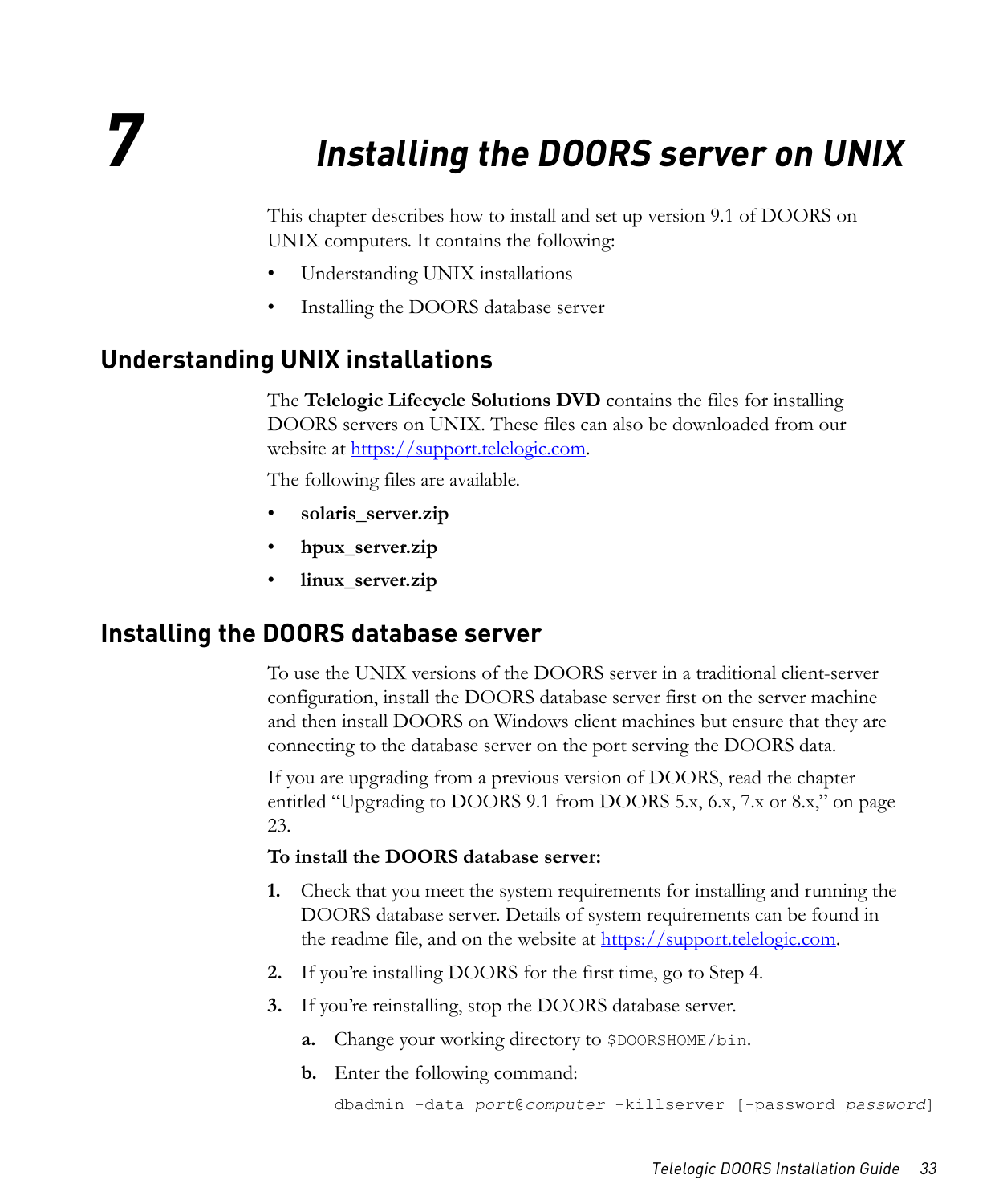# 7 Installing the DOORS server on UNIX

This chapter describes how to install and set up version 9.1 of DOORS on UNIX computers. It contains the following:

- Understanding UNIX installations
- Installing the DOORS database server

## Understanding UNIX installations

The **Telelogic Lifecycle Solutions DVD** contains the files for installing DOORS servers on UNIX. These files can also be downloaded from our website at https://support.telelogic.com.

The following files are available.

- **solaris_server.zip**
- **hpux_server.zip**
- **linux_server.zip**

## Installing the DOORS database server

To use the UNIX versions of the DOORS server in a traditional client-server configuration, install the DOORS database server first on the server machine and then install DOORS on Windows client machines but ensure that they are connecting to the database server on the port serving the DOORS data.

If you are upgrading from a previous version of DOORS, read the chapter entitled "Upgrading to DOORS 9.1 from DOORS 5.x, 6.x, 7.x or 8.x," on page 23.

**To install the DOORS database server:**

1. Check that you meet the system requirements for installing and running the DOORS database server. Details of system requirements can be found in the readme file, and on the website at https://support.telelogic.com.
2. If you're installing DOORS for the first time, go to Step 4.
3. If you're reinstalling, stop the DOORS database server.
   a. Change your working directory to `$DOORSHOME/bin`.
   b. Enter the following command:

```
dbadmin -data port@computer -killserver [-password password]
```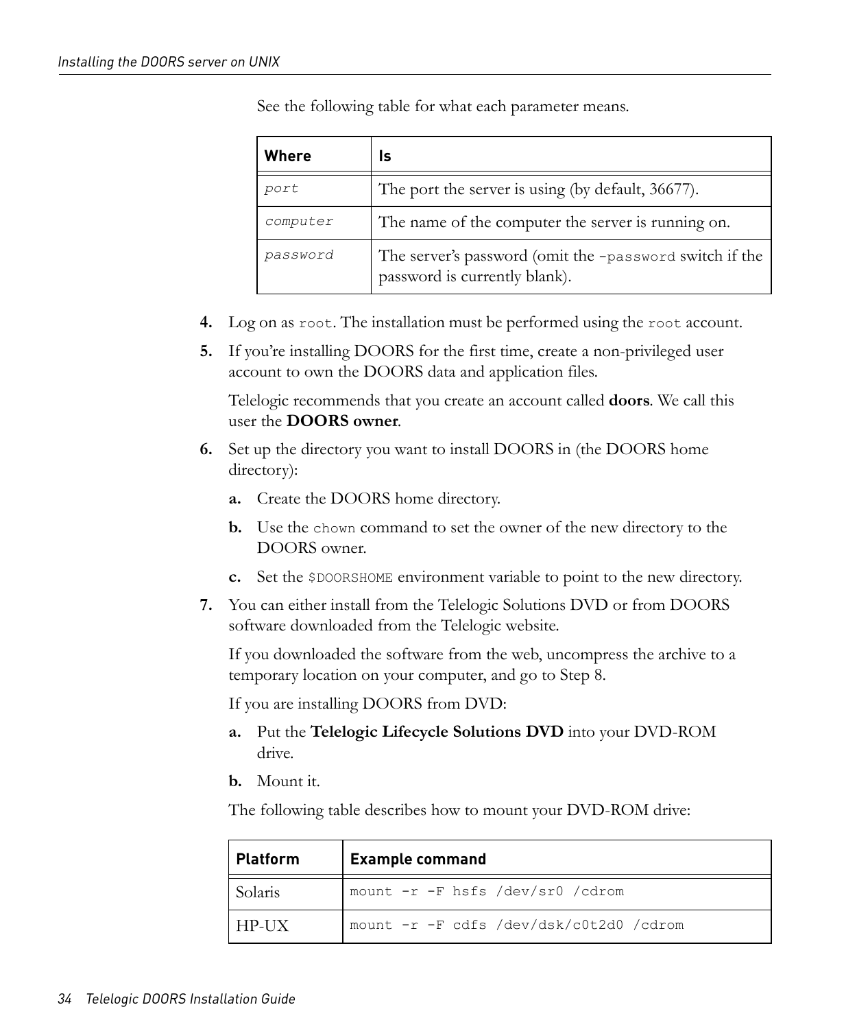See the following table for what each parameter means.

| Where | Is |
|---|---|
| *port* | The port the server is using (by default, 36677). |
| *computer* | The name of the computer the server is running on. |
| *password* | The server's password (omit the `-password` switch if the password is currently blank). |

4. Log on as `root`. The installation must be performed using the `root` account.
5. If you're installing DOORS for the first time, create a non-privileged user account to own the DOORS data and application files.

   Telelogic recommends that you create an account called **doors**. We call this user the **DOORS owner**.
6. Set up the directory you want to install DOORS in (the DOORS home directory):
   a. Create the DOORS home directory.
   b. Use the `chown` command to set the owner of the new directory to the DOORS owner.
   c. Set the `$DOORSHOME` environment variable to point to the new directory.
7. You can either install from the Telelogic Solutions DVD or from DOORS software downloaded from the Telelogic website.

   If you downloaded the software from the web, uncompress the archive to a temporary location on your computer, and go to Step 8.

   If you are installing DOORS from DVD:
   a. Put the **Telelogic Lifecycle Solutions DVD** into your DVD-ROM drive.
   b. Mount it.

   The following table describes how to mount your DVD-ROM drive:

| Platform | Example command |
|---|---|
| Solaris | `mount -r -F hsfs /dev/sr0 /cdrom` |
| HP-UX | `mount -r -F cdfs /dev/dsk/c0t2d0 /cdrom` |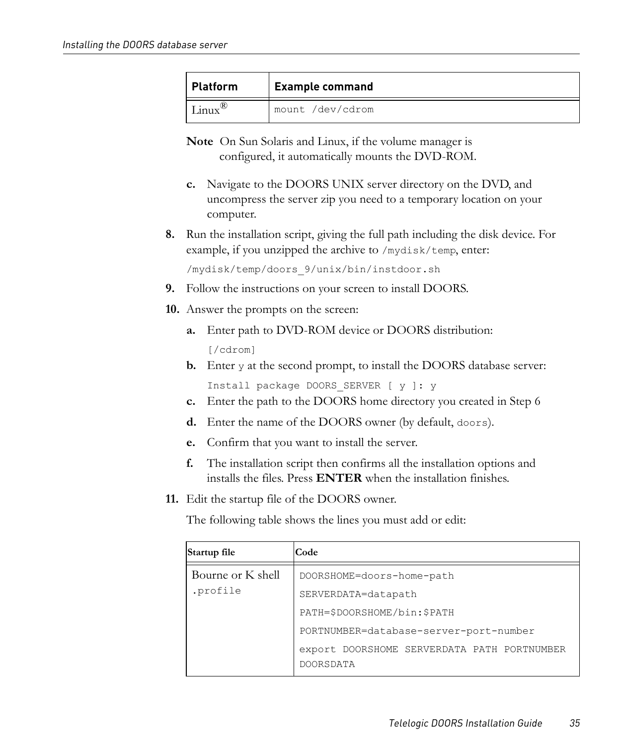| Platform | Example command |
|---|---|
| Linux® | `mount /dev/cdrom` |

**Note** On Sun Solaris and Linux, if the volume manager is configured, it automatically mounts the DVD-ROM.

c. Navigate to the DOORS UNIX server directory on the DVD, and uncompress the server zip you need to a temporary location on your computer.

8. Run the installation script, giving the full path including the disk device. For example, if you unzipped the archive to `/mydisk/temp`, enter:

   ```
   /mydisk/temp/doors_9/unix/bin/instdoor.sh
   ```

9. Follow the instructions on your screen to install DOORS.

10. Answer the prompts on the screen:

    a. Enter path to DVD-ROM device or DOORS distribution:

       ```
       [/cdrom]
       ```

    b. Enter `y` at the second prompt, to install the DOORS database server:

       ```
       Install package DOORS_SERVER [ y ]: y
       ```

    c. Enter the path to the DOORS home directory you created in Step 6

    d. Enter the name of the DOORS owner (by default, `doors`).

    e. Confirm that you want to install the server.

    f. The installation script then confirms all the installation options and installs the files. Press **ENTER** when the installation finishes.

11. Edit the startup file of the DOORS owner.

    The following table shows the lines you must add or edit:

| Startup file | Code |
|---|---|
| Bourne or K shell `.profile` | `DOORSHOME=doors-home-path`<br>`SERVERDATA=datapath`<br>`PATH=$DOORSHOME/bin:$PATH`<br>`PORTNUMBER=database-server-port-number`<br>`export DOORSHOME SERVERDATA PATH PORTNUMBER DOORSDATA` |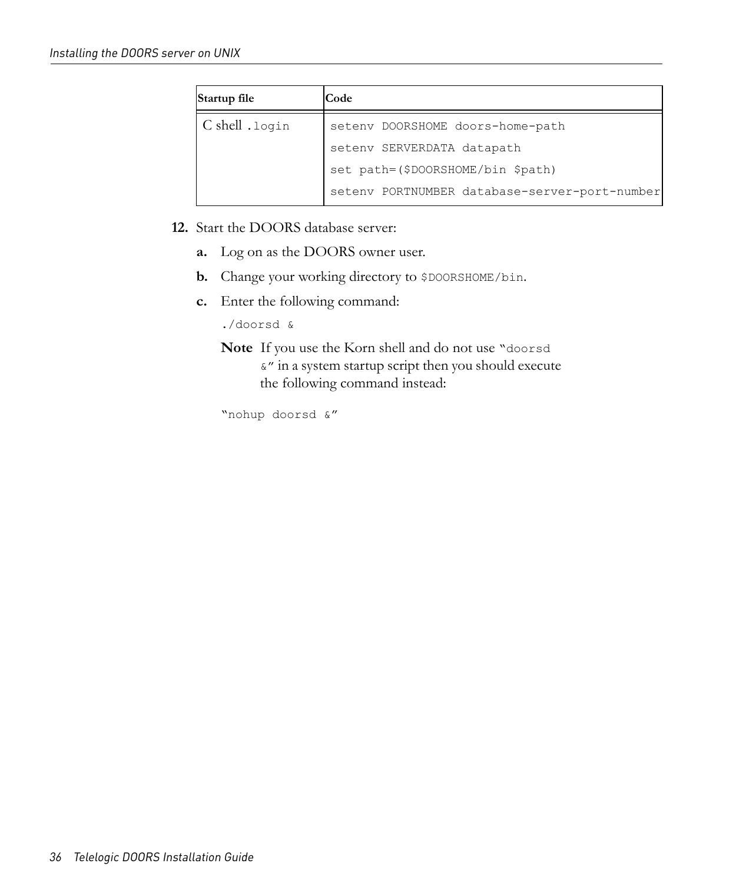| Startup file | Code |
|---|---|
| C shell `.login` | `setenv DOORSHOME doors-home-path`<br>`setenv SERVERDATA datapath`<br>`set path=($DOORSHOME/bin $path)`<br>`setenv PORTNUMBER database-server-port-number` |

12. Start the DOORS database server:

    a. Log on as the DOORS owner user.

    b. Change your working directory to `$DOORSHOME/bin`.

    c. Enter the following command:

    ```
    ./doorsd &
    ```

    **Note** If you use the Korn shell and do not use "`doorsd &`" in a system startup script then you should execute the following command instead:

    ```
    "nohup doorsd &"
    ```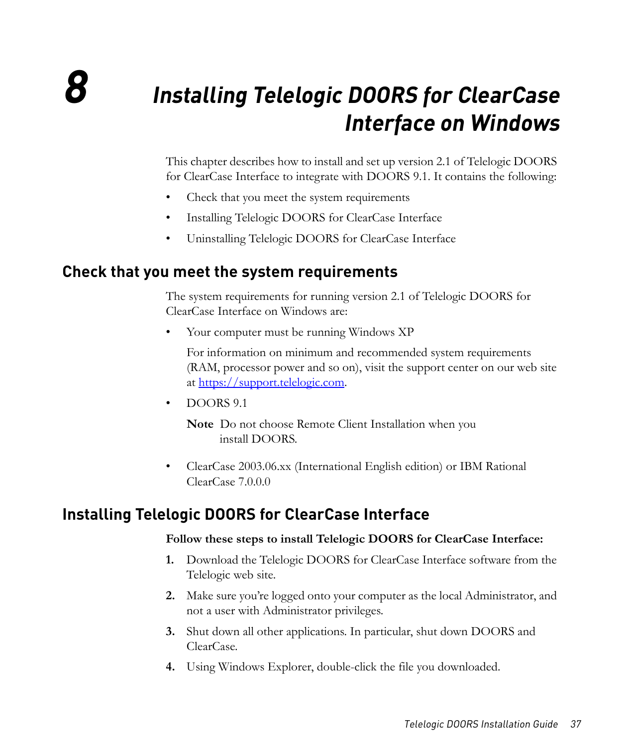# 8 Installing Telelogic DOORS for ClearCase Interface on Windows

This chapter describes how to install and set up version 2.1 of Telelogic DOORS for ClearCase Interface to integrate with DOORS 9.1. It contains the following:

- Check that you meet the system requirements
- Installing Telelogic DOORS for ClearCase Interface
- Uninstalling Telelogic DOORS for ClearCase Interface

## Check that you meet the system requirements

The system requirements for running version 2.1 of Telelogic DOORS for ClearCase Interface on Windows are:

- Your computer must be running Windows XP

  For information on minimum and recommended system requirements (RAM, processor power and so on), visit the support center on our web site at https://support.telelogic.com.

- DOORS 9.1

  **Note** Do not choose Remote Client Installation when you install DOORS.

- ClearCase 2003.06.xx (International English edition) or IBM Rational ClearCase 7.0.0.0

## Installing Telelogic DOORS for ClearCase Interface

**Follow these steps to install Telelogic DOORS for ClearCase Interface:**

1. Download the Telelogic DOORS for ClearCase Interface software from the Telelogic web site.
2. Make sure you're logged onto your computer as the local Administrator, and not a user with Administrator privileges.
3. Shut down all other applications. In particular, shut down DOORS and ClearCase.
4. Using Windows Explorer, double-click the file you downloaded.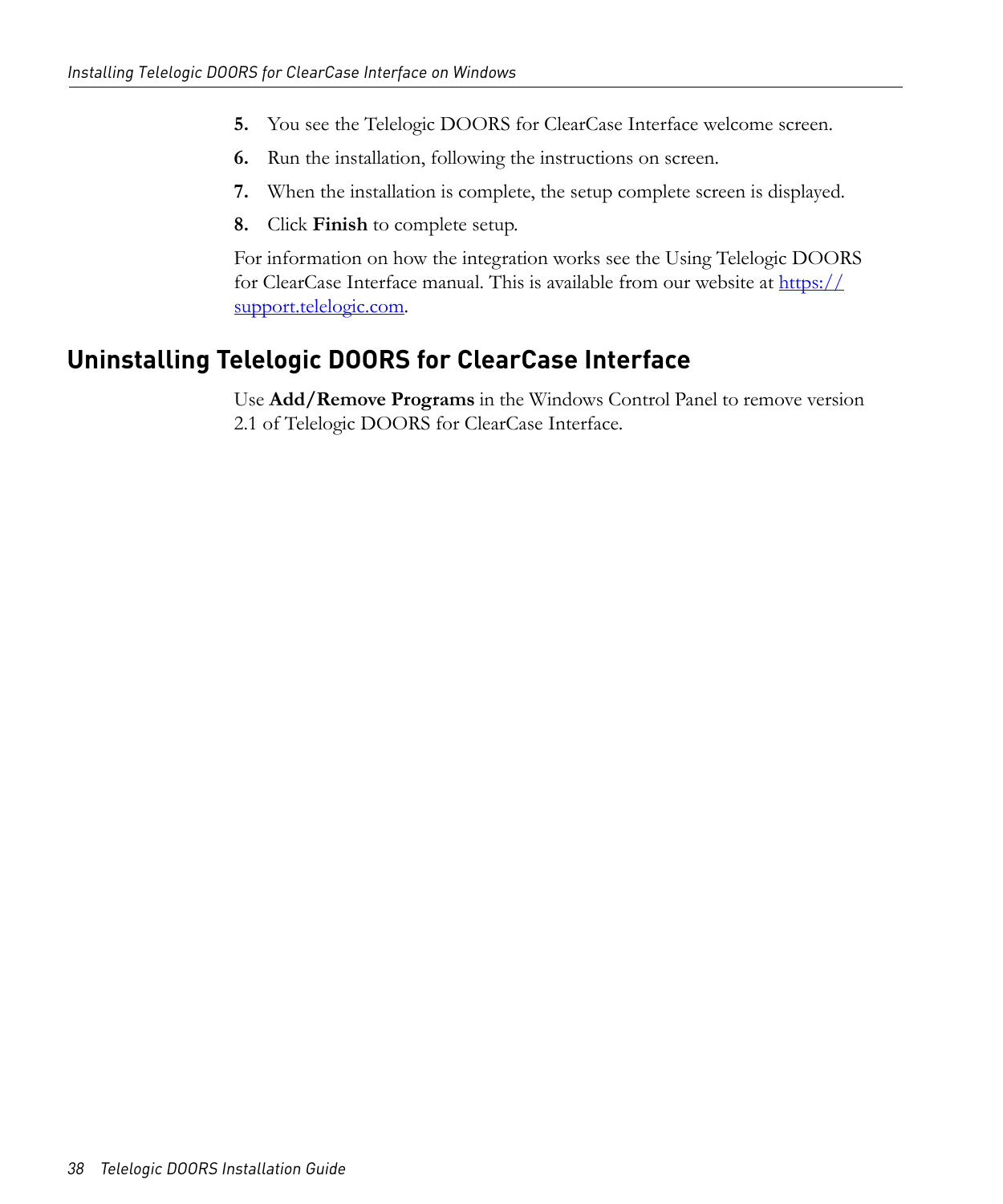5. You see the Telelogic DOORS for ClearCase Interface welcome screen.
6. Run the installation, following the instructions on screen.
7. When the installation is complete, the setup complete screen is displayed.
8. Click **Finish** to complete setup.

For information on how the integration works see the Using Telelogic DOORS for ClearCase Interface manual. This is available from our website at [https://support.telelogic.com](https://support.telelogic.com).

## Uninstalling Telelogic DOORS for ClearCase Interface

Use **Add/Remove Programs** in the Windows Control Panel to remove version 2.1 of Telelogic DOORS for ClearCase Interface.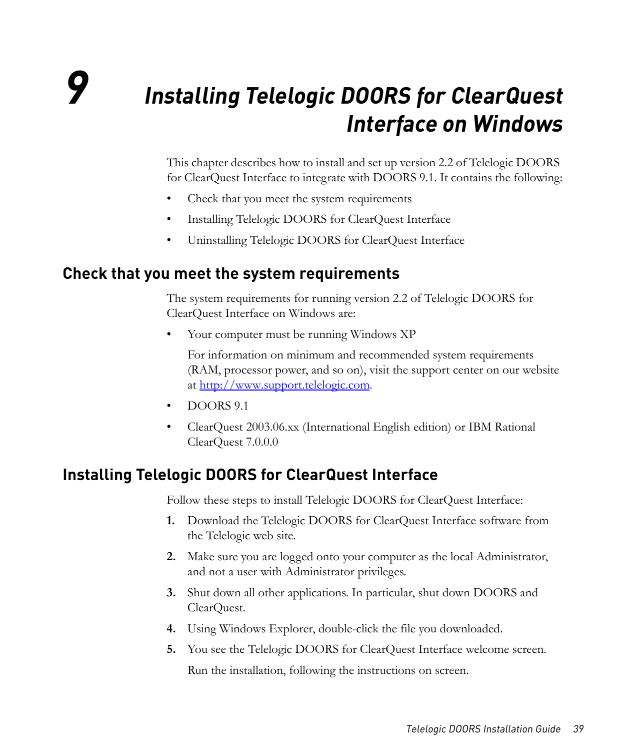# 9 Installing Telelogic DOORS for ClearQuest Interface on Windows

This chapter describes how to install and set up version 2.2 of Telelogic DOORS for ClearQuest Interface to integrate with DOORS 9.1. It contains the following:

- Check that you meet the system requirements
- Installing Telelogic DOORS for ClearQuest Interface
- Uninstalling Telelogic DOORS for ClearQuest Interface

## Check that you meet the system requirements

The system requirements for running version 2.2 of Telelogic DOORS for ClearQuest Interface on Windows are:

- Your computer must be running Windows XP

  For information on minimum and recommended system requirements (RAM, processor power, and so on), visit the support center on our website at [http://www.support.telelogic.com](http://www.support.telelogic.com).

- DOORS 9.1
- ClearQuest 2003.06.xx (International English edition) or IBM Rational ClearQuest 7.0.0.0

## Installing Telelogic DOORS for ClearQuest Interface

Follow these steps to install Telelogic DOORS for ClearQuest Interface:

1. Download the Telelogic DOORS for ClearQuest Interface software from the Telelogic web site.
2. Make sure you are logged onto your computer as the local Administrator, and not a user with Administrator privileges.
3. Shut down all other applications. In particular, shut down DOORS and ClearQuest.
4. Using Windows Explorer, double-click the file you downloaded.
5. You see the Telelogic DOORS for ClearQuest Interface welcome screen.

   Run the installation, following the instructions on screen.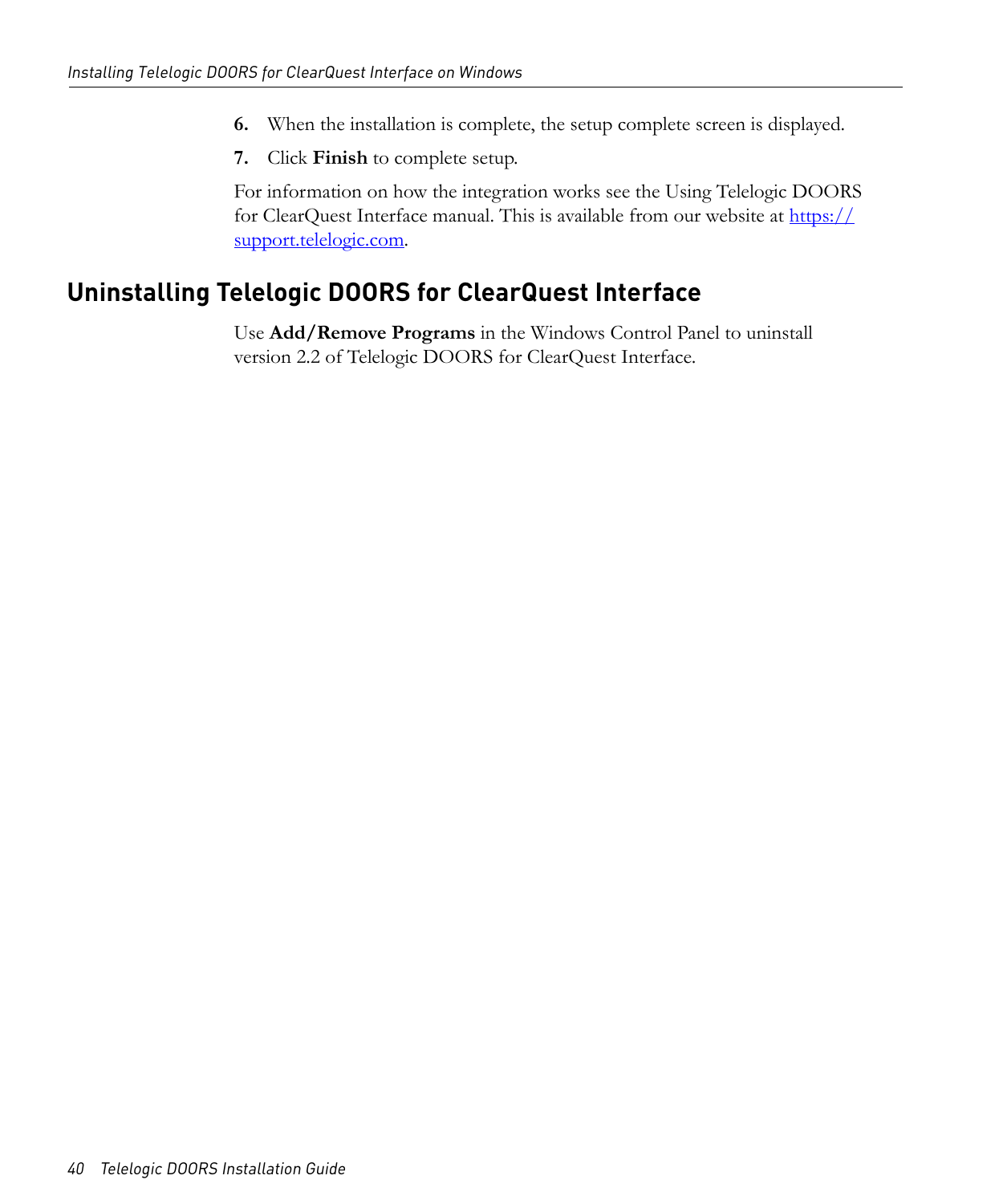6. When the installation is complete, the setup complete screen is displayed.
7. Click **Finish** to complete setup.

For information on how the integration works see the Using Telelogic DOORS for ClearQuest Interface manual. This is available from our website at [https://support.telelogic.com](https://support.telelogic.com).

## Uninstalling Telelogic DOORS for ClearQuest Interface

Use **Add/Remove Programs** in the Windows Control Panel to uninstall version 2.2 of Telelogic DOORS for ClearQuest Interface.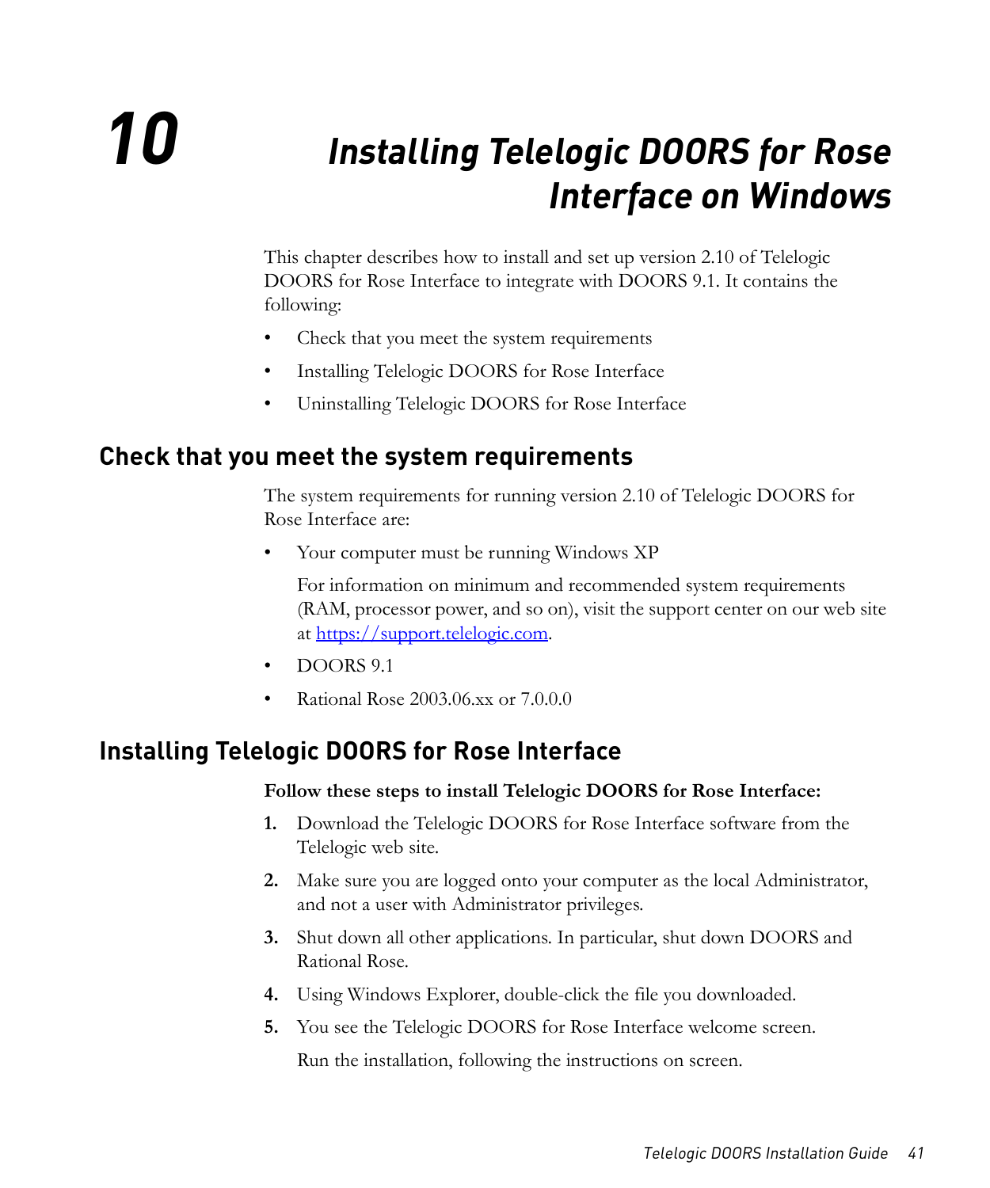# 10 Installing Telelogic DOORS for Rose Interface on Windows

This chapter describes how to install and set up version 2.10 of Telelogic DOORS for Rose Interface to integrate with DOORS 9.1. It contains the following:

- Check that you meet the system requirements
- Installing Telelogic DOORS for Rose Interface
- Uninstalling Telelogic DOORS for Rose Interface

## Check that you meet the system requirements

The system requirements for running version 2.10 of Telelogic DOORS for Rose Interface are:

- Your computer must be running Windows XP

  For information on minimum and recommended system requirements (RAM, processor power, and so on), visit the support center on our web site at [https://support.telelogic.com](https://support.telelogic.com).

- DOORS 9.1
- Rational Rose 2003.06.xx or 7.0.0.0

## Installing Telelogic DOORS for Rose Interface

**Follow these steps to install Telelogic DOORS for Rose Interface:**

1. Download the Telelogic DOORS for Rose Interface software from the Telelogic web site.
2. Make sure you are logged onto your computer as the local Administrator, and not a user with Administrator privileges.
3. Shut down all other applications. In particular, shut down DOORS and Rational Rose.
4. Using Windows Explorer, double-click the file you downloaded.
5. You see the Telelogic DOORS for Rose Interface welcome screen.

   Run the installation, following the instructions on screen.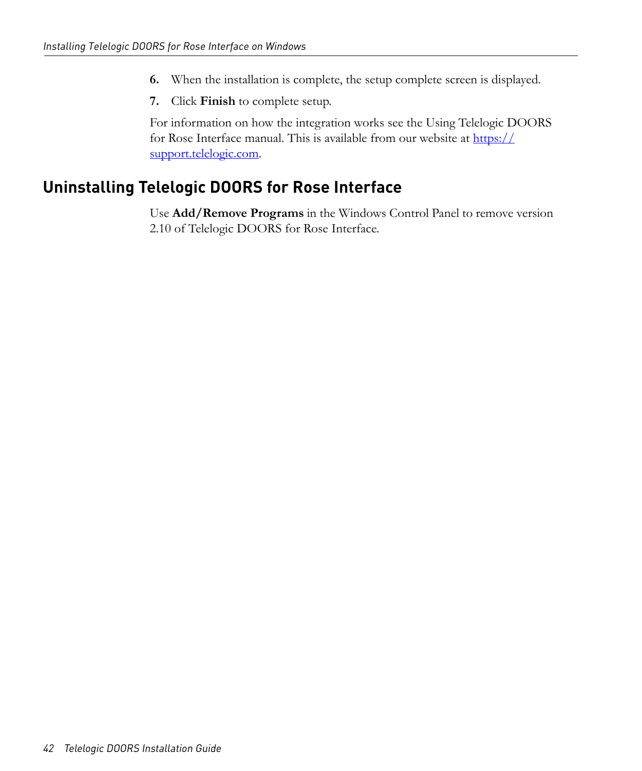6. When the installation is complete, the setup complete screen is displayed.
7. Click **Finish** to complete setup.

For information on how the integration works see the Using Telelogic DOORS for Rose Interface manual. This is available from our website at [https://support.telelogic.com](https://support.telelogic.com).

## Uninstalling Telelogic DOORS for Rose Interface

Use **Add/Remove Programs** in the Windows Control Panel to remove version 2.10 of Telelogic DOORS for Rose Interface.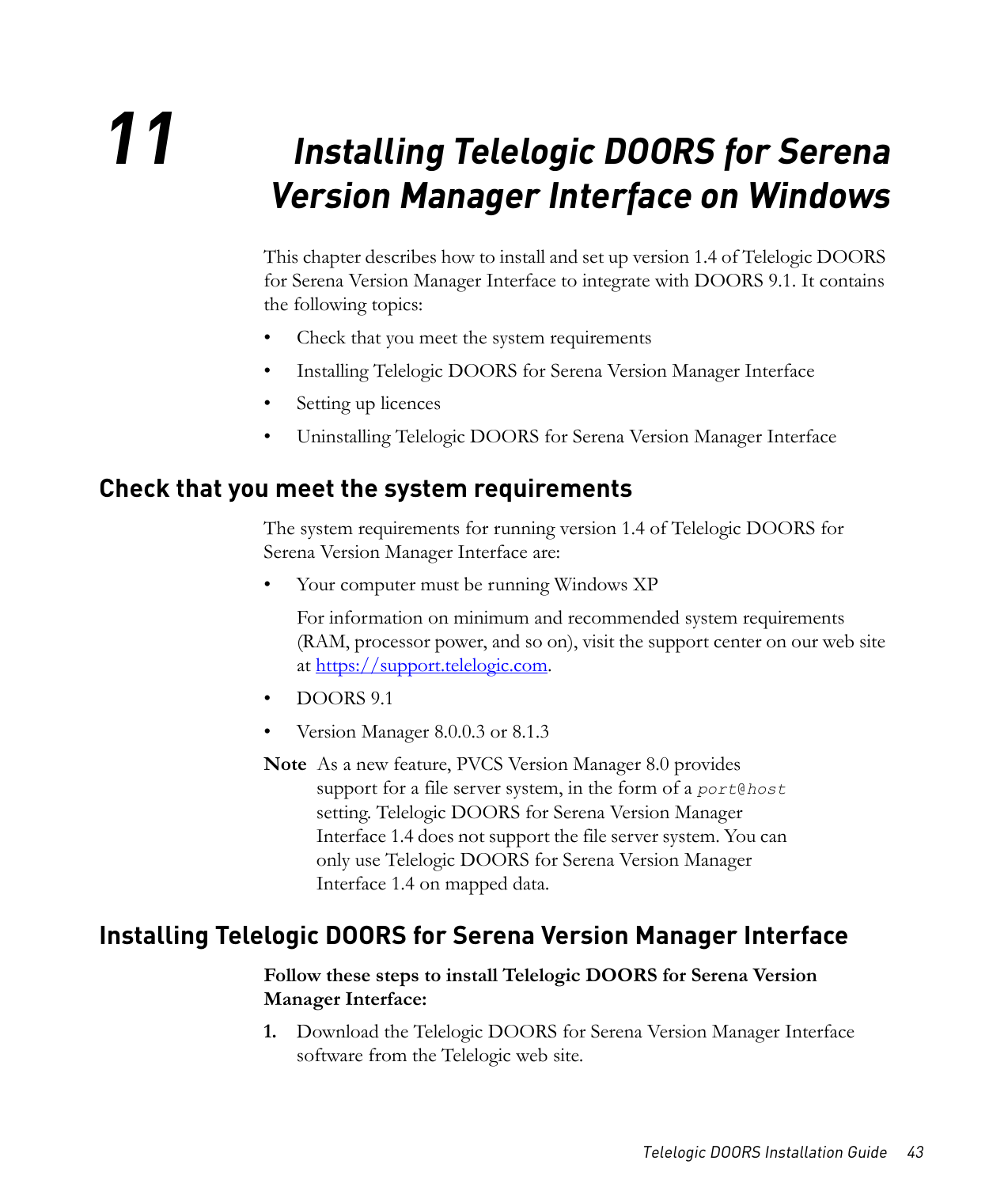# 11 Installing Telelogic DOORS for Serena Version Manager Interface on Windows

This chapter describes how to install and set up version 1.4 of Telelogic DOORS for Serena Version Manager Interface to integrate with DOORS 9.1. It contains the following topics:

- Check that you meet the system requirements
- Installing Telelogic DOORS for Serena Version Manager Interface
- Setting up licences
- Uninstalling Telelogic DOORS for Serena Version Manager Interface

## Check that you meet the system requirements

The system requirements for running version 1.4 of Telelogic DOORS for Serena Version Manager Interface are:

- Your computer must be running Windows XP

  For information on minimum and recommended system requirements (RAM, processor power, and so on), visit the support center on our web site at https://support.telelogic.com.

- DOORS 9.1
- Version Manager 8.0.0.3 or 8.1.3

**Note** As a new feature, PVCS Version Manager 8.0 provides support for a file server system, in the form of a *port@host* setting. Telelogic DOORS for Serena Version Manager Interface 1.4 does not support the file server system. You can only use Telelogic DOORS for Serena Version Manager Interface 1.4 on mapped data.

## Installing Telelogic DOORS for Serena Version Manager Interface

**Follow these steps to install Telelogic DOORS for Serena Version Manager Interface:**

1. Download the Telelogic DOORS for Serena Version Manager Interface software from the Telelogic web site.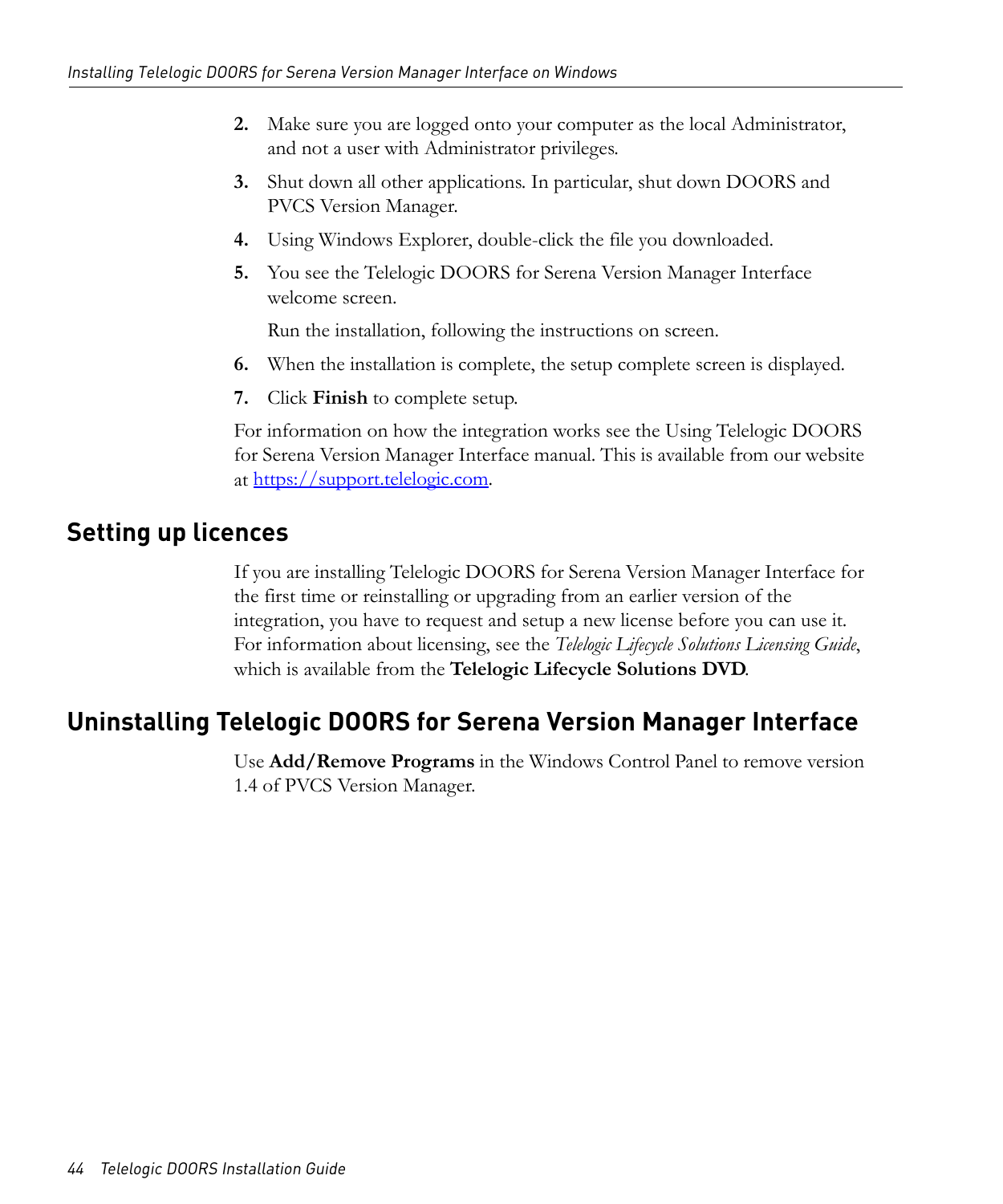2. Make sure you are logged onto your computer as the local Administrator, and not a user with Administrator privileges.
3. Shut down all other applications. In particular, shut down DOORS and PVCS Version Manager.
4. Using Windows Explorer, double-click the file you downloaded.
5. You see the Telelogic DOORS for Serena Version Manager Interface welcome screen.

   Run the installation, following the instructions on screen.
6. When the installation is complete, the setup complete screen is displayed.
7. Click **Finish** to complete setup.

For information on how the integration works see the Using Telelogic DOORS for Serena Version Manager Interface manual. This is available from our website at https://support.telelogic.com.

## Setting up licences

If you are installing Telelogic DOORS for Serena Version Manager Interface for the first time or reinstalling or upgrading from an earlier version of the integration, you have to request and setup a new license before you can use it. For information about licensing, see the *Telelogic Lifecycle Solutions Licensing Guide*, which is available from the **Telelogic Lifecycle Solutions DVD**.

## Uninstalling Telelogic DOORS for Serena Version Manager Interface

Use **Add/Remove Programs** in the Windows Control Panel to remove version 1.4 of PVCS Version Manager.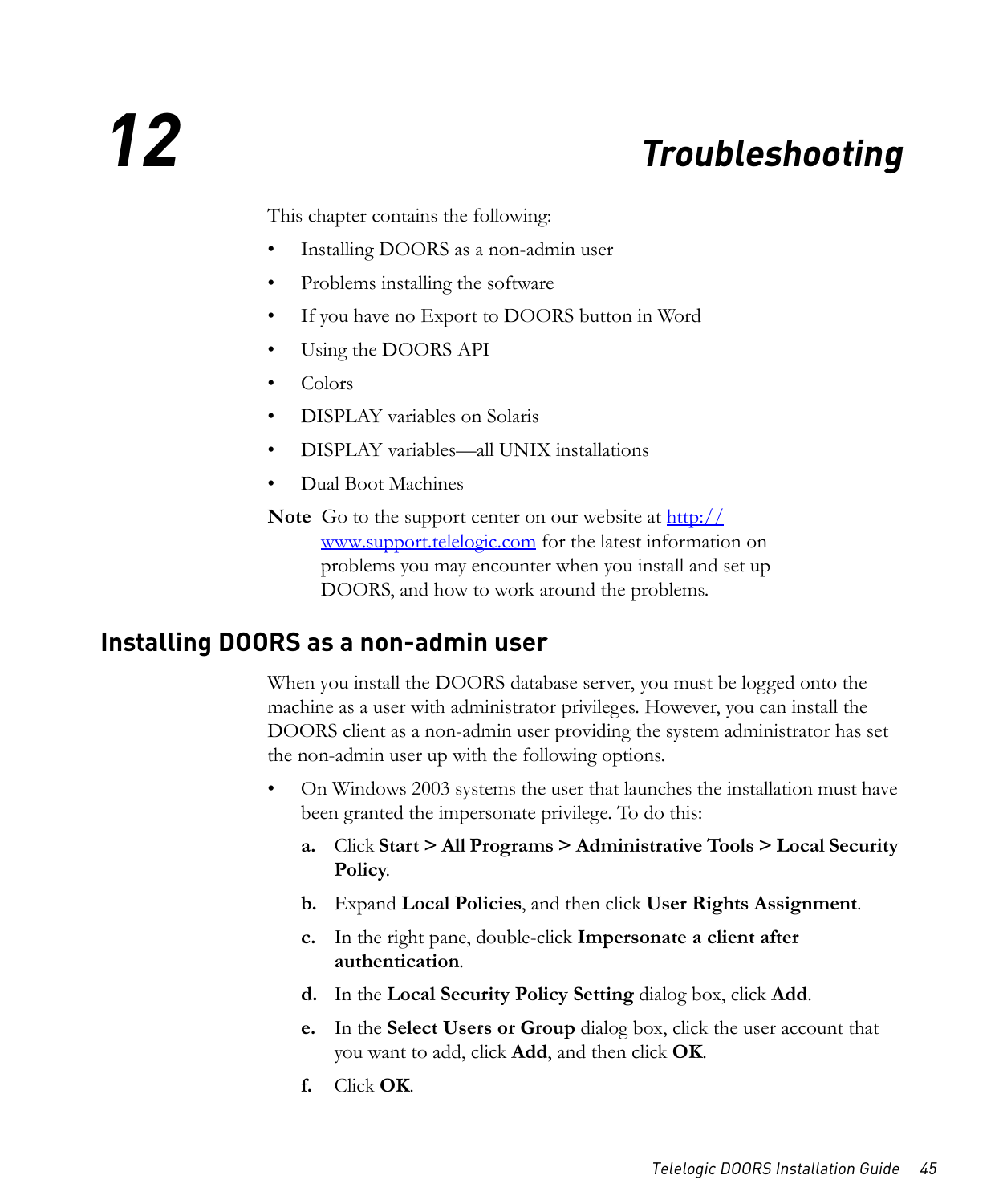# 12 Troubleshooting

This chapter contains the following:

- Installing DOORS as a non-admin user
- Problems installing the software
- If you have no Export to DOORS button in Word
- Using the DOORS API
- Colors
- DISPLAY variables on Solaris
- DISPLAY variables—all UNIX installations
- Dual Boot Machines

**Note** Go to the support center on our website at http://www.support.telelogic.com for the latest information on problems you may encounter when you install and set up DOORS, and how to work around the problems.

## Installing DOORS as a non-admin user

When you install the DOORS database server, you must be logged onto the machine as a user with administrator privileges. However, you can install the DOORS client as a non-admin user providing the system administrator has set the non-admin user up with the following options.

- On Windows 2003 systems the user that launches the installation must have been granted the impersonate privilege. To do this:

  **a.** Click **Start > All Programs > Administrative Tools > Local Security Policy**.

  **b.** Expand **Local Policies**, and then click **User Rights Assignment**.

  **c.** In the right pane, double-click **Impersonate a client after authentication**.

  **d.** In the **Local Security Policy Setting** dialog box, click **Add**.

  **e.** In the **Select Users or Group** dialog box, click the user account that you want to add, click **Add**, and then click **OK**.

  **f.** Click **OK**.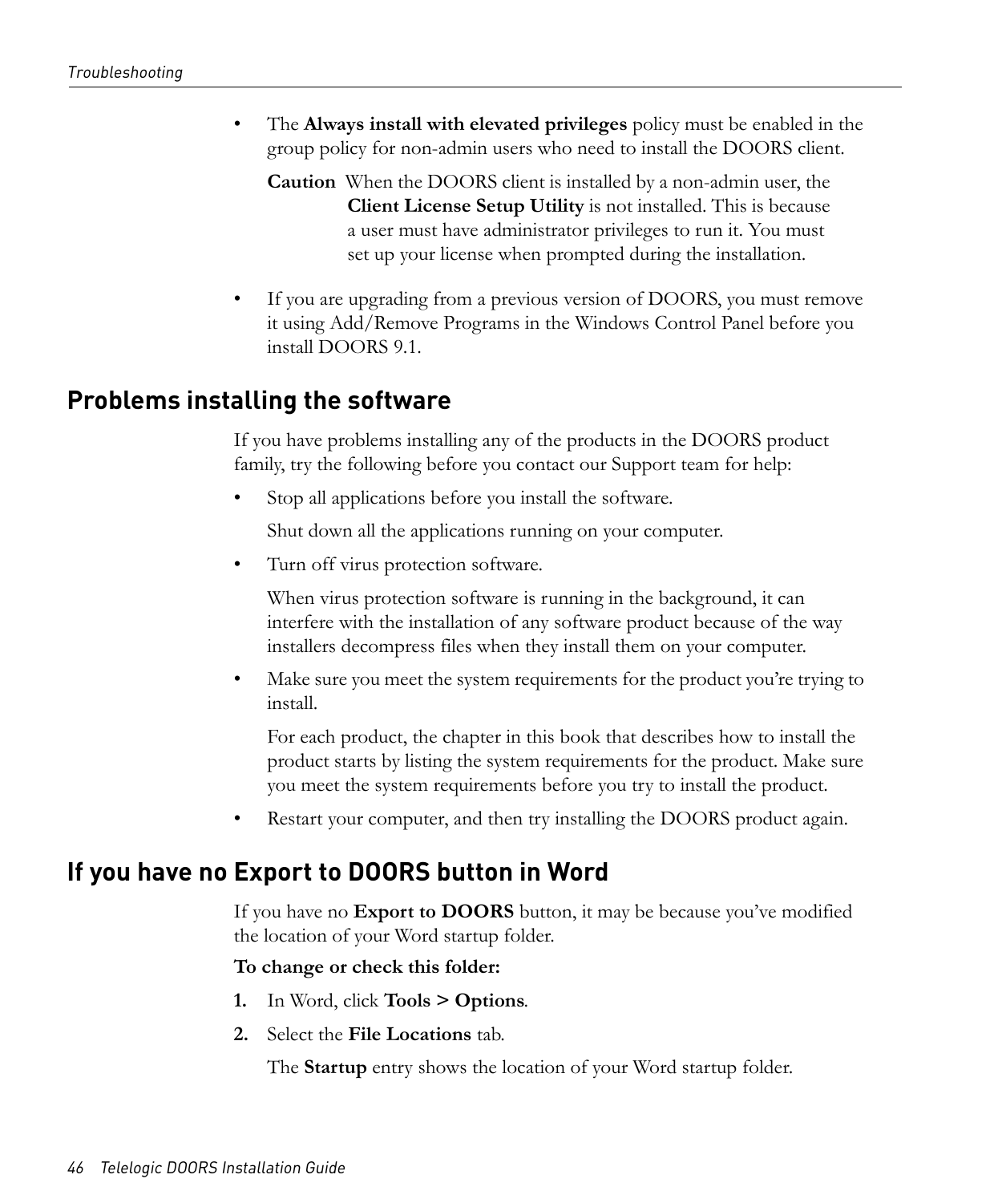- The **Always install with elevated privileges** policy must be enabled in the group policy for non-admin users who need to install the DOORS client.

  **Caution** When the DOORS client is installed by a non-admin user, the **Client License Setup Utility** is not installed. This is because a user must have administrator privileges to run it. You must set up your license when prompted during the installation.

- If you are upgrading from a previous version of DOORS, you must remove it using Add/Remove Programs in the Windows Control Panel before you install DOORS 9.1.

## Problems installing the software

If you have problems installing any of the products in the DOORS product family, try the following before you contact our Support team for help:

- Stop all applications before you install the software.

  Shut down all the applications running on your computer.

- Turn off virus protection software.

  When virus protection software is running in the background, it can interfere with the installation of any software product because of the way installers decompress files when they install them on your computer.

- Make sure you meet the system requirements for the product you're trying to install.

  For each product, the chapter in this book that describes how to install the product starts by listing the system requirements for the product. Make sure you meet the system requirements before you try to install the product.

- Restart your computer, and then try installing the DOORS product again.

## If you have no Export to DOORS button in Word

If you have no **Export to DOORS** button, it may be because you've modified the location of your Word startup folder.

**To change or check this folder:**

1. In Word, click **Tools > Options**.
2. Select the **File Locations** tab.

   The **Startup** entry shows the location of your Word startup folder.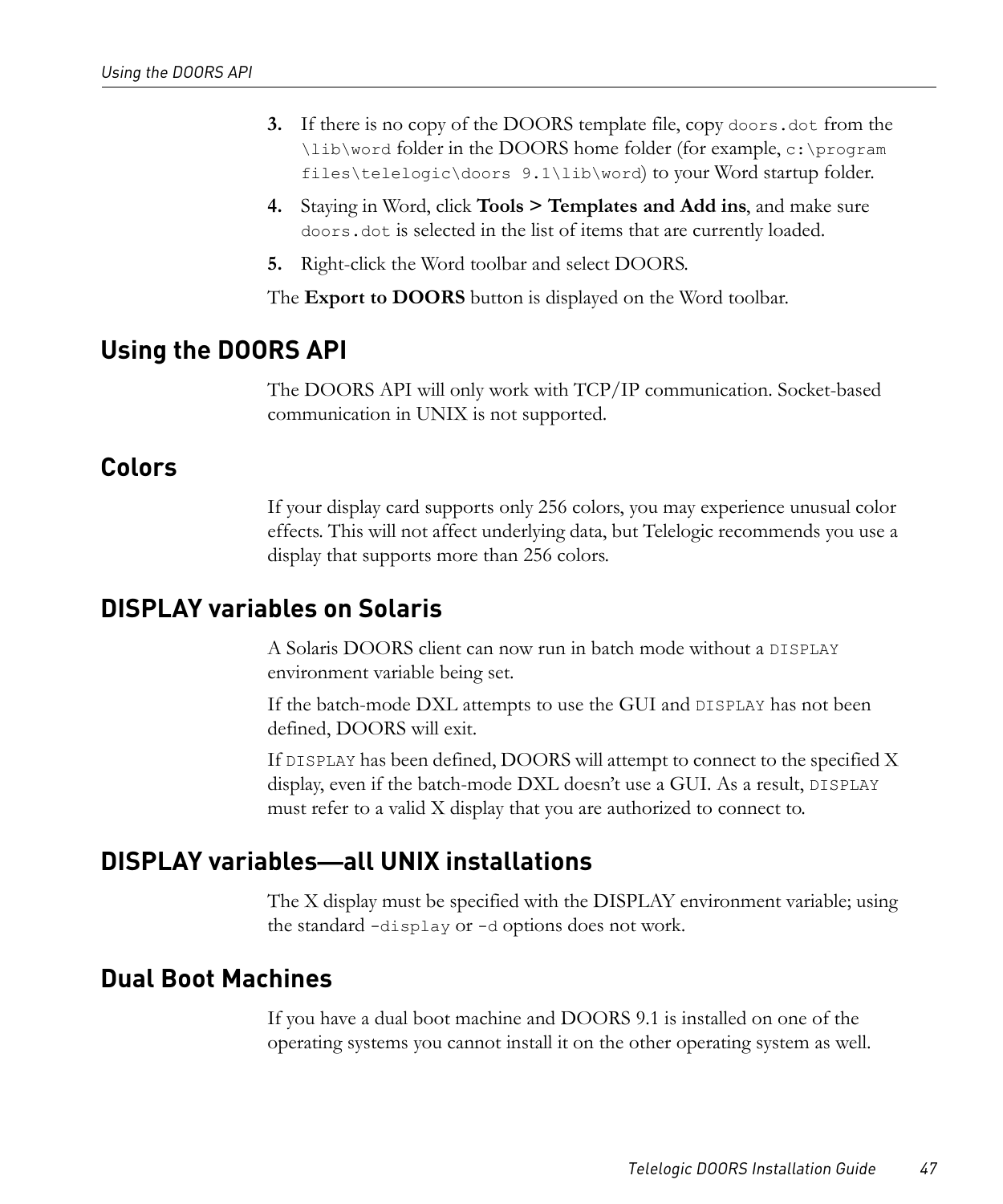3. If there is no copy of the DOORS template file, copy `doors.dot` from the `\lib\word` folder in the DOORS home folder (for example, `c:\program files\telelogic\doors 9.1\lib\word`) to your Word startup folder.
4. Staying in Word, click **Tools > Templates and Add ins**, and make sure `doors.dot` is selected in the list of items that are currently loaded.
5. Right-click the Word toolbar and select DOORS.

The **Export to DOORS** button is displayed on the Word toolbar.

## Using the DOORS API

The DOORS API will only work with TCP/IP communication. Socket-based communication in UNIX is not supported.

## Colors

If your display card supports only 256 colors, you may experience unusual color effects. This will not affect underlying data, but Telelogic recommends you use a display that supports more than 256 colors.

## DISPLAY variables on Solaris

A Solaris DOORS client can now run in batch mode without a `DISPLAY` environment variable being set.

If the batch-mode DXL attempts to use the GUI and `DISPLAY` has not been defined, DOORS will exit.

If `DISPLAY` has been defined, DOORS will attempt to connect to the specified X display, even if the batch-mode DXL doesn't use a GUI. As a result, `DISPLAY` must refer to a valid X display that you are authorized to connect to.

## DISPLAY variables—all UNIX installations

The X display must be specified with the DISPLAY environment variable; using the standard `-display` or `-d` options does not work.

## Dual Boot Machines

If you have a dual boot machine and DOORS 9.1 is installed on one of the operating systems you cannot install it on the other operating system as well.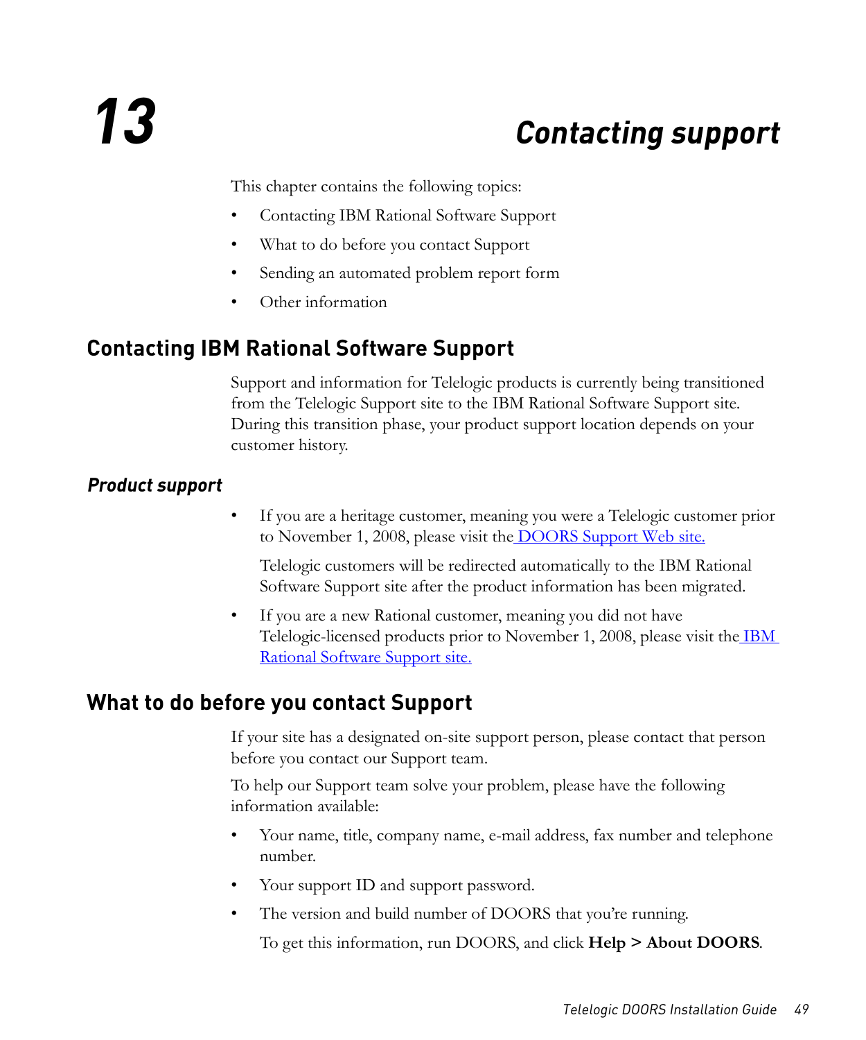# 13 Contacting support

This chapter contains the following topics:

- Contacting IBM Rational Software Support
- What to do before you contact Support
- Sending an automated problem report form
- Other information

## Contacting IBM Rational Software Support

Support and information for Telelogic products is currently being transitioned from the Telelogic Support site to the IBM Rational Software Support site. During this transition phase, your product support location depends on your customer history.

### *Product support*

- If you are a heritage customer, meaning you were a Telelogic customer prior to November 1, 2008, please visit the DOORS Support Web site.

  Telelogic customers will be redirected automatically to the IBM Rational Software Support site after the product information has been migrated.

- If you are a new Rational customer, meaning you did not have Telelogic-licensed products prior to November 1, 2008, please visit the IBM Rational Software Support site.

## What to do before you contact Support

If your site has a designated on-site support person, please contact that person before you contact our Support team.

To help our Support team solve your problem, please have the following information available:

- Your name, title, company name, e-mail address, fax number and telephone number.
- Your support ID and support password.
- The version and build number of DOORS that you're running.

  To get this information, run DOORS, and click **Help > About DOORS**.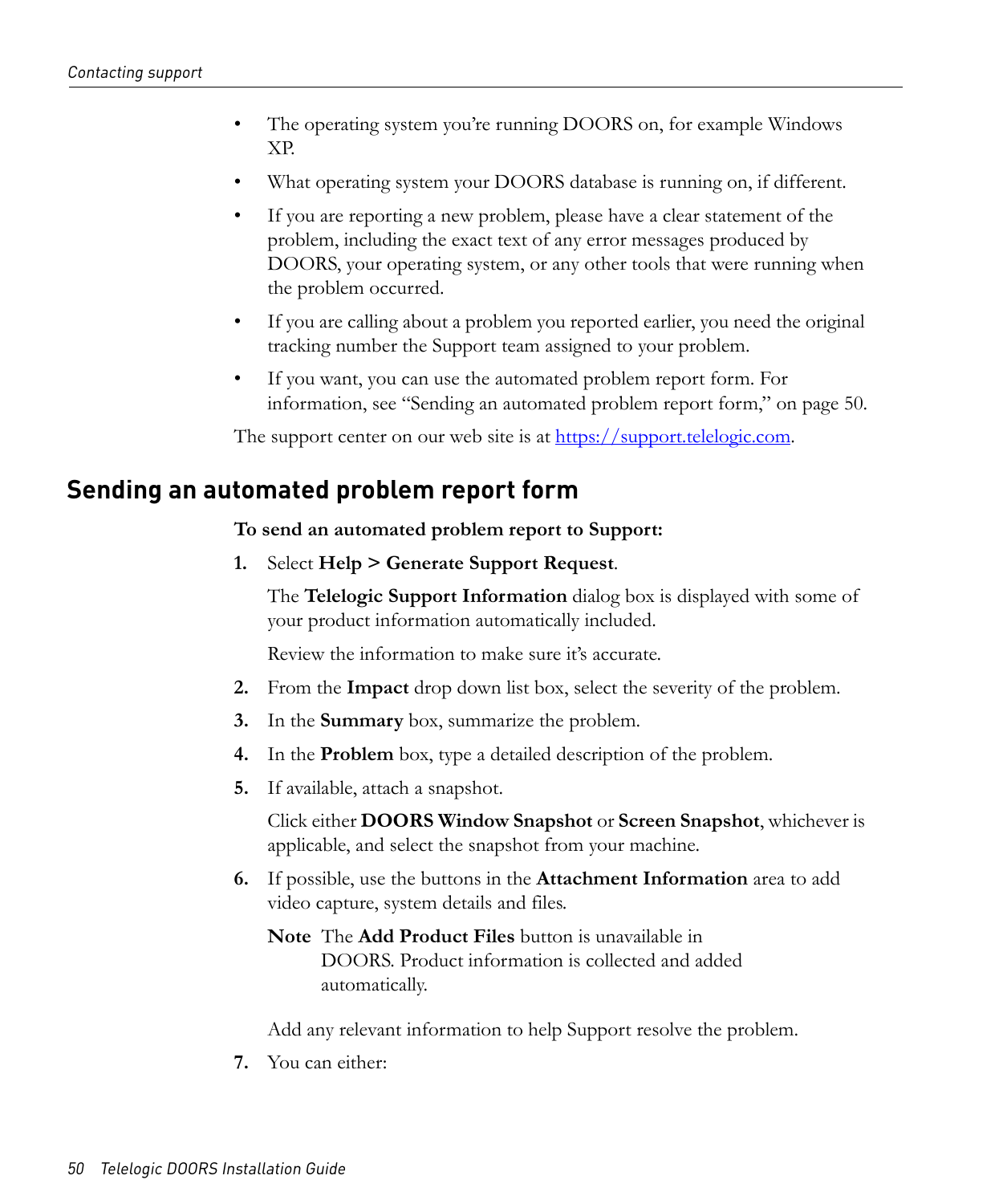- The operating system you're running DOORS on, for example Windows XP.
- What operating system your DOORS database is running on, if different.
- If you are reporting a new problem, please have a clear statement of the problem, including the exact text of any error messages produced by DOORS, your operating system, or any other tools that were running when the problem occurred.
- If you are calling about a problem you reported earlier, you need the original tracking number the Support team assigned to your problem.
- If you want, you can use the automated problem report form. For information, see "Sending an automated problem report form," on page 50.

The support center on our web site is at https://support.telelogic.com.

## Sending an automated problem report form

**To send an automated problem report to Support:**

1. Select **Help > Generate Support Request**.

   The **Telelogic Support Information** dialog box is displayed with some of your product information automatically included.

   Review the information to make sure it's accurate.

2. From the **Impact** drop down list box, select the severity of the problem.
3. In the **Summary** box, summarize the problem.
4. In the **Problem** box, type a detailed description of the problem.
5. If available, attach a snapshot.

   Click either **DOORS Window Snapshot** or **Screen Snapshot**, whichever is applicable, and select the snapshot from your machine.

6. If possible, use the buttons in the **Attachment Information** area to add video capture, system details and files.

   **Note** The **Add Product Files** button is unavailable in DOORS. Product information is collected and added automatically.

   Add any relevant information to help Support resolve the problem.

7. You can either: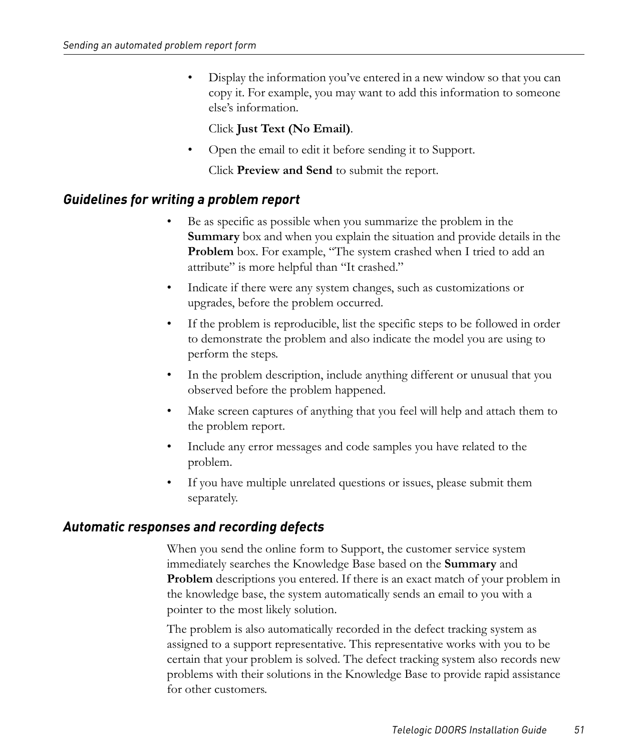- Display the information you've entered in a new window so that you can copy it. For example, you may want to add this information to someone else's information.

  Click **Just Text (No Email)**.

- Open the email to edit it before sending it to Support.

  Click **Preview and Send** to submit the report.

### *Guidelines for writing a problem report*

- Be as specific as possible when you summarize the problem in the **Summary** box and when you explain the situation and provide details in the **Problem** box. For example, "The system crashed when I tried to add an attribute" is more helpful than "It crashed."
- Indicate if there were any system changes, such as customizations or upgrades, before the problem occurred.
- If the problem is reproducible, list the specific steps to be followed in order to demonstrate the problem and also indicate the model you are using to perform the steps.
- In the problem description, include anything different or unusual that you observed before the problem happened.
- Make screen captures of anything that you feel will help and attach them to the problem report.
- Include any error messages and code samples you have related to the problem.
- If you have multiple unrelated questions or issues, please submit them separately.

### *Automatic responses and recording defects*

When you send the online form to Support, the customer service system immediately searches the Knowledge Base based on the **Summary** and **Problem** descriptions you entered. If there is an exact match of your problem in the knowledge base, the system automatically sends an email to you with a pointer to the most likely solution.

The problem is also automatically recorded in the defect tracking system as assigned to a support representative. This representative works with you to be certain that your problem is solved. The defect tracking system also records new problems with their solutions in the Knowledge Base to provide rapid assistance for other customers.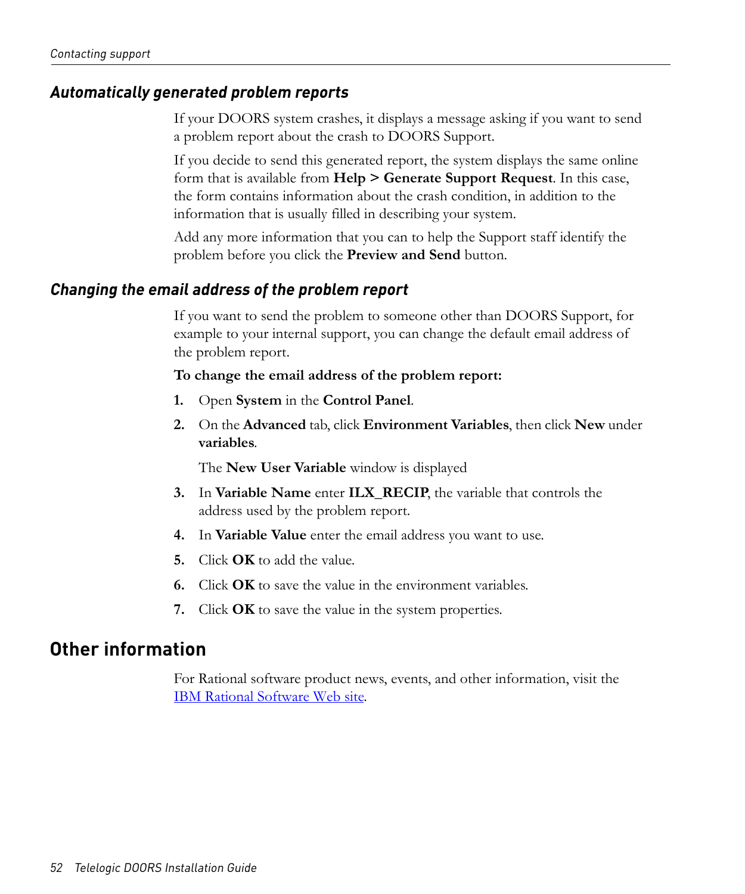### *Automatically generated problem reports*

If your DOORS system crashes, it displays a message asking if you want to send a problem report about the crash to DOORS Support.

If you decide to send this generated report, the system displays the same online form that is available from **Help > Generate Support Request**. In this case, the form contains information about the crash condition, in addition to the information that is usually filled in describing your system.

Add any more information that you can to help the Support staff identify the problem before you click the **Preview and Send** button.

### *Changing the email address of the problem report*

If you want to send the problem to someone other than DOORS Support, for example to your internal support, you can change the default email address of the problem report.

**To change the email address of the problem report:**

1. Open **System** in the **Control Panel**.
2. On the **Advanced** tab, click **Environment Variables**, then click **New** under **variables**.

   The **New User Variable** window is displayed
3. In **Variable Name** enter **ILX_RECIP**, the variable that controls the address used by the problem report.
4. In **Variable Value** enter the email address you want to use.
5. Click **OK** to add the value.
6. Click **OK** to save the value in the environment variables.
7. Click **OK** to save the value in the system properties.

## Other information

For Rational software product news, events, and other information, visit the IBM Rational Software Web site.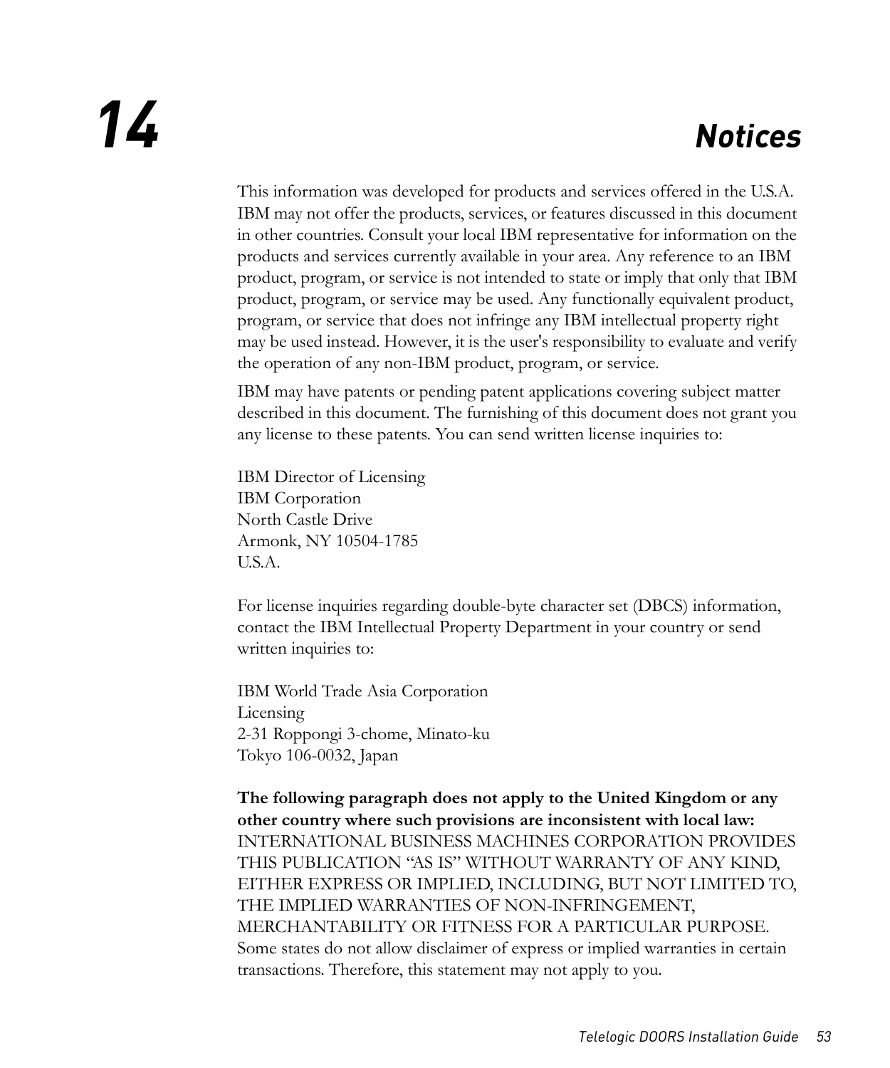# 14 Notices

This information was developed for products and services offered in the U.S.A. IBM may not offer the products, services, or features discussed in this document in other countries. Consult your local IBM representative for information on the products and services currently available in your area. Any reference to an IBM product, program, or service is not intended to state or imply that only that IBM product, program, or service may be used. Any functionally equivalent product, program, or service that does not infringe any IBM intellectual property right may be used instead. However, it is the user's responsibility to evaluate and verify the operation of any non-IBM product, program, or service.

IBM may have patents or pending patent applications covering subject matter described in this document. The furnishing of this document does not grant you any license to these patents. You can send written license inquiries to:

IBM Director of Licensing
IBM Corporation
North Castle Drive
Armonk, NY 10504-1785
U.S.A.

For license inquiries regarding double-byte character set (DBCS) information, contact the IBM Intellectual Property Department in your country or send written inquiries to:

IBM World Trade Asia Corporation
Licensing
2-31 Roppongi 3-chome, Minato-ku
Tokyo 106-0032, Japan

**The following paragraph does not apply to the United Kingdom or any other country where such provisions are inconsistent with local law:** INTERNATIONAL BUSINESS MACHINES CORPORATION PROVIDES THIS PUBLICATION "AS IS" WITHOUT WARRANTY OF ANY KIND, EITHER EXPRESS OR IMPLIED, INCLUDING, BUT NOT LIMITED TO, THE IMPLIED WARRANTIES OF NON-INFRINGEMENT, MERCHANTABILITY OR FITNESS FOR A PARTICULAR PURPOSE. Some states do not allow disclaimer of express or implied warranties in certain transactions. Therefore, this statement may not apply to you.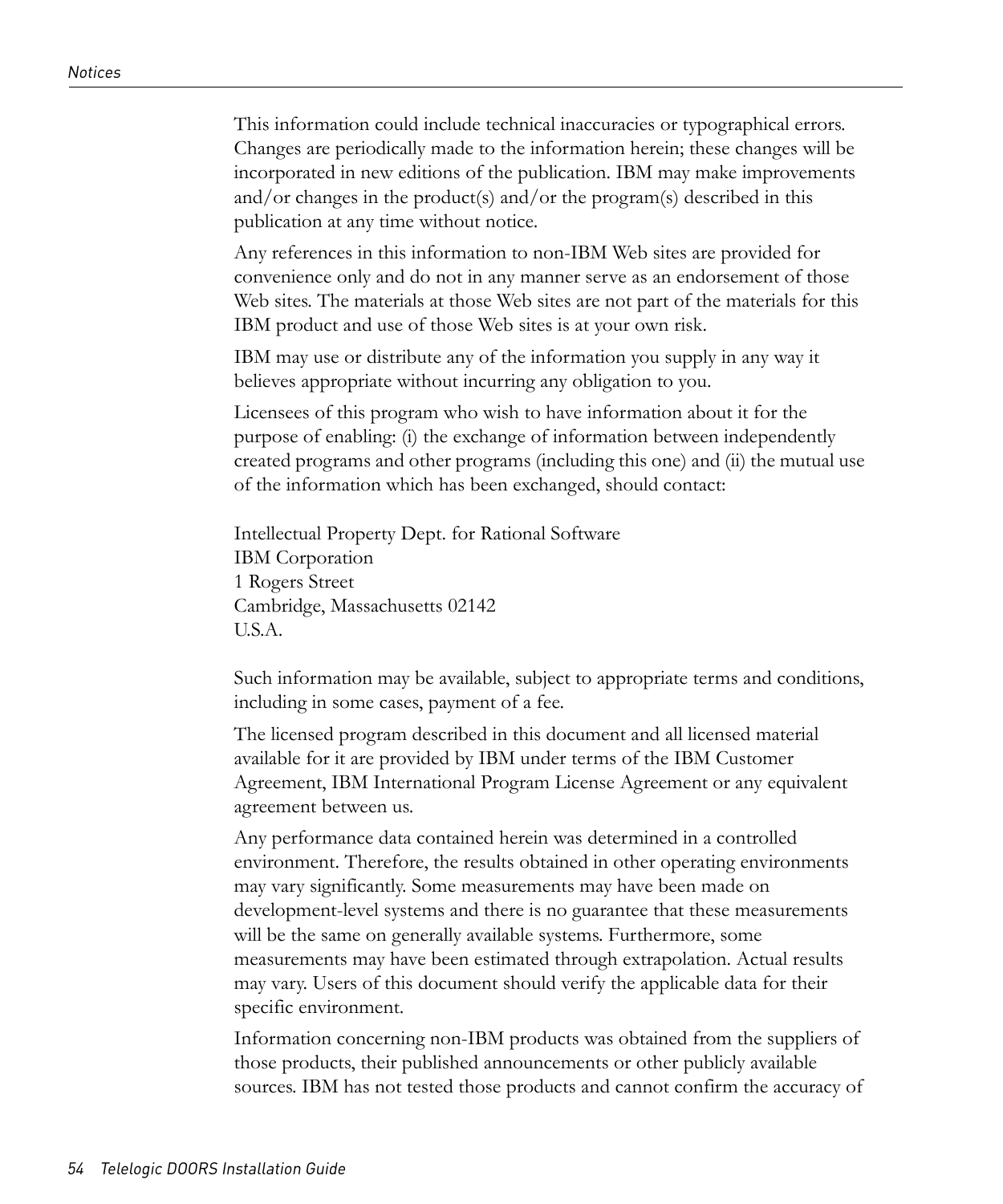This information could include technical inaccuracies or typographical errors. Changes are periodically made to the information herein; these changes will be incorporated in new editions of the publication. IBM may make improvements and/or changes in the product(s) and/or the program(s) described in this publication at any time without notice.

Any references in this information to non-IBM Web sites are provided for convenience only and do not in any manner serve as an endorsement of those Web sites. The materials at those Web sites are not part of the materials for this IBM product and use of those Web sites is at your own risk.

IBM may use or distribute any of the information you supply in any way it believes appropriate without incurring any obligation to you.

Licensees of this program who wish to have information about it for the purpose of enabling: (i) the exchange of information between independently created programs and other programs (including this one) and (ii) the mutual use of the information which has been exchanged, should contact:

Intellectual Property Dept. for Rational Software
IBM Corporation
1 Rogers Street
Cambridge, Massachusetts 02142
U.S.A.

Such information may be available, subject to appropriate terms and conditions, including in some cases, payment of a fee.

The licensed program described in this document and all licensed material available for it are provided by IBM under terms of the IBM Customer Agreement, IBM International Program License Agreement or any equivalent agreement between us.

Any performance data contained herein was determined in a controlled environment. Therefore, the results obtained in other operating environments may vary significantly. Some measurements may have been made on development-level systems and there is no guarantee that these measurements will be the same on generally available systems. Furthermore, some measurements may have been estimated through extrapolation. Actual results may vary. Users of this document should verify the applicable data for their specific environment.

Information concerning non-IBM products was obtained from the suppliers of those products, their published announcements or other publicly available sources. IBM has not tested those products and cannot confirm the accuracy of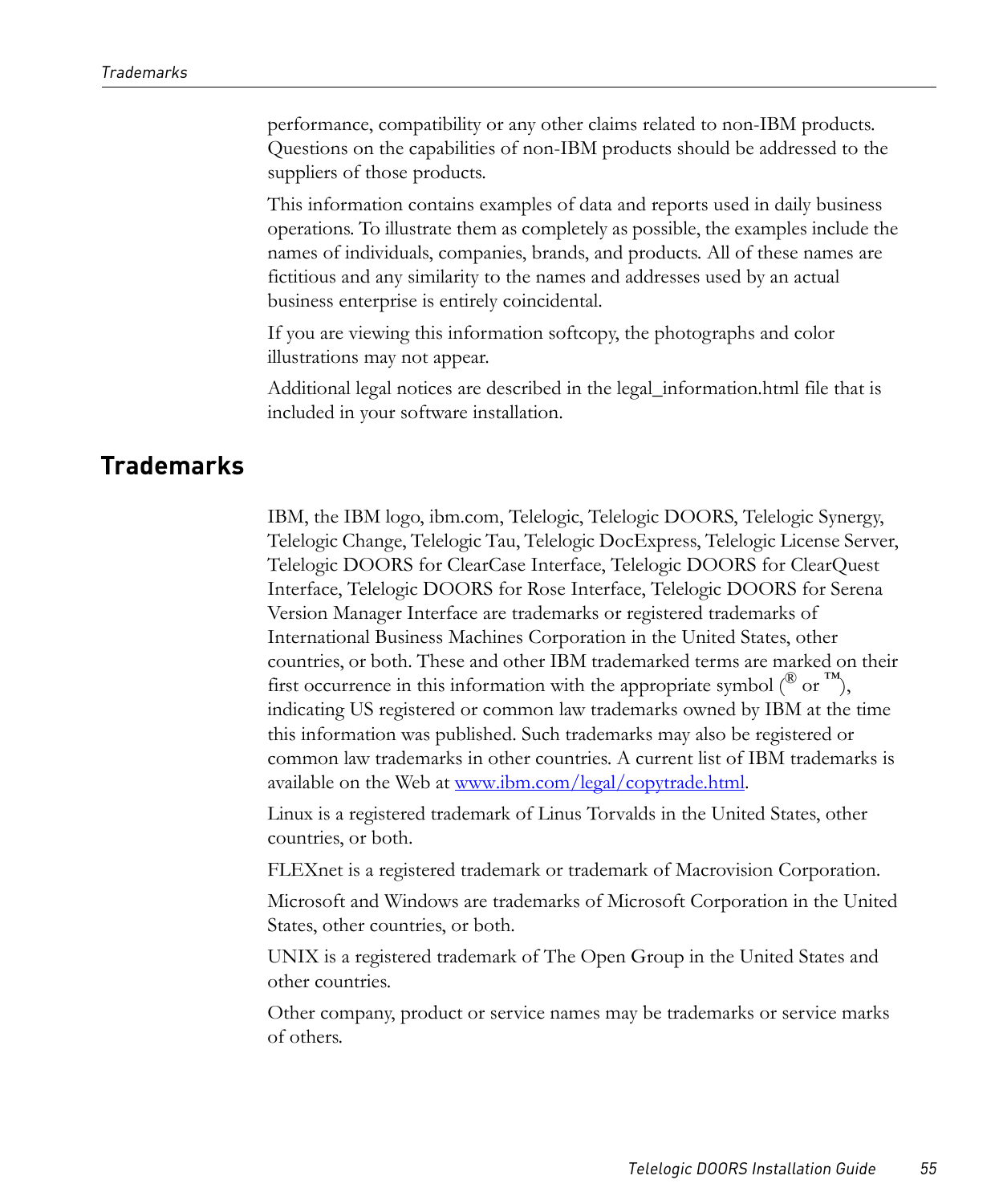performance, compatibility or any other claims related to non-IBM products. Questions on the capabilities of non-IBM products should be addressed to the suppliers of those products.

This information contains examples of data and reports used in daily business operations. To illustrate them as completely as possible, the examples include the names of individuals, companies, brands, and products. All of these names are fictitious and any similarity to the names and addresses used by an actual business enterprise is entirely coincidental.

If you are viewing this information softcopy, the photographs and color illustrations may not appear.

Additional legal notices are described in the legal_information.html file that is included in your software installation.

## Trademarks

IBM, the IBM logo, ibm.com, Telelogic, Telelogic DOORS, Telelogic Synergy, Telelogic Change, Telelogic Tau, Telelogic DocExpress, Telelogic License Server, Telelogic DOORS for ClearCase Interface, Telelogic DOORS for ClearQuest Interface, Telelogic DOORS for Rose Interface, Telelogic DOORS for Serena Version Manager Interface are trademarks or registered trademarks of International Business Machines Corporation in the United States, other countries, or both. These and other IBM trademarked terms are marked on their first occurrence in this information with the appropriate symbol (® or ™), indicating US registered or common law trademarks owned by IBM at the time this information was published. Such trademarks may also be registered or common law trademarks in other countries. A current list of IBM trademarks is available on the Web at [www.ibm.com/legal/copytrade.html](www.ibm.com/legal/copytrade.html).

Linux is a registered trademark of Linus Torvalds in the United States, other countries, or both.

FLEXnet is a registered trademark or trademark of Macrovision Corporation.

Microsoft and Windows are trademarks of Microsoft Corporation in the United States, other countries, or both.

UNIX is a registered trademark of The Open Group in the United States and other countries.

Other company, product or service names may be trademarks or service marks of others.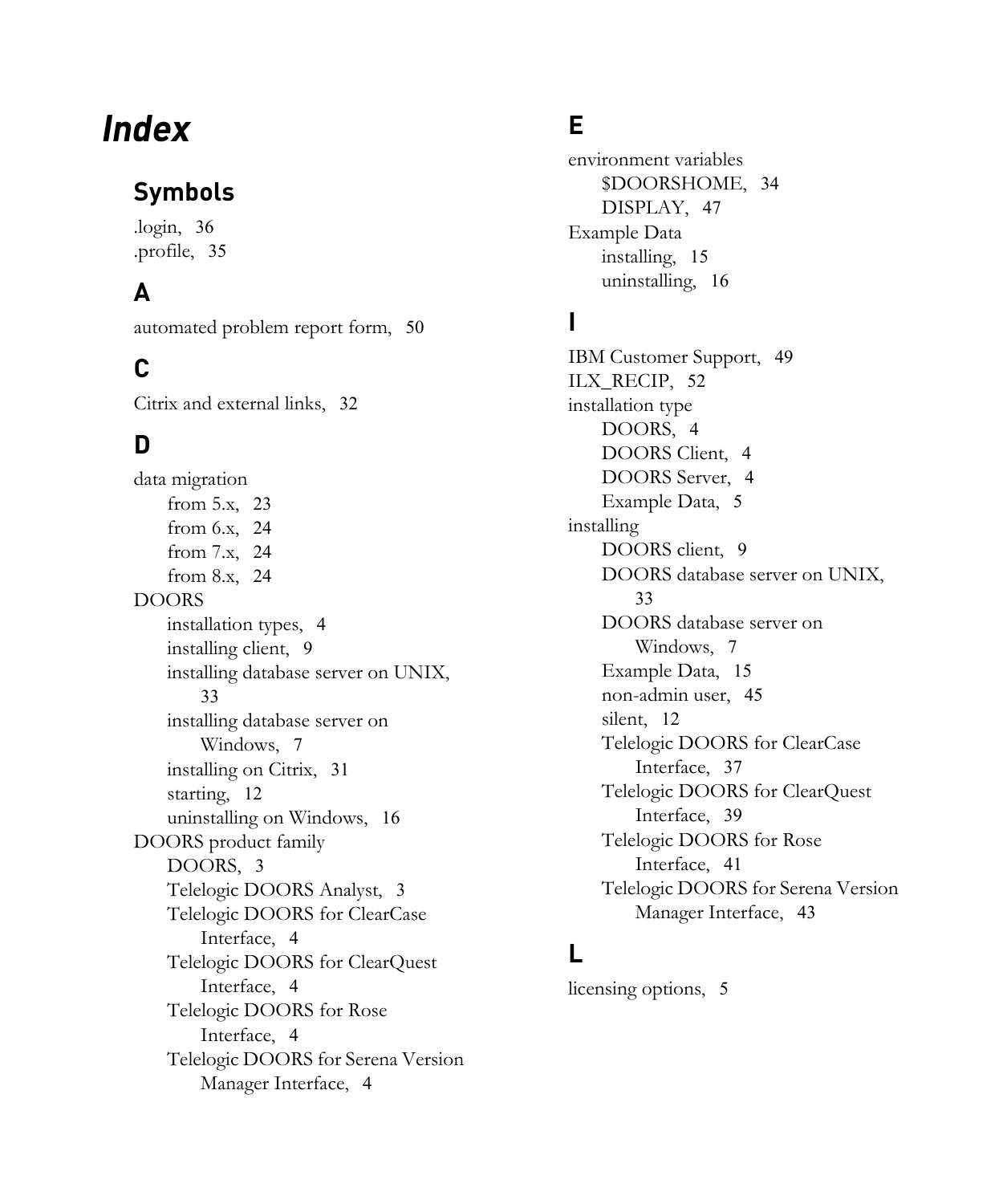# Index

## Symbols

.login, 36
.profile, 35

## A

automated problem report form, 50

## C

Citrix and external links, 32

## D

data migration
- from 5.x, 23
- from 6.x, 24
- from 7.x, 24
- from 8.x, 24

DOORS
- installation types, 4
- installing client, 9
- installing database server on UNIX, 33
- installing database server on Windows, 7
- installing on Citrix, 31
- starting, 12
- uninstalling on Windows, 16

DOORS product family
- DOORS, 3
- Telelogic DOORS Analyst, 3
- Telelogic DOORS for ClearCase Interface, 4
- Telelogic DOORS for ClearQuest Interface, 4
- Telelogic DOORS for Rose Interface, 4
- Telelogic DOORS for Serena Version Manager Interface, 4

## E

environment variables
- $DOORSHOME, 34
- DISPLAY, 47

Example Data
- installing, 15
- uninstalling, 16

## I

IBM Customer Support, 49
ILX_RECIP, 52
installation type
- DOORS, 4
- DOORS Client, 4
- DOORS Server, 4
- Example Data, 5

installing
- DOORS client, 9
- DOORS database server on UNIX, 33
- DOORS database server on Windows, 7
- Example Data, 15
- non-admin user, 45
- silent, 12
- Telelogic DOORS for ClearCase Interface, 37
- Telelogic DOORS for ClearQuest Interface, 39
- Telelogic DOORS for Rose Interface, 41
- Telelogic DOORS for Serena Version Manager Interface, 43

## L

licensing options, 5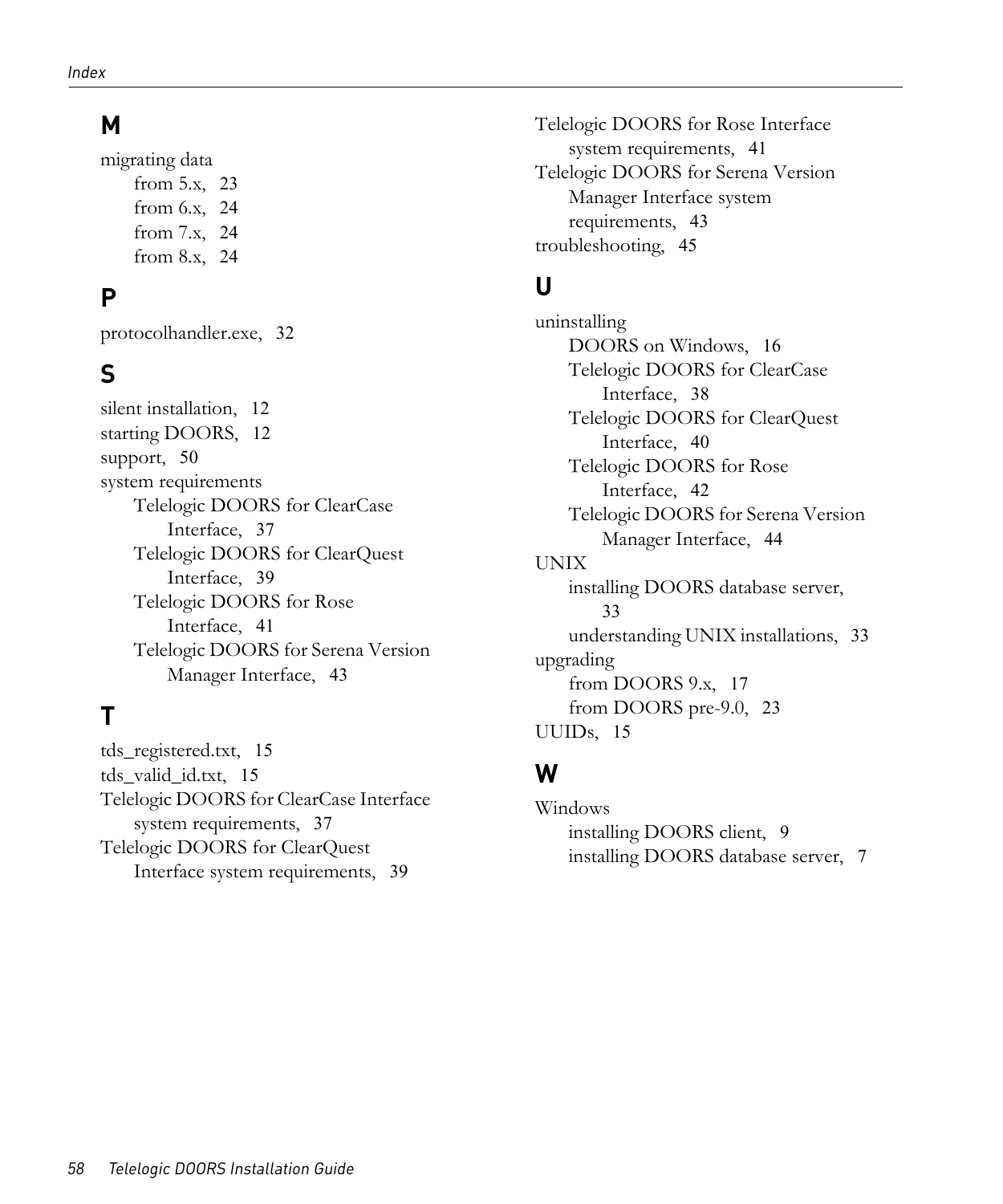## M

migrating data
- from 5.x, 23
- from 6.x, 24
- from 7.x, 24
- from 8.x, 24

## P

protocolhandler.exe, 32

## S

silent installation, 12
starting DOORS, 12
support, 50
system requirements
- Telelogic DOORS for ClearCase Interface, 37
- Telelogic DOORS for ClearQuest Interface, 39
- Telelogic DOORS for Rose Interface, 41
- Telelogic DOORS for Serena Version Manager Interface, 43

## T

tds_registered.txt, 15
tds_valid_id.txt, 15
Telelogic DOORS for ClearCase Interface system requirements, 37
Telelogic DOORS for ClearQuest Interface system requirements, 39
Telelogic DOORS for Rose Interface system requirements, 41
Telelogic DOORS for Serena Version Manager Interface system requirements, 43
troubleshooting, 45

## U

uninstalling
- DOORS on Windows, 16
- Telelogic DOORS for ClearCase Interface, 38
- Telelogic DOORS for ClearQuest Interface, 40
- Telelogic DOORS for Rose Interface, 42
- Telelogic DOORS for Serena Version Manager Interface, 44

UNIX
- installing DOORS database server, 33
- understanding UNIX installations, 33

upgrading
- from DOORS 9.x, 17
- from DOORS pre-9.0, 23

UUIDs, 15

## W

Windows
- installing DOORS client, 9
- installing DOORS database server, 7